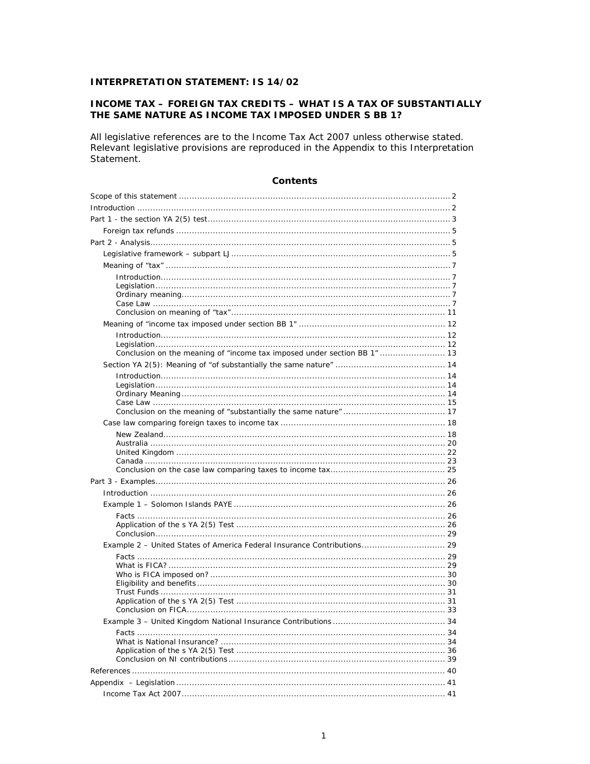# INTERPRETATION STATEMENT: IS 14/02

## INCOME TAX – FOREIGN TAX CREDITS – WHAT IS A TAX OF SUBSTANTIALLY THE SAME NATURE AS INCOME TAX IMPOSED UNDER S BB 1?

All legislative references are to the Income Tax Act 2007 unless otherwise stated. Relevant legislative provisions are reproduced in the Appendix to this Interpretation Statement.

### Contents

- Scope of this statement ........ 2
- Introduction ........ 2
- Part 1 - the section YA 2(5) test ........ 3
  - Foreign tax refunds ........ 5
- Part 2 - Analysis ........ 5
  - Legislative framework – subpart LJ ........ 5
  - Meaning of "tax" ........ 7
    - Introduction ........ 7
    - Legislation ........ 7
    - Ordinary meaning ........ 7
    - Case Law ........ 7
    - Conclusion on meaning of "tax" ........ 11
  - Meaning of "income tax imposed under section BB 1" ........ 12
    - Introduction ........ 12
    - Legislation ........ 12
    - Conclusion on the meaning of "income tax imposed under section BB 1" ........ 13
  - Section YA 2(5): Meaning of "of substantially the same nature" ........ 14
    - Introduction ........ 14
    - Legislation ........ 14
    - Ordinary Meaning ........ 14
    - Case Law ........ 15
    - Conclusion on the meaning of "substantially the same nature" ........ 17
  - Case law comparing foreign taxes to income tax ........ 18
    - New Zealand ........ 18
    - Australia ........ 20
    - United Kingdom ........ 22
    - Canada ........ 23
    - Conclusion on the case law comparing taxes to income tax ........ 25
- Part 3 - Examples ........ 26
  - Introduction ........ 26
  - Example 1 – Solomon Islands PAYE ........ 26
    - Facts ........ 26
    - Application of the s YA 2(5) Test ........ 26
    - Conclusion ........ 29
  - Example 2 – United States of America Federal Insurance Contributions ........ 29
    - Facts ........ 29
    - What is FICA? ........ 29
    - Who is FICA imposed on? ........ 30
    - Eligibility and benefits ........ 30
    - Trust Funds ........ 31
    - Application of the s YA 2(5) Test ........ 31
    - Conclusion on FICA ........ 33
  - Example 3 – United Kingdom National Insurance Contributions ........ 34
    - Facts ........ 34
    - What is National Insurance? ........ 34
    - Application of the s YA 2(5) Test ........ 36
    - Conclusion on NI contributions ........ 39
- References ........ 40
- Appendix – Legislation ........ 41
  - Income Tax Act 2007 ........ 41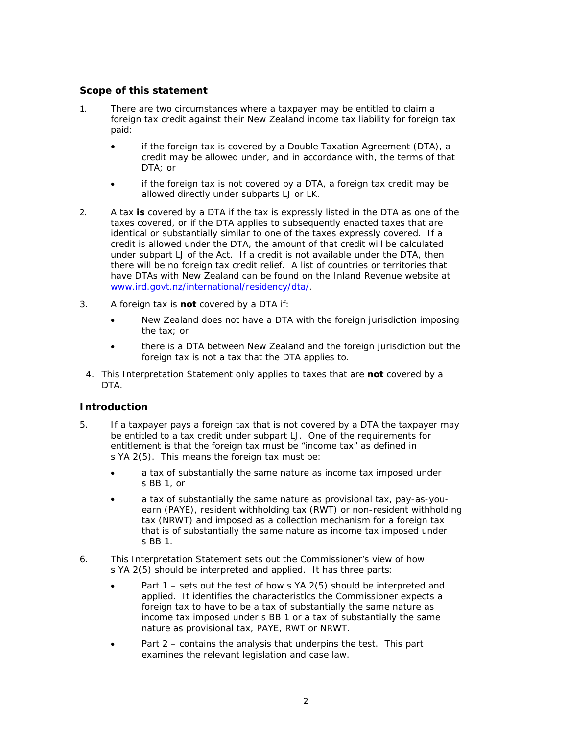## Scope of this statement

1. There are two circumstances where a taxpayer may be entitled to claim a foreign tax credit against their New Zealand income tax liability for foreign tax paid:

   - if the foreign tax is covered by a Double Taxation Agreement (DTA), a credit may be allowed under, and in accordance with, the terms of that DTA; or
   - if the foreign tax is not covered by a DTA, a foreign tax credit may be allowed directly under subparts LJ or LK.

2. A tax **is** covered by a DTA if the tax is expressly listed in the DTA as one of the taxes covered, or if the DTA applies to subsequently enacted taxes that are identical or substantially similar to one of the taxes expressly covered. If a credit is allowed under the DTA, the amount of that credit will be calculated under subpart LJ of the Act. If a credit is not available under the DTA, then there will be no foreign tax credit relief. A list of countries or territories that have DTAs with New Zealand can be found on the Inland Revenue website at [www.ird.govt.nz/international/residency/dta/](www.ird.govt.nz/international/residency/dta/).

3. A foreign tax is **not** covered by a DTA if:

   - New Zealand does not have a DTA with the foreign jurisdiction imposing the tax; or
   - there is a DTA between New Zealand and the foreign jurisdiction but the foreign tax is not a tax that the DTA applies to.

4. This Interpretation Statement only applies to taxes that are **not** covered by a DTA.

## Introduction

5. If a taxpayer pays a foreign tax that is not covered by a DTA the taxpayer may be entitled to a tax credit under subpart LJ. One of the requirements for entitlement is that the foreign tax must be "income tax" as defined in s YA 2(5). This means the foreign tax must be:

   - a tax of substantially the same nature as income tax imposed under s BB 1, or
   - a tax of substantially the same nature as provisional tax, pay-as-you-earn (PAYE), resident withholding tax (RWT) or non-resident withholding tax (NRWT) and imposed as a collection mechanism for a foreign tax that is of substantially the same nature as income tax imposed under s BB 1.

6. This Interpretation Statement sets out the Commissioner's view of how s YA 2(5) should be interpreted and applied. It has three parts:

   - Part 1 – sets out the test of how s YA 2(5) should be interpreted and applied. It identifies the characteristics the Commissioner expects a foreign tax to have to be a tax of substantially the same nature as income tax imposed under s BB 1 or a tax of substantially the same nature as provisional tax, PAYE, RWT or NRWT.
   - Part 2 – contains the analysis that underpins the test. This part examines the relevant legislation and case law.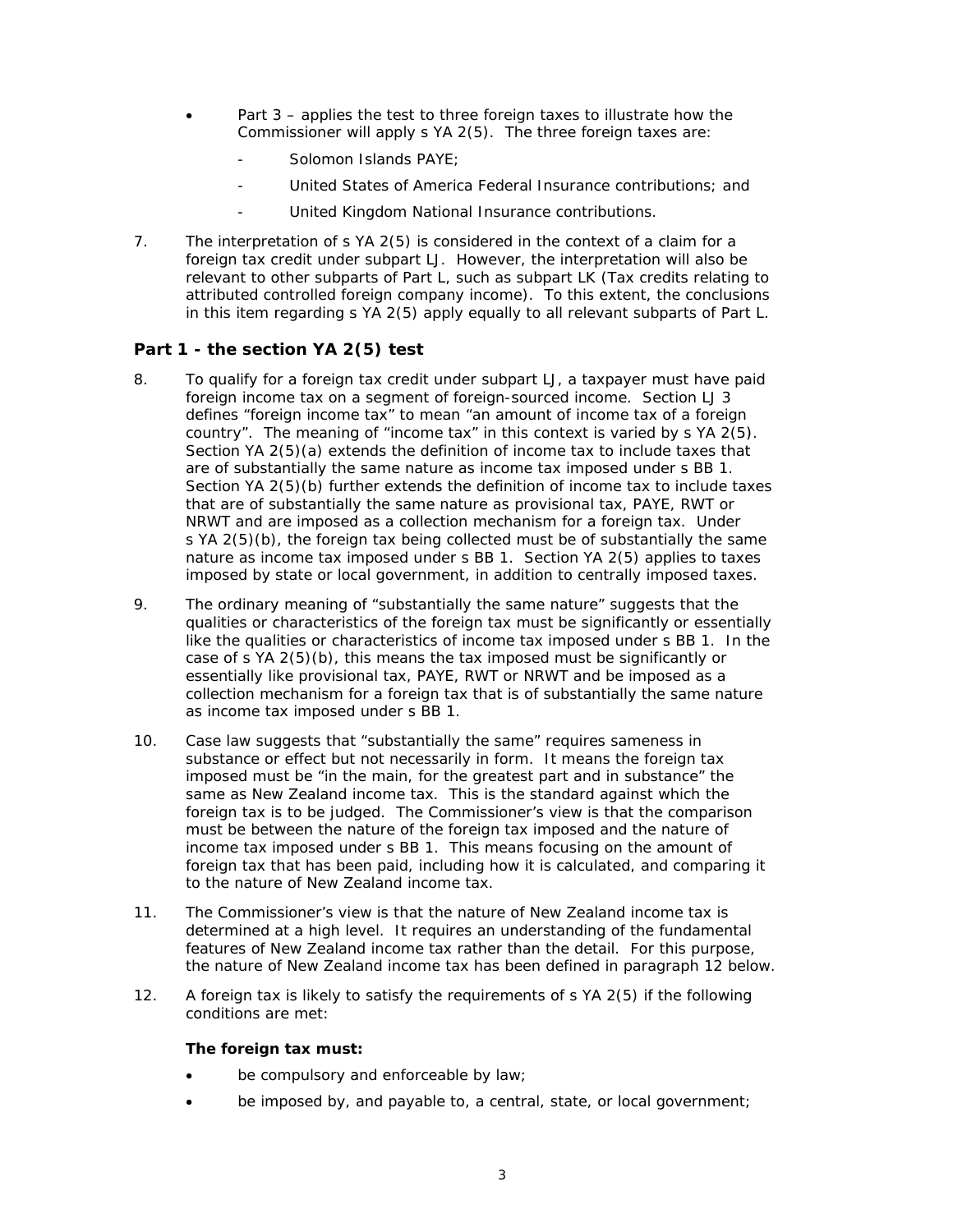- Part 3 – applies the test to three foreign taxes to illustrate how the Commissioner will apply s YA 2(5). The three foreign taxes are:
  - Solomon Islands PAYE;
  - United States of America Federal Insurance contributions; and
  - United Kingdom National Insurance contributions.

7. The interpretation of s YA 2(5) is considered in the context of a claim for a foreign tax credit under subpart LJ. However, the interpretation will also be relevant to other subparts of Part L, such as subpart LK (Tax credits relating to attributed controlled foreign company income). To this extent, the conclusions in this item regarding s YA 2(5) apply equally to all relevant subparts of Part L.

## Part 1 - the section YA 2(5) test

8. To qualify for a foreign tax credit under subpart LJ, a taxpayer must have paid foreign income tax on a segment of foreign-sourced income. Section LJ 3 defines "foreign income tax" to mean "an amount of income tax of a foreign country". The meaning of "income tax" in this context is varied by s YA 2(5). Section YA 2(5)(a) extends the definition of income tax to include taxes that are of substantially the same nature as income tax imposed under s BB 1. Section YA 2(5)(b) further extends the definition of income tax to include taxes that are of substantially the same nature as provisional tax, PAYE, RWT or NRWT and are imposed as a collection mechanism for a foreign tax. Under s YA 2(5)(b), the foreign tax being collected must be of substantially the same nature as income tax imposed under s BB 1. Section YA 2(5) applies to taxes imposed by state or local government, in addition to centrally imposed taxes.

9. The ordinary meaning of "substantially the same nature" suggests that the qualities or characteristics of the foreign tax must be significantly or essentially like the qualities or characteristics of income tax imposed under s BB 1. In the case of s YA 2(5)(b), this means the tax imposed must be significantly or essentially like provisional tax, PAYE, RWT or NRWT and be imposed as a collection mechanism for a foreign tax that is of substantially the same nature as income tax imposed under s BB 1.

10. Case law suggests that "substantially the same" requires sameness in substance or effect but not necessarily in form. It means the foreign tax imposed must be "in the main, for the greatest part and in substance" the same as New Zealand income tax. This is the standard against which the foreign tax is to be judged. The Commissioner's view is that the comparison must be between the nature of the foreign tax imposed and the nature of income tax imposed under s BB 1. This means focusing on the amount of foreign tax that has been paid, including how it is calculated, and comparing it to the nature of New Zealand income tax.

11. The Commissioner's view is that the nature of New Zealand income tax is determined at a high level. It requires an understanding of the fundamental features of New Zealand income tax rather than the detail. For this purpose, the nature of New Zealand income tax has been defined in paragraph 12 below.

12. A foreign tax is likely to satisfy the requirements of s YA 2(5) if the following conditions are met:

    **The foreign tax must:**

    - be compulsory and enforceable by law;
    - be imposed by, and payable to, a central, state, or local government;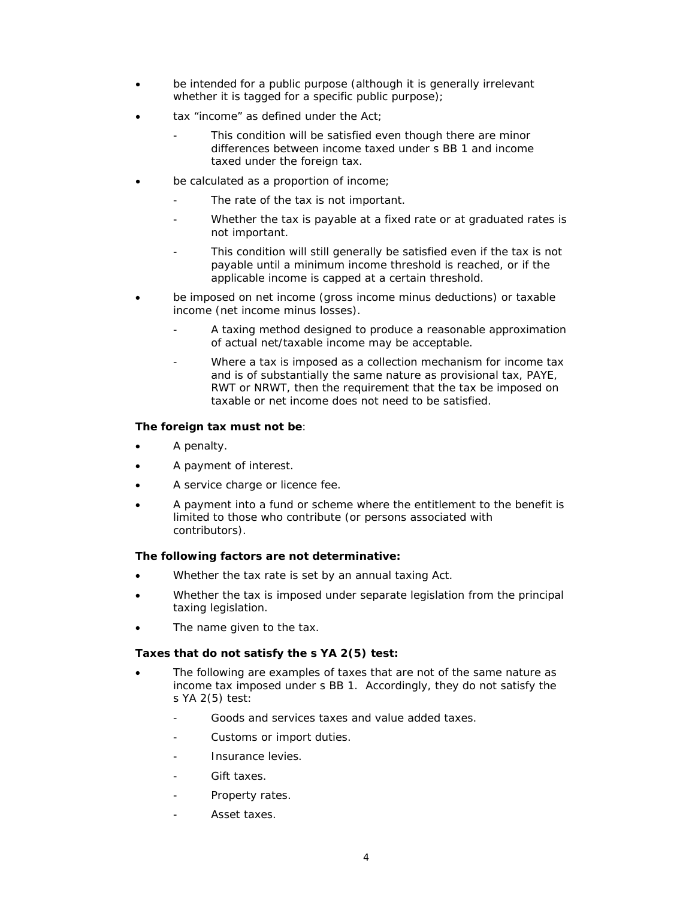- be intended for a public purpose (although it is generally irrelevant whether it is tagged for a specific public purpose);
- tax "income" as defined under the Act;
  - This condition will be satisfied even though there are minor differences between income taxed under s BB 1 and income taxed under the foreign tax.
- be calculated as a proportion of income;
  - The rate of the tax is not important.
  - Whether the tax is payable at a fixed rate or at graduated rates is not important.
  - This condition will still generally be satisfied even if the tax is not payable until a minimum income threshold is reached, or if the applicable income is capped at a certain threshold.
- be imposed on net income (gross income minus deductions) or taxable income (net income minus losses).
  - A taxing method designed to produce a reasonable approximation of actual net/taxable income may be acceptable.
  - Where a tax is imposed as a collection mechanism for income tax and is of substantially the same nature as provisional tax, PAYE, RWT or NRWT, then the requirement that the tax be imposed on taxable or net income does not need to be satisfied.

**The foreign tax must not be**:

- A penalty.
- A payment of interest.
- A service charge or licence fee.
- A payment into a fund or scheme where the entitlement to the benefit is limited to those who contribute (or persons associated with contributors).

**The following factors are not determinative:**

- Whether the tax rate is set by an annual taxing Act.
- Whether the tax is imposed under separate legislation from the principal taxing legislation.
- The name given to the tax.

**Taxes that do not satisfy the s YA 2(5) test:**

- The following are examples of taxes that are not of the same nature as income tax imposed under s BB 1. Accordingly, they do not satisfy the s YA 2(5) test:
  - Goods and services taxes and value added taxes.
  - Customs or import duties.
  - Insurance levies.
  - Gift taxes.
  - Property rates.
  - Asset taxes.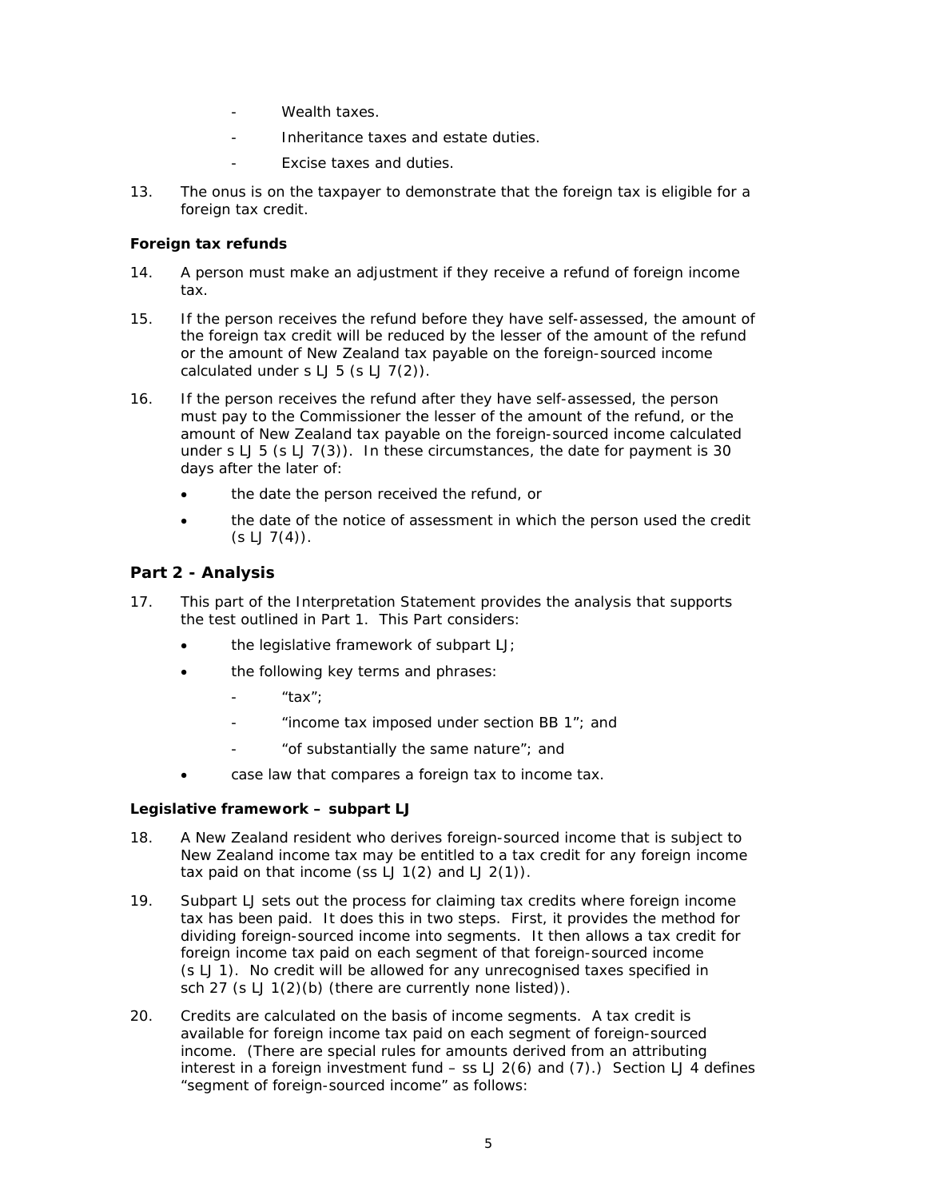- Wealth taxes.
- Inheritance taxes and estate duties.
- Excise taxes and duties.

13. The onus is on the taxpayer to demonstrate that the foreign tax is eligible for a foreign tax credit.

**Foreign tax refunds**

14. A person must make an adjustment if they receive a refund of foreign income tax.

15. If the person receives the refund before they have self-assessed, the amount of the foreign tax credit will be reduced by the lesser of the amount of the refund or the amount of New Zealand tax payable on the foreign-sourced income calculated under s LJ 5 (s LJ 7(2)).

16. If the person receives the refund after they have self-assessed, the person must pay to the Commissioner the lesser of the amount of the refund, or the amount of New Zealand tax payable on the foreign-sourced income calculated under s LJ 5 (s LJ 7(3)). In these circumstances, the date for payment is 30 days after the later of:

    - the date the person received the refund, or
    - the date of the notice of assessment in which the person used the credit (s LJ 7(4)).

## Part 2 - Analysis

17. This part of the Interpretation Statement provides the analysis that supports the test outlined in Part 1. This Part considers:

    - the legislative framework of subpart LJ;
    - the following key terms and phrases:
        - "tax";
        - "income tax imposed under section BB 1"; and
        - "of substantially the same nature"; and
    - case law that compares a foreign tax to income tax.

**Legislative framework – subpart LJ**

18. A New Zealand resident who derives foreign-sourced income that is subject to New Zealand income tax may be entitled to a tax credit for any foreign income tax paid on that income (ss LJ 1(2) and LJ 2(1)).

19. Subpart LJ sets out the process for claiming tax credits where foreign income tax has been paid. It does this in two steps. First, it provides the method for dividing foreign-sourced income into segments. It then allows a tax credit for foreign income tax paid on each segment of that foreign-sourced income (s LJ 1). No credit will be allowed for any unrecognised taxes specified in sch 27 (s LJ 1(2)(b) (there are currently none listed)).

20. Credits are calculated on the basis of income segments. A tax credit is available for foreign income tax paid on each segment of foreign-sourced income. (There are special rules for amounts derived from an attributing interest in a foreign investment fund – ss LJ 2(6) and (7).) Section LJ 4 defines "segment of foreign-sourced income" as follows: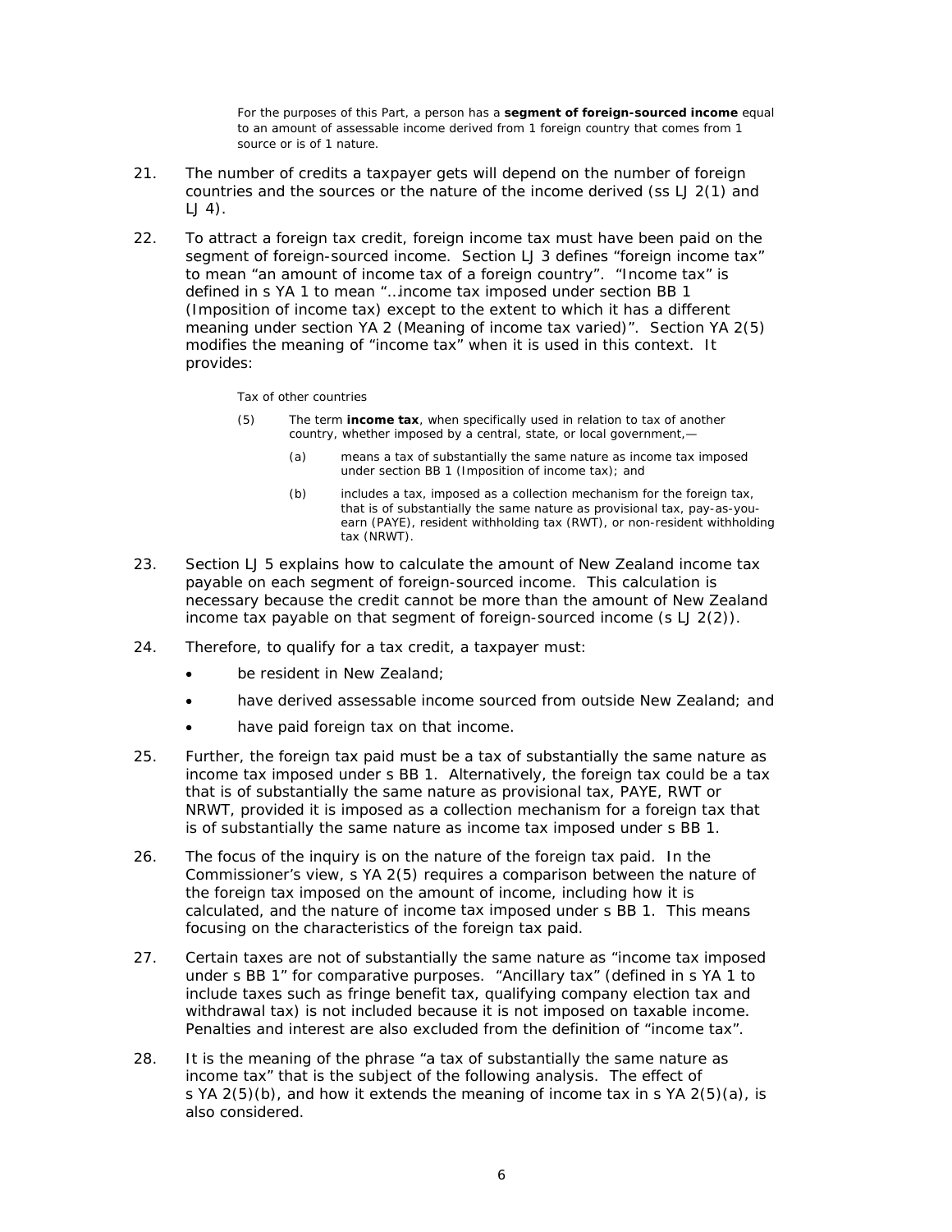> For the purposes of this Part, a person has a **segment of foreign-sourced income** equal to an amount of assessable income derived from 1 foreign country that comes from 1 source or is of 1 nature.

21. The number of credits a taxpayer gets will depend on the number of foreign countries and the sources or the nature of the income derived (ss LJ 2(1) and LJ 4).

22. To attract a foreign tax credit, foreign income tax must have been paid on the segment of foreign-sourced income. Section LJ 3 defines "foreign income tax" to mean "an amount of income tax of a foreign country". "Income tax" is defined in s YA 1 to mean "…income tax imposed under section BB 1 (Imposition of income tax) except to the extent to which it has a different meaning under section YA 2 (Meaning of income tax varied)". Section YA 2(5) modifies the meaning of "income tax" when it is used in this context. It provides:

> *Tax of other countries*
>
> (5) The term **income tax**, when specifically used in relation to tax of another country, whether imposed by a central, state, or local government,—
>
> (a) means a tax of substantially the same nature as income tax imposed under section BB 1 (Imposition of income tax); and
>
> (b) includes a tax, imposed as a collection mechanism for the foreign tax, that is of substantially the same nature as provisional tax, pay-as-you-earn (PAYE), resident withholding tax (RWT), or non-resident withholding tax (NRWT).

23. Section LJ 5 explains how to calculate the amount of New Zealand income tax payable on each segment of foreign-sourced income. This calculation is necessary because the credit cannot be more than the amount of New Zealand income tax payable on that segment of foreign-sourced income (s LJ 2(2)).

24. Therefore, to qualify for a tax credit, a taxpayer must:
    - be resident in New Zealand;
    - have derived assessable income sourced from outside New Zealand; and
    - have paid foreign tax on that income.

25. Further, the foreign tax paid must be a tax of substantially the same nature as income tax imposed under s BB 1. Alternatively, the foreign tax could be a tax that is of substantially the same nature as provisional tax, PAYE, RWT or NRWT, provided it is imposed as a collection mechanism for a foreign tax that is of substantially the same nature as income tax imposed under s BB 1.

26. The focus of the inquiry is on the nature of the foreign tax paid. In the Commissioner's view, s YA 2(5) requires a comparison between the nature of the foreign tax imposed on the amount of income, including how it is calculated, and the nature of income tax imposed under s BB 1. This means focusing on the characteristics of the foreign tax paid.

27. Certain taxes are not of substantially the same nature as "income tax imposed under s BB 1" for comparative purposes. "Ancillary tax" (defined in s YA 1 to include taxes such as fringe benefit tax, qualifying company election tax and withdrawal tax) is not included because it is not imposed on taxable income. Penalties and interest are also excluded from the definition of "income tax".

28. It is the meaning of the phrase "a tax of substantially the same nature as income tax" that is the subject of the following analysis. The effect of s YA 2(5)(b), and how it extends the meaning of income tax in s YA 2(5)(a), is also considered.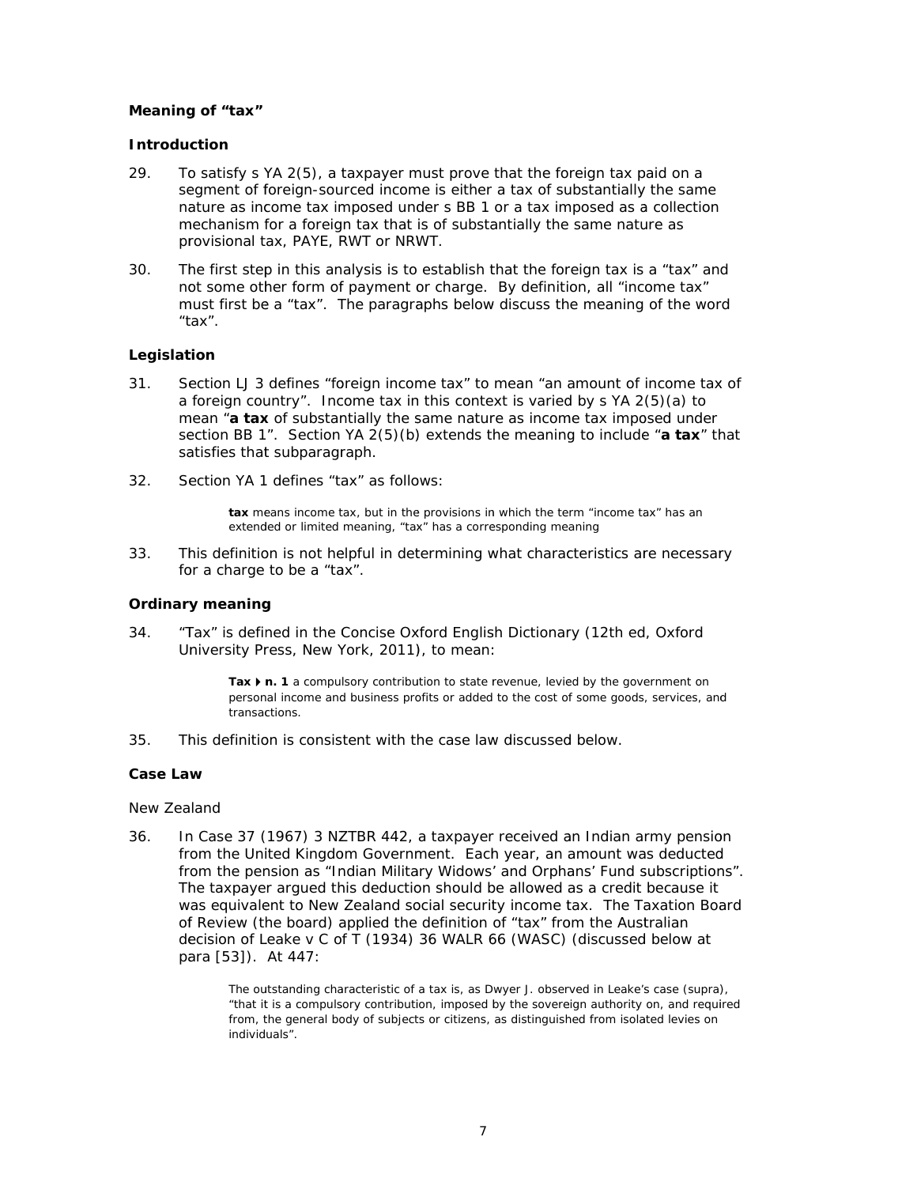**Meaning of "tax"**

**Introduction**

29. To satisfy s YA 2(5), a taxpayer must prove that the foreign tax paid on a segment of foreign-sourced income is either a tax of substantially the same nature as income tax imposed under s BB 1 or a tax imposed as a collection mechanism for a foreign tax that is of substantially the same nature as provisional tax, PAYE, RWT or NRWT.

30. The first step in this analysis is to establish that the foreign tax is a "tax" and not some other form of payment or charge. By definition, all "income tax" must first be a "tax". The paragraphs below discuss the meaning of the word "tax".

**Legislation**

31. Section LJ 3 defines "foreign income tax" to mean "an amount of income tax of a foreign country". Income tax in this context is varied by s YA 2(5)(a) to mean "**a tax** of substantially the same nature as income tax imposed under section BB 1". Section YA 2(5)(b) extends the meaning to include "**a tax**" that satisfies that subparagraph.

32. Section YA 1 defines "tax" as follows:

> **tax** means income tax, but in the provisions in which the term "income tax" has an extended or limited meaning, "tax" has a corresponding meaning

33. This definition is not helpful in determining what characteristics are necessary for a charge to be a "tax".

**Ordinary meaning**

34. "Tax" is defined in the Concise Oxford English Dictionary (12th ed, Oxford University Press, New York, 2011), to mean:

> **Tax ▸ n. 1** a compulsory contribution to state revenue, levied by the government on personal income and business profits or added to the cost of some goods, services, and transactions.

35. This definition is consistent with the case law discussed below.

**Case Law**

New Zealand

36. In Case 37 (1967) 3 NZTBR 442, a taxpayer received an Indian army pension from the United Kingdom Government. Each year, an amount was deducted from the pension as "Indian Military Widows' and Orphans' Fund subscriptions". The taxpayer argued this deduction should be allowed as a credit because it was equivalent to New Zealand social security income tax. The Taxation Board of Review (the board) applied the definition of "tax" from the Australian decision of Leake v C of T (1934) 36 WALR 66 (WASC) (discussed below at para [53]). At 447:

> The outstanding characteristic of a tax is, as Dwyer J. observed in Leake's case (supra), "that it is a compulsory contribution, imposed by the sovereign authority on, and required from, the general body of subjects or citizens, as distinguished from isolated levies on individuals".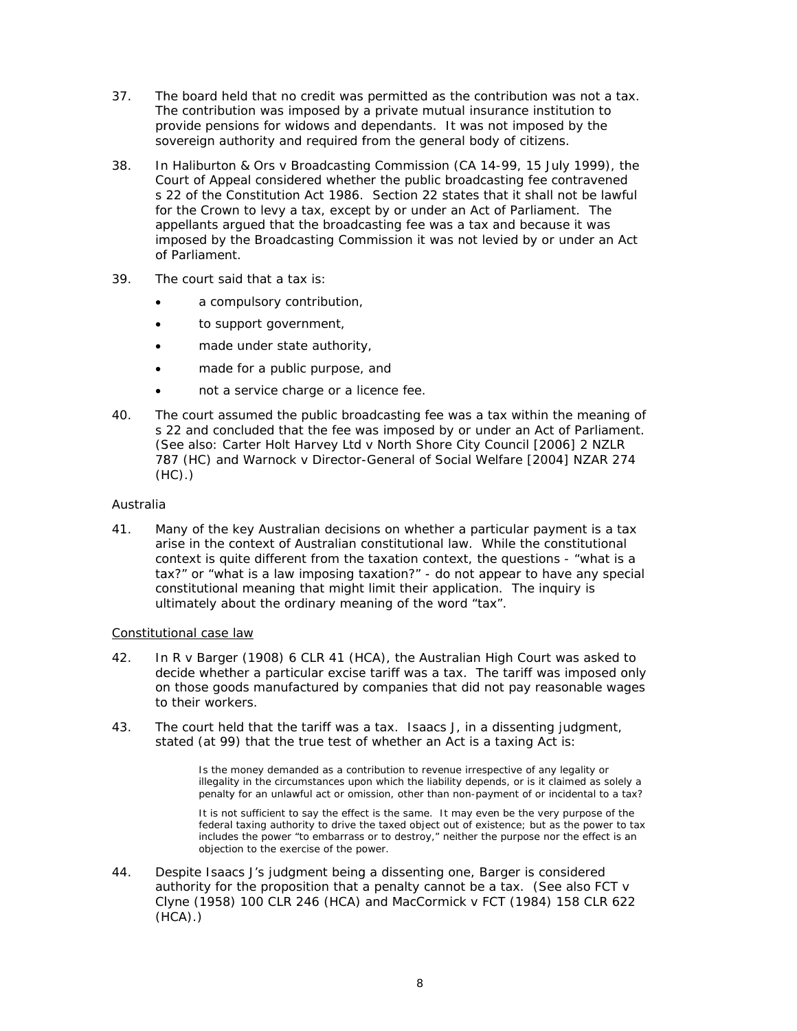37. The board held that no credit was permitted as the contribution was not a tax. The contribution was imposed by a private mutual insurance institution to provide pensions for widows and dependants. It was not imposed by the sovereign authority and required from the general body of citizens.

38. In *Haliburton & Ors v Broadcasting Commission* (CA 14-99, 15 July 1999), the Court of Appeal considered whether the public broadcasting fee contravened s 22 of the Constitution Act 1986. Section 22 states that it shall not be lawful for the Crown to levy a tax, except by or under an Act of Parliament. The appellants argued that the broadcasting fee was a tax and because it was imposed by the Broadcasting Commission it was not levied by or under an Act of Parliament.

39. The court said that a tax is:

   - a compulsory contribution,
   - to support government,
   - made under state authority,
   - made for a public purpose, and
   - not a service charge or a licence fee.

40. The court assumed the public broadcasting fee was a tax within the meaning of s 22 and concluded that the fee was imposed by or under an Act of Parliament. (See also: *Carter Holt Harvey Ltd v North Shore City Council* [2006] 2 NZLR 787 (HC) and *Warnock v Director-General of Social Welfare* [2004] NZAR 274 (HC).)

### Australia

41. Many of the key Australian decisions on whether a particular payment is a tax arise in the context of Australian constitutional law. While the constitutional context is quite different from the taxation context, the questions - "what is a tax?" or "what is a law imposing taxation?" - do not appear to have any special constitutional meaning that might limit their application. The inquiry is ultimately about the ordinary meaning of the word "tax".

#### Constitutional case law

42. In *R v Barger* (1908) 6 CLR 41 (HCA), the Australian High Court was asked to decide whether a particular excise tariff was a tax. The tariff was imposed only on those goods manufactured by companies that did not pay reasonable wages to their workers.

43. The court held that the tariff was a tax. Isaacs J, in a dissenting judgment, stated (at 99) that the true test of whether an Act is a taxing Act is:

   > Is the money demanded as a contribution to revenue irrespective of any legality or illegality in the circumstances upon which the liability depends, or is it claimed as solely a penalty for an unlawful act or omission, other than non-payment of or incidental to a tax?
   >
   > It is not sufficient to say the effect is the same. It may even be the very purpose of the federal taxing authority to drive the taxed object out of existence; but as the power to tax includes the power "to embarrass or to destroy," neither the purpose nor the effect is an objection to the exercise of the power.

44. Despite Isaacs J's judgment being a dissenting one, *Barger* is considered authority for the proposition that a penalty cannot be a tax. (See also *FCT v Clyne* (1958) 100 CLR 246 (HCA) and *MacCormick v FCT* (1984) 158 CLR 622 (HCA).)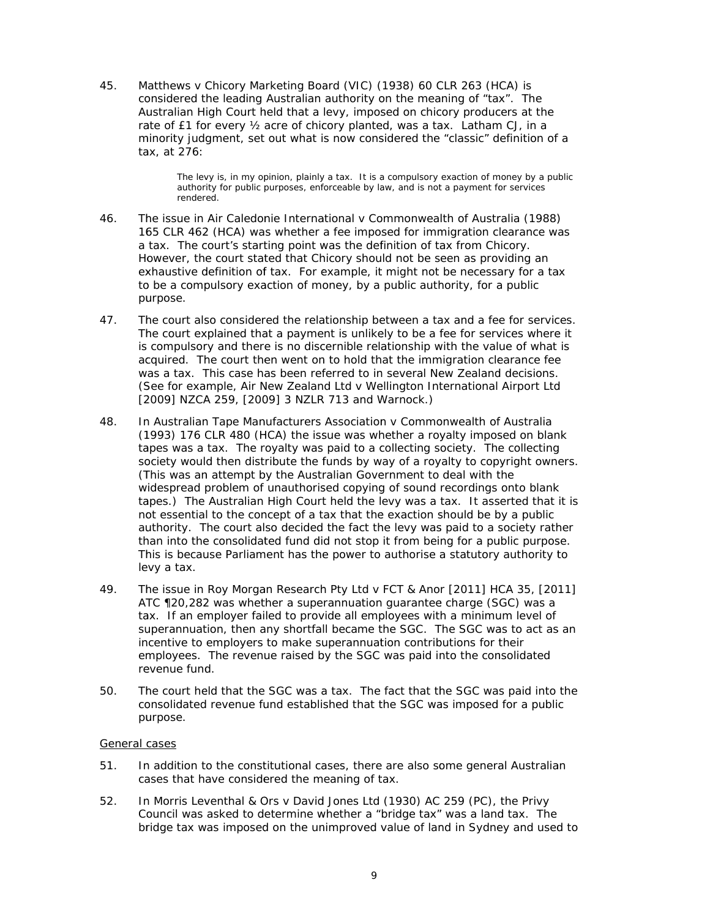45. Matthews v Chicory Marketing Board (VIC) (1938) 60 CLR 263 (HCA) is considered the leading Australian authority on the meaning of "tax". The Australian High Court held that a levy, imposed on chicory producers at the rate of £1 for every ½ acre of chicory planted, was a tax. Latham CJ, in a minority judgment, set out what is now considered the "classic" definition of a tax, at 276:

> The levy is, in my opinion, plainly a tax. It is a compulsory exaction of money by a public authority for public purposes, enforceable by law, and is not a payment for services rendered.

46. The issue in Air Caledonie International v Commonwealth of Australia (1988) 165 CLR 462 (HCA) was whether a fee imposed for immigration clearance was a tax. The court's starting point was the definition of tax from Chicory. However, the court stated that Chicory should not be seen as providing an exhaustive definition of tax. For example, it might not be necessary for a tax to be a compulsory exaction of money, by a public authority, for a public purpose.

47. The court also considered the relationship between a tax and a fee for services. The court explained that a payment is unlikely to be a fee for services where it is compulsory and there is no discernible relationship with the value of what is acquired. The court then went on to hold that the immigration clearance fee was a tax. This case has been referred to in several New Zealand decisions. (See for example, Air New Zealand Ltd v Wellington International Airport Ltd [2009] NZCA 259, [2009] 3 NZLR 713 and Warnock.)

48. In Australian Tape Manufacturers Association v Commonwealth of Australia (1993) 176 CLR 480 (HCA) the issue was whether a royalty imposed on blank tapes was a tax. The royalty was paid to a collecting society. The collecting society would then distribute the funds by way of a royalty to copyright owners. (This was an attempt by the Australian Government to deal with the widespread problem of unauthorised copying of sound recordings onto blank tapes.) The Australian High Court held the levy was a tax. It asserted that it is not essential to the concept of a tax that the exaction should be by a public authority. The court also decided the fact the levy was paid to a society rather than into the consolidated fund did not stop it from being for a public purpose. This is because Parliament has the power to authorise a statutory authority to levy a tax.

49. The issue in Roy Morgan Research Pty Ltd v FCT & Anor [2011] HCA 35, [2011] ATC ¶20,282 was whether a superannuation guarantee charge (SGC) was a tax. If an employer failed to provide all employees with a minimum level of superannuation, then any shortfall became the SGC. The SGC was to act as an incentive to employers to make superannuation contributions for their employees. The revenue raised by the SGC was paid into the consolidated revenue fund.

50. The court held that the SGC was a tax. The fact that the SGC was paid into the consolidated revenue fund established that the SGC was imposed for a public purpose.

<u>General cases</u>

51. In addition to the constitutional cases, there are also some general Australian cases that have considered the meaning of tax.

52. In Morris Leventhal & Ors v David Jones Ltd (1930) AC 259 (PC), the Privy Council was asked to determine whether a "bridge tax" was a land tax. The bridge tax was imposed on the unimproved value of land in Sydney and used to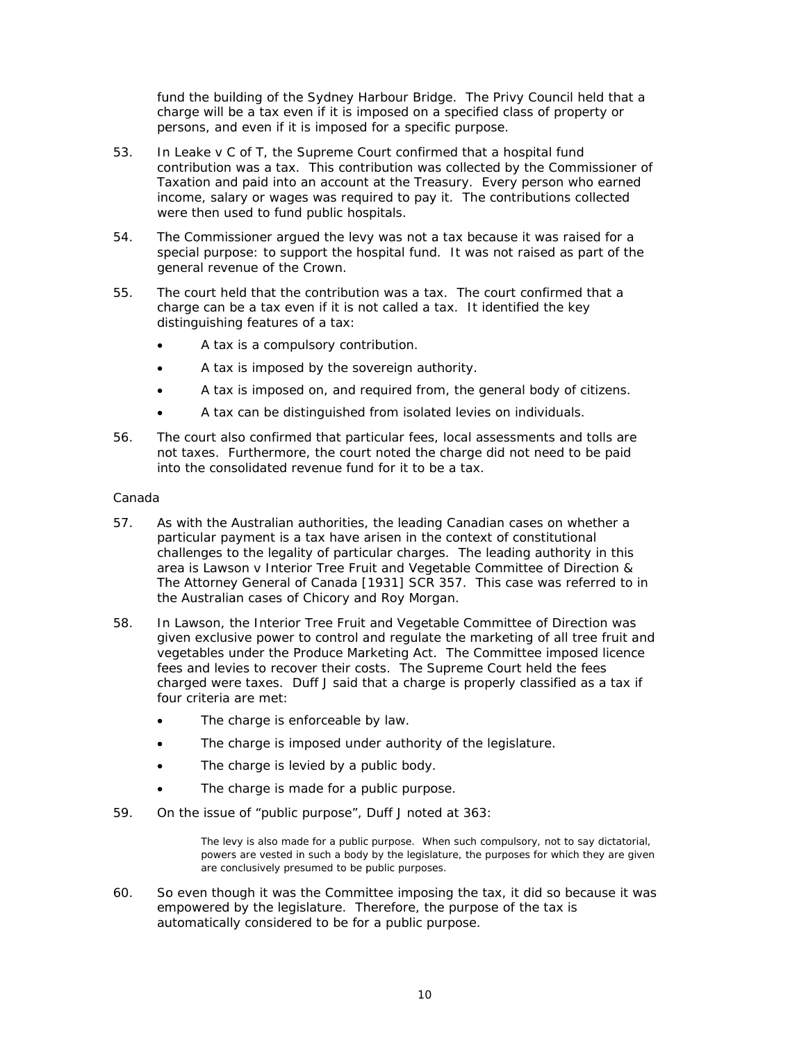fund the building of the Sydney Harbour Bridge. The Privy Council held that a charge will be a tax even if it is imposed on a specified class of property or persons, and even if it is imposed for a specific purpose.

53. In Leake v C of T, the Supreme Court confirmed that a hospital fund contribution was a tax. This contribution was collected by the Commissioner of Taxation and paid into an account at the Treasury. Every person who earned income, salary or wages was required to pay it. The contributions collected were then used to fund public hospitals.

54. The Commissioner argued the levy was not a tax because it was raised for a special purpose: to support the hospital fund. It was not raised as part of the general revenue of the Crown.

55. The court held that the contribution was a tax. The court confirmed that a charge can be a tax even if it is not called a tax. It identified the key distinguishing features of a tax:

- A tax is a compulsory contribution.
- A tax is imposed by the sovereign authority.
- A tax is imposed on, and required from, the general body of citizens.
- A tax can be distinguished from isolated levies on individuals.

56. The court also confirmed that particular fees, local assessments and tolls are not taxes. Furthermore, the court noted the charge did not need to be paid into the consolidated revenue fund for it to be a tax.

Canada

57. As with the Australian authorities, the leading Canadian cases on whether a particular payment is a tax have arisen in the context of constitutional challenges to the legality of particular charges. The leading authority in this area is Lawson v Interior Tree Fruit and Vegetable Committee of Direction & The Attorney General of Canada [1931] SCR 357. This case was referred to in the Australian cases of Chicory and Roy Morgan.

58. In Lawson, the Interior Tree Fruit and Vegetable Committee of Direction was given exclusive power to control and regulate the marketing of all tree fruit and vegetables under the Produce Marketing Act. The Committee imposed licence fees and levies to recover their costs. The Supreme Court held the fees charged were taxes. Duff J said that a charge is properly classified as a tax if four criteria are met:

- The charge is enforceable by law.
- The charge is imposed under authority of the legislature.
- The charge is levied by a public body.
- The charge is made for a public purpose.

59. On the issue of "public purpose", Duff J noted at 363:

> The levy is also made for a public purpose. When such compulsory, not to say dictatorial, powers are vested in such a body by the legislature, the purposes for which they are given are conclusively presumed to be public purposes.

60. So even though it was the Committee imposing the tax, it did so because it was empowered by the legislature. Therefore, the purpose of the tax is automatically considered to be for a public purpose.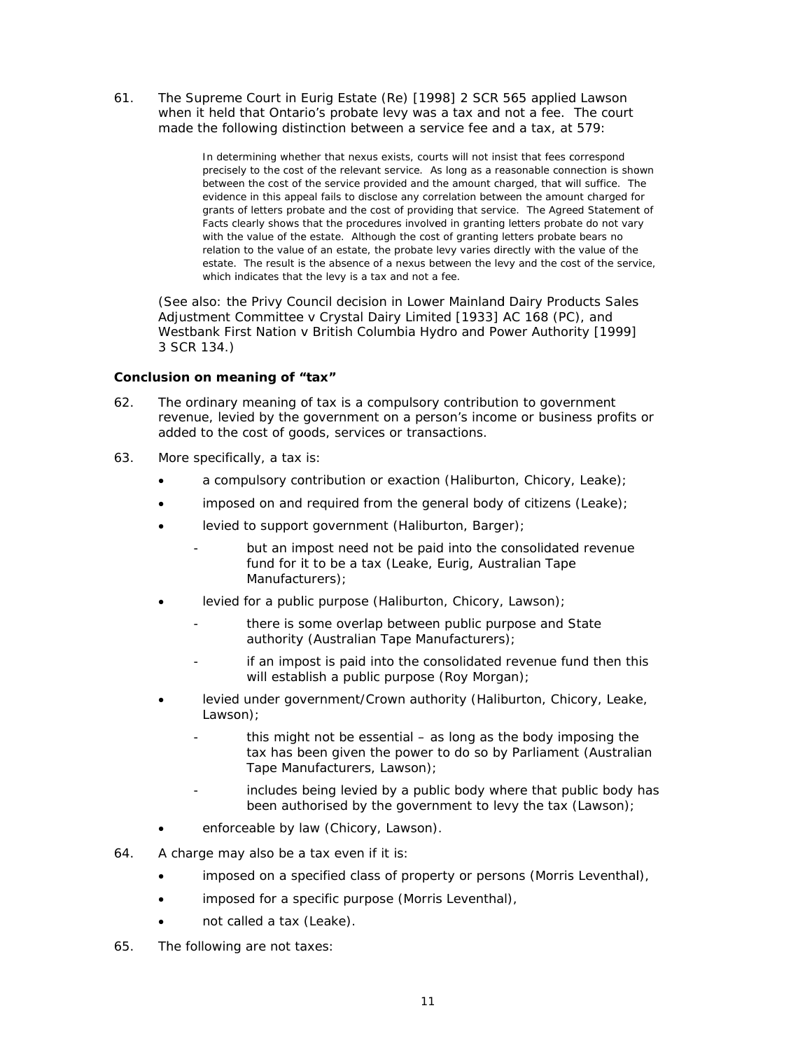61. The Supreme Court in Eurig Estate (Re) [1998] 2 SCR 565 applied Lawson when it held that Ontario's probate levy was a tax and not a fee. The court made the following distinction between a service fee and a tax, at 579:

> In determining whether that nexus exists, courts will not insist that fees correspond precisely to the cost of the relevant service. As long as a reasonable connection is shown between the cost of the service provided and the amount charged, that will suffice. The evidence in this appeal fails to disclose any correlation between the amount charged for grants of letters probate and the cost of providing that service. The Agreed Statement of Facts clearly shows that the procedures involved in granting letters probate do not vary with the value of the estate. Although the cost of granting letters probate bears no relation to the value of an estate, the probate levy varies directly with the value of the estate. The result is the absence of a nexus between the levy and the cost of the service, which indicates that the levy is a tax and not a fee.

(See also: the Privy Council decision in Lower Mainland Dairy Products Sales Adjustment Committee v Crystal Dairy Limited [1933] AC 168 (PC), and Westbank First Nation v British Columbia Hydro and Power Authority [1999] 3 SCR 134.)

**Conclusion on meaning of "tax"**

62. The ordinary meaning of tax is a compulsory contribution to government revenue, levied by the government on a person's income or business profits or added to the cost of goods, services or transactions.

63. More specifically, a tax is:

- a compulsory contribution or exaction (Haliburton, Chicory, Leake);
- imposed on and required from the general body of citizens (Leake);
- levied to support government (Haliburton, Barger);
    - but an impost need not be paid into the consolidated revenue fund for it to be a tax (Leake, Eurig, Australian Tape Manufacturers);
- levied for a public purpose (Haliburton, Chicory, Lawson);
    - there is some overlap between public purpose and State authority (Australian Tape Manufacturers);
    - if an impost is paid into the consolidated revenue fund then this will establish a public purpose (Roy Morgan);
- levied under government/Crown authority (Haliburton, Chicory, Leake, Lawson);
    - this might not be essential – as long as the body imposing the tax has been given the power to do so by Parliament (Australian Tape Manufacturers, Lawson);
    - includes being levied by a public body where that public body has been authorised by the government to levy the tax (Lawson);
- enforceable by law (Chicory, Lawson).

64. A charge may also be a tax even if it is:

- imposed on a specified class of property or persons (Morris Leventhal),
- imposed for a specific purpose (Morris Leventhal),
- not called a tax (Leake).

65. The following are not taxes: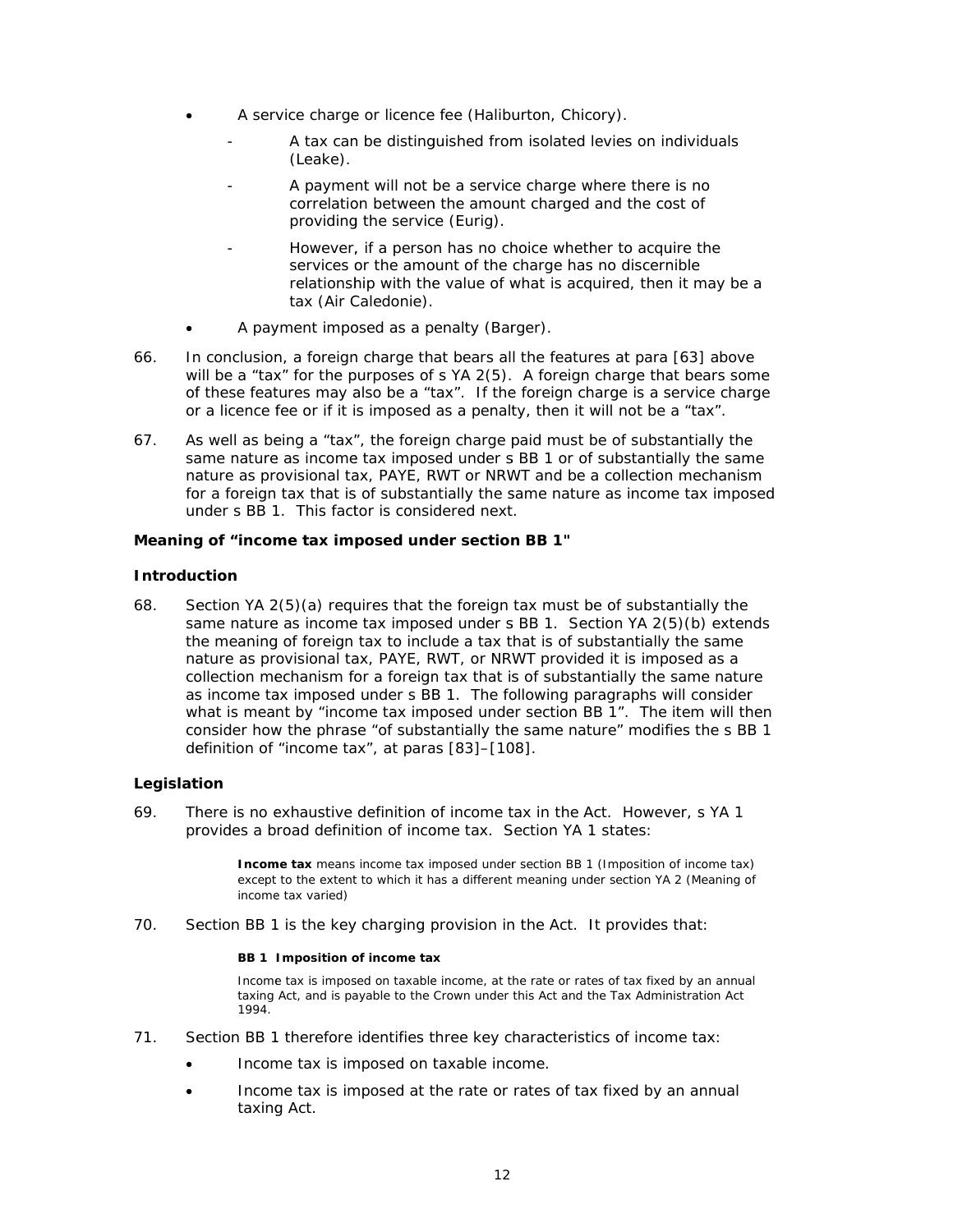- A service charge or licence fee (Haliburton, Chicory).
  - A tax can be distinguished from isolated levies on individuals (Leake).
  - A payment will not be a service charge where there is no correlation between the amount charged and the cost of providing the service (Eurig).
  - However, if a person has no choice whether to acquire the services or the amount of the charge has no discernible relationship with the value of what is acquired, then it may be a tax (Air Caledonie).
- A payment imposed as a penalty (Barger).

66. In conclusion, a foreign charge that bears all the features at para [63] above will be a "tax" for the purposes of s YA 2(5). A foreign charge that bears some of these features may also be a "tax". If the foreign charge is a service charge or a licence fee or if it is imposed as a penalty, then it will not be a "tax".

67. As well as being a "tax", the foreign charge paid must be of substantially the same nature as income tax imposed under s BB 1 or of substantially the same nature as provisional tax, PAYE, RWT or NRWT and be a collection mechanism for a foreign tax that is of substantially the same nature as income tax imposed under s BB 1. This factor is considered next.

**Meaning of "income tax imposed under section BB 1"**

**Introduction**

68. Section YA 2(5)(a) requires that the foreign tax must be of substantially the same nature as income tax imposed under s BB 1. Section YA 2(5)(b) extends the meaning of foreign tax to include a tax that is of substantially the same nature as provisional tax, PAYE, RWT, or NRWT provided it is imposed as a collection mechanism for a foreign tax that is of substantially the same nature as income tax imposed under s BB 1. The following paragraphs will consider what is meant by "income tax imposed under section BB 1". The item will then consider how the phrase "of substantially the same nature" modifies the s BB 1 definition of "income tax", at paras [83]–[108].

**Legislation**

69. There is no exhaustive definition of income tax in the Act. However, s YA 1 provides a broad definition of income tax. Section YA 1 states:

> **Income tax** means income tax imposed under section BB 1 (Imposition of income tax) except to the extent to which it has a different meaning under section YA 2 (Meaning of income tax varied)

70. Section BB 1 is the key charging provision in the Act. It provides that:

> **BB 1 Imposition of income tax**
>
> Income tax is imposed on taxable income, at the rate or rates of tax fixed by an annual taxing Act, and is payable to the Crown under this Act and the Tax Administration Act 1994.

71. Section BB 1 therefore identifies three key characteristics of income tax:

- Income tax is imposed on taxable income.
- Income tax is imposed at the rate or rates of tax fixed by an annual taxing Act.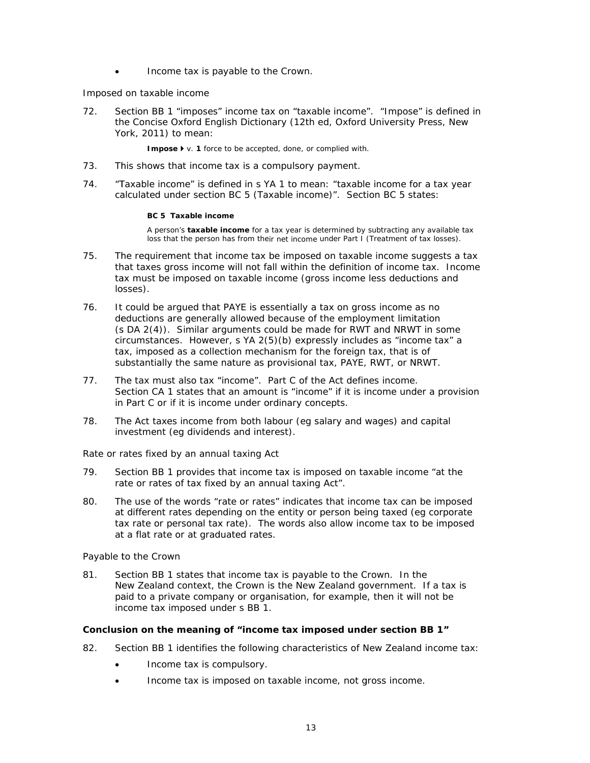- Income tax is payable to the Crown.

*Imposed on taxable income*

72. Section BB 1 "imposes" income tax on "taxable income". "Impose" is defined in the Concise Oxford English Dictionary (12th ed, Oxford University Press, New York, 2011) to mean:

> **Impose** ▸ v. **1** force to be accepted, done, or complied with.

73. This shows that income tax is a compulsory payment.

74. "Taxable income" is defined in s YA 1 to mean: "taxable income for a tax year calculated under section BC 5 (Taxable income)". Section BC 5 states:

> **BC 5 Taxable income**
>
> A person's **taxable income** for a tax year is determined by subtracting any available tax loss that the person has from their net income under Part I (Treatment of tax losses).

75. The requirement that income tax be imposed on taxable income suggests a tax that taxes gross income will not fall within the definition of income tax. Income tax must be imposed on taxable income (gross income less deductions and losses).

76. It could be argued that PAYE is essentially a tax on gross income as no deductions are generally allowed because of the employment limitation (s DA 2(4)). Similar arguments could be made for RWT and NRWT in some circumstances. However, s YA 2(5)(b) expressly includes as "income tax" a tax, imposed as a collection mechanism for the foreign tax, that is of substantially the same nature as provisional tax, PAYE, RWT, or NRWT.

77. The tax must also tax "income". Part C of the Act defines income. Section CA 1 states that an amount is "income" if it is income under a provision in Part C or if it is income under ordinary concepts.

78. The Act taxes income from both labour (eg salary and wages) and capital investment (eg dividends and interest).

*Rate or rates fixed by an annual taxing Act*

79. Section BB 1 provides that income tax is imposed on taxable income "at the rate or rates of tax fixed by an annual taxing Act".

80. The use of the words "rate or rates" indicates that income tax can be imposed at different rates depending on the entity or person being taxed (eg corporate tax rate or personal tax rate). The words also allow income tax to be imposed at a flat rate or at graduated rates.

*Payable to the Crown*

81. Section BB 1 states that income tax is payable to the Crown. In the New Zealand context, the Crown is the New Zealand government. If a tax is paid to a private company or organisation, for example, then it will not be income tax imposed under s BB 1.

**Conclusion on the meaning of "income tax imposed under section BB 1"**

82. Section BB 1 identifies the following characteristics of New Zealand income tax:

- Income tax is compulsory.
- Income tax is imposed on taxable income, not gross income.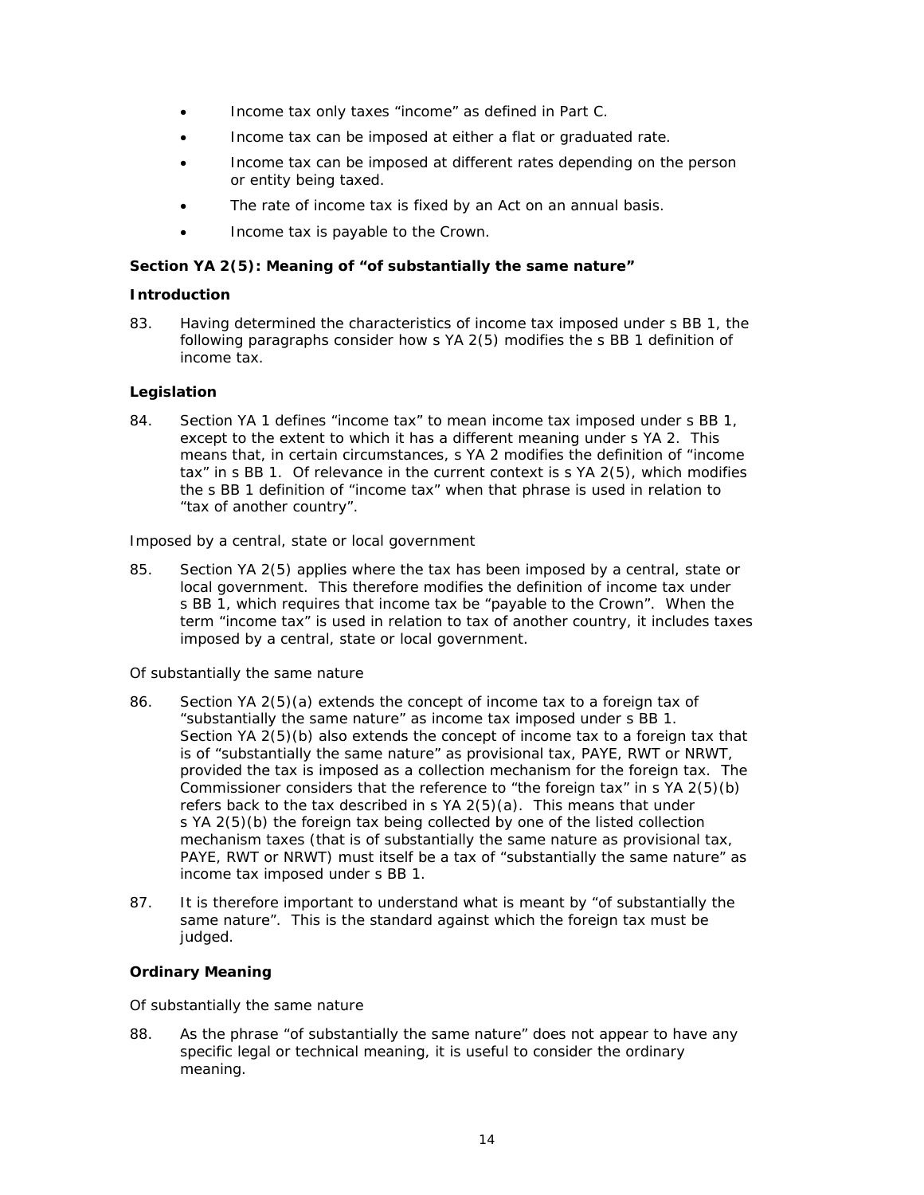- Income tax only taxes "income" as defined in Part C.
- Income tax can be imposed at either a flat or graduated rate.
- Income tax can be imposed at different rates depending on the person or entity being taxed.
- The rate of income tax is fixed by an Act on an annual basis.
- Income tax is payable to the Crown.

### Section YA 2(5): Meaning of "of substantially the same nature"

#### Introduction

83. Having determined the characteristics of income tax imposed under s BB 1, the following paragraphs consider how s YA 2(5) modifies the s BB 1 definition of income tax.

#### Legislation

84. Section YA 1 defines "income tax" to mean income tax imposed under s BB 1, except to the extent to which it has a different meaning under s YA 2. This means that, in certain circumstances, s YA 2 modifies the definition of "income tax" in s BB 1. Of relevance in the current context is s YA 2(5), which modifies the s BB 1 definition of "income tax" when that phrase is used in relation to "tax of another country".

*Imposed by a central, state or local government*

85. Section YA 2(5) applies where the tax has been imposed by a central, state or local government. This therefore modifies the definition of income tax under s BB 1, which requires that income tax be "payable to the Crown". When the term "income tax" is used in relation to tax of another country, it includes taxes imposed by a central, state or local government.

*Of substantially the same nature*

86. Section YA 2(5)(a) extends the concept of income tax to a foreign tax of "substantially the same nature" as income tax imposed under s BB 1. Section YA 2(5)(b) also extends the concept of income tax to a foreign tax that is of "substantially the same nature" as provisional tax, PAYE, RWT or NRWT, provided the tax is imposed as a collection mechanism for the foreign tax. The Commissioner considers that the reference to "the foreign tax" in s YA 2(5)(b) refers back to the tax described in s YA 2(5)(a). This means that under s YA 2(5)(b) the foreign tax being collected by one of the listed collection mechanism taxes (that is of substantially the same nature as provisional tax, PAYE, RWT or NRWT) must itself be a tax of "substantially the same nature" as income tax imposed under s BB 1.

87. It is therefore important to understand what is meant by "of substantially the same nature". This is the standard against which the foreign tax must be judged.

#### Ordinary Meaning

*Of substantially the same nature*

88. As the phrase "of substantially the same nature" does not appear to have any specific legal or technical meaning, it is useful to consider the ordinary meaning.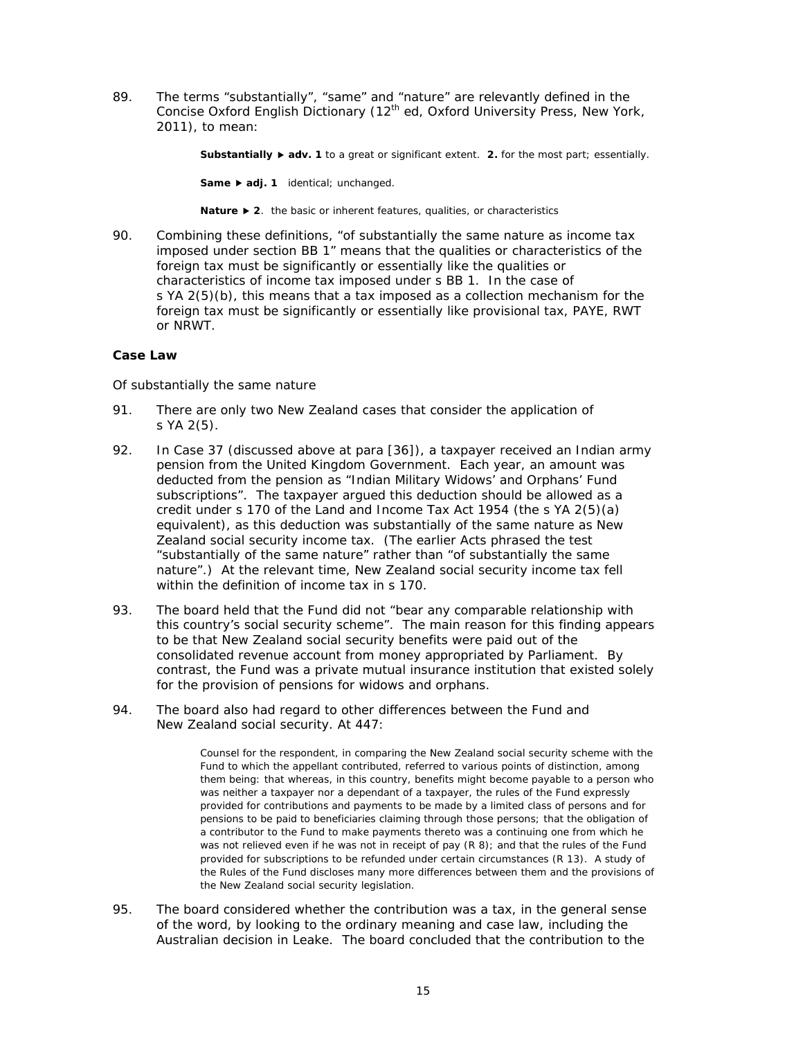89. The terms "substantially", "same" and "nature" are relevantly defined in the Concise Oxford English Dictionary (12th ed, Oxford University Press, New York, 2011), to mean:

> **Substantially ▶ adv. 1** to a great or significant extent. **2.** for the most part; essentially.
>
> **Same ▶ adj. 1** identical; unchanged.
>
> **Nature ▶ 2**. the basic or inherent features, qualities, or characteristics

90. Combining these definitions, "of substantially the same nature as income tax imposed under section BB 1" means that the qualities or characteristics of the foreign tax must be significantly or essentially like the qualities or characteristics of income tax imposed under s BB 1. In the case of s YA 2(5)(b), this means that a tax imposed as a collection mechanism for the foreign tax must be significantly or essentially like provisional tax, PAYE, RWT or NRWT.

### Case Law

*Of substantially the same nature*

91. There are only two New Zealand cases that consider the application of s YA 2(5).

92. In Case 37 (discussed above at para [36]), a taxpayer received an Indian army pension from the United Kingdom Government. Each year, an amount was deducted from the pension as "Indian Military Widows' and Orphans' Fund subscriptions". The taxpayer argued this deduction should be allowed as a credit under s 170 of the Land and Income Tax Act 1954 (the s YA 2(5)(a) equivalent), as this deduction was substantially of the same nature as New Zealand social security income tax. (The earlier Acts phrased the test "substantially of the same nature" rather than "of substantially the same nature".) At the relevant time, New Zealand social security income tax fell within the definition of income tax in s 170.

93. The board held that the Fund did not "bear any comparable relationship with this country's social security scheme". The main reason for this finding appears to be that New Zealand social security benefits were paid out of the consolidated revenue account from money appropriated by Parliament. By contrast, the Fund was a private mutual insurance institution that existed solely for the provision of pensions for widows and orphans.

94. The board also had regard to other differences between the Fund and New Zealand social security. At 447:

> Counsel for the respondent, in comparing the New Zealand social security scheme with the Fund to which the appellant contributed, referred to various points of distinction, among them being: that whereas, in this country, benefits might become payable to a person who was neither a taxpayer nor a dependant of a taxpayer, the rules of the Fund expressly provided for contributions and payments to be made by a limited class of persons and for pensions to be paid to beneficiaries claiming through those persons; that the obligation of a contributor to the Fund to make payments thereto was a continuing one from which he was not relieved even if he was not in receipt of pay (R 8); and that the rules of the Fund provided for subscriptions to be refunded under certain circumstances (R 13). A study of the Rules of the Fund discloses many more differences between them and the provisions of the New Zealand social security legislation.

95. The board considered whether the contribution was a tax, in the general sense of the word, by looking to the ordinary meaning and case law, including the Australian decision in Leake. The board concluded that the contribution to the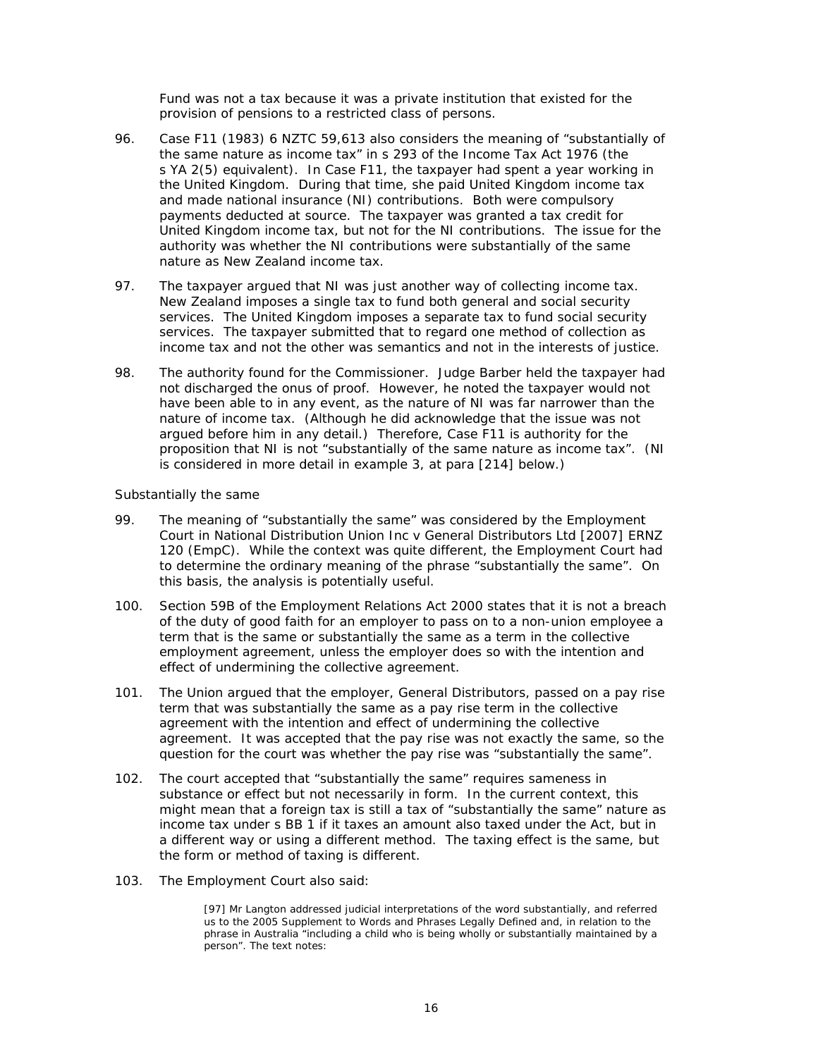Fund was not a tax because it was a private institution that existed for the provision of pensions to a restricted class of persons.

96. Case F11 (1983) 6 NZTC 59,613 also considers the meaning of "substantially of the same nature as income tax" in s 293 of the Income Tax Act 1976 (the s YA 2(5) equivalent). In Case F11, the taxpayer had spent a year working in the United Kingdom. During that time, she paid United Kingdom income tax and made national insurance (NI) contributions. Both were compulsory payments deducted at source. The taxpayer was granted a tax credit for United Kingdom income tax, but not for the NI contributions. The issue for the authority was whether the NI contributions were substantially of the same nature as New Zealand income tax.

97. The taxpayer argued that NI was just another way of collecting income tax. New Zealand imposes a single tax to fund both general and social security services. The United Kingdom imposes a separate tax to fund social security services. The taxpayer submitted that to regard one method of collection as income tax and not the other was semantics and not in the interests of justice.

98. The authority found for the Commissioner. Judge Barber held the taxpayer had not discharged the onus of proof. However, he noted the taxpayer would not have been able to in any event, as the nature of NI was far narrower than the nature of income tax. (Although he did acknowledge that the issue was not argued before him in any detail.) Therefore, Case F11 is authority for the proposition that NI is not "substantially of the same nature as income tax". (NI is considered in more detail in example 3, at para [214] below.)

### Substantially the same

99. The meaning of "substantially the same" was considered by the Employment Court in National Distribution Union Inc v General Distributors Ltd [2007] ERNZ 120 (EmpC). While the context was quite different, the Employment Court had to determine the ordinary meaning of the phrase "substantially the same". On this basis, the analysis is potentially useful.

100. Section 59B of the Employment Relations Act 2000 states that it is not a breach of the duty of good faith for an employer to pass on to a non-union employee a term that is the same or substantially the same as a term in the collective employment agreement, unless the employer does so with the intention and effect of undermining the collective agreement.

101. The Union argued that the employer, General Distributors, passed on a pay rise term that was substantially the same as a pay rise term in the collective agreement with the intention and effect of undermining the collective agreement. It was accepted that the pay rise was not exactly the same, so the question for the court was whether the pay rise was "substantially the same".

102. The court accepted that "substantially the same" requires sameness in substance or effect but not necessarily in form. In the current context, this might mean that a foreign tax is still a tax of "substantially the same" nature as income tax under s BB 1 if it taxes an amount also taxed under the Act, but in a different way or using a different method. The taxing effect is the same, but the form or method of taxing is different.

103. The Employment Court also said:

> [97] Mr Langton addressed judicial interpretations of the word substantially, and referred us to the 2005 Supplement to Words and Phrases Legally Defined and, in relation to the phrase in Australia "including a child who is being wholly or substantially maintained by a person". The text notes: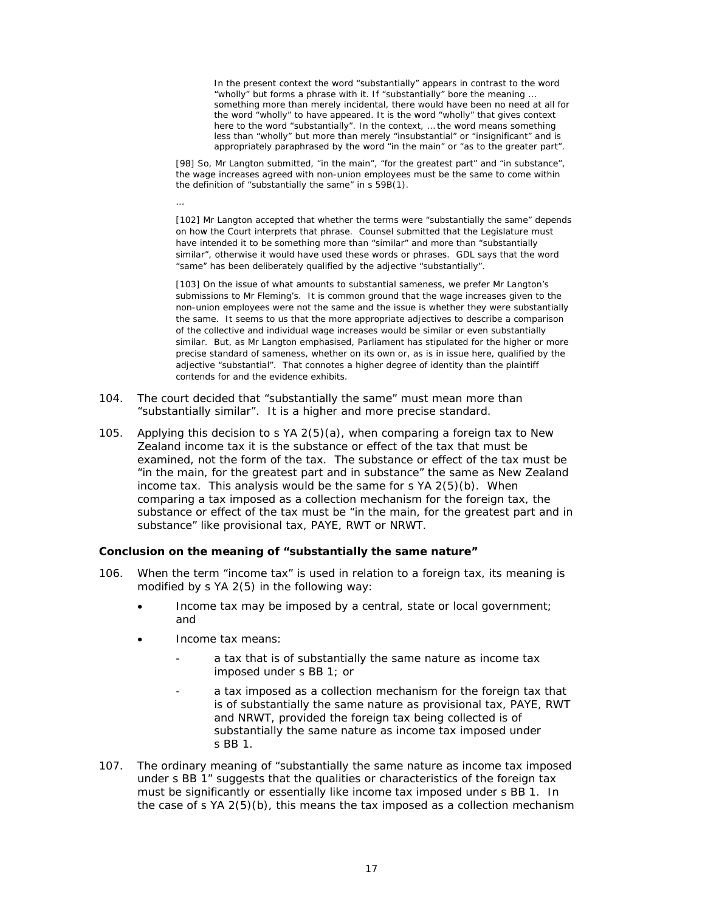> In the present context the word "substantially" appears in contrast to the word "wholly" but forms a phrase with it. If "substantially" bore the meaning … something more than merely incidental, there would have been no need at all for the word "wholly" to have appeared. It is the word "wholly" that gives context here to the word "substantially". In the context, … the word means something less than "wholly" but more than merely "insubstantial" or "insignificant" and is appropriately paraphrased by the word "in the main" or "as to the greater part".

> [98] So, Mr Langton submitted, "in the main", "for the greatest part" and "in substance", the wage increases agreed with non-union employees must be the same to come within the definition of "substantially the same" in s 59B(1).
>
> …
>
> [102] Mr Langton accepted that whether the terms were "substantially the same" depends on how the Court interprets that phrase. Counsel submitted that the Legislature must have intended it to be something more than "similar" and more than "substantially similar", otherwise it would have used these words or phrases. GDL says that the word "same" has been deliberately qualified by the adjective "substantially".
>
> [103] On the issue of what amounts to substantial sameness, we prefer Mr Langton's submissions to Mr Fleming's. It is common ground that the wage increases given to the non-union employees were not the same and the issue is whether they were substantially the same. It seems to us that the more appropriate adjectives to describe a comparison of the collective and individual wage increases would be similar or even substantially similar. But, as Mr Langton emphasised, Parliament has stipulated for the higher or more precise standard of sameness, whether on its own or, as is in issue here, qualified by the adjective "substantial". That connotes a higher degree of identity than the plaintiff contends for and the evidence exhibits.

104. The court decided that "substantially the same" must mean more than "substantially similar". It is a higher and more precise standard.

105. Applying this decision to s YA 2(5)(a), when comparing a foreign tax to New Zealand income tax it is the substance or effect of the tax that must be examined, not the form of the tax. The substance or effect of the tax must be "in the main, for the greatest part and in substance" the same as New Zealand income tax. This analysis would be the same for s YA 2(5)(b). When comparing a tax imposed as a collection mechanism for the foreign tax, the substance or effect of the tax must be "in the main, for the greatest part and in substance" like provisional tax, PAYE, RWT or NRWT.

### Conclusion on the meaning of "substantially the same nature"

106. When the term "income tax" is used in relation to a foreign tax, its meaning is modified by s YA 2(5) in the following way:

- Income tax may be imposed by a central, state or local government; and
- Income tax means:
  - a tax that is of substantially the same nature as income tax imposed under s BB 1; or
  - a tax imposed as a collection mechanism for the foreign tax that is of substantially the same nature as provisional tax, PAYE, RWT and NRWT, provided the foreign tax being collected is of substantially the same nature as income tax imposed under s BB 1.

107. The ordinary meaning of "substantially the same nature as income tax imposed under s BB 1" suggests that the qualities or characteristics of the foreign tax must be significantly or essentially like income tax imposed under s BB 1. In the case of s YA 2(5)(b), this means the tax imposed as a collection mechanism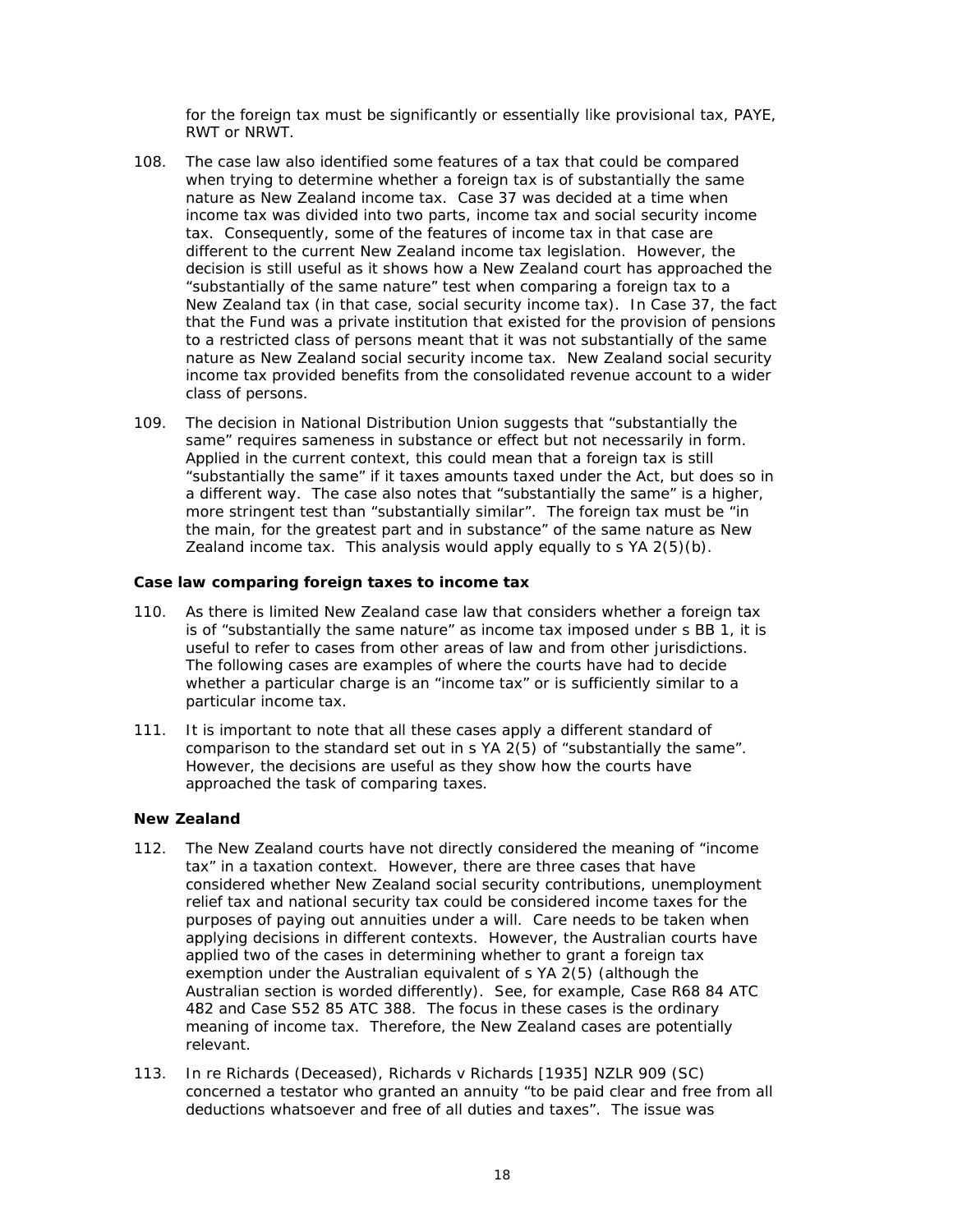for the foreign tax must be significantly or essentially like provisional tax, PAYE, RWT or NRWT.

108. The case law also identified some features of a tax that could be compared when trying to determine whether a foreign tax is of substantially the same nature as New Zealand income tax. Case 37 was decided at a time when income tax was divided into two parts, income tax and social security income tax. Consequently, some of the features of income tax in that case are different to the current New Zealand income tax legislation. However, the decision is still useful as it shows how a New Zealand court has approached the "substantially of the same nature" test when comparing a foreign tax to a New Zealand tax (in that case, social security income tax). In Case 37, the fact that the Fund was a private institution that existed for the provision of pensions to a restricted class of persons meant that it was not substantially of the same nature as New Zealand social security income tax. New Zealand social security income tax provided benefits from the consolidated revenue account to a wider class of persons.

109. The decision in National Distribution Union suggests that "substantially the same" requires sameness in substance or effect but not necessarily in form. Applied in the current context, this could mean that a foreign tax is still "substantially the same" if it taxes amounts taxed under the Act, but does so in a different way. The case also notes that "substantially the same" is a higher, more stringent test than "substantially similar". The foreign tax must be "in the main, for the greatest part and in substance" of the same nature as New Zealand income tax. This analysis would apply equally to s YA 2(5)(b).

### Case law comparing foreign taxes to income tax

110. As there is limited New Zealand case law that considers whether a foreign tax is of "substantially the same nature" as income tax imposed under s BB 1, it is useful to refer to cases from other areas of law and from other jurisdictions. The following cases are examples of where the courts have had to decide whether a particular charge is an "income tax" or is sufficiently similar to a particular income tax.

111. It is important to note that all these cases apply a different standard of comparison to the standard set out in s YA 2(5) of "substantially the same". However, the decisions are useful as they show how the courts have approached the task of comparing taxes.

### New Zealand

112. The New Zealand courts have not directly considered the meaning of "income tax" in a taxation context. However, there are three cases that have considered whether New Zealand social security contributions, unemployment relief tax and national security tax could be considered income taxes for the purposes of paying out annuities under a will. Care needs to be taken when applying decisions in different contexts. However, the Australian courts have applied two of the cases in determining whether to grant a foreign tax exemption under the Australian equivalent of s YA 2(5) (although the Australian section is worded differently). See, for example, Case R68 84 ATC 482 and Case S52 85 ATC 388. The focus in these cases is the ordinary meaning of income tax. Therefore, the New Zealand cases are potentially relevant.

113. In re Richards (Deceased), Richards v Richards [1935] NZLR 909 (SC) concerned a testator who granted an annuity "to be paid clear and free from all deductions whatsoever and free of all duties and taxes". The issue was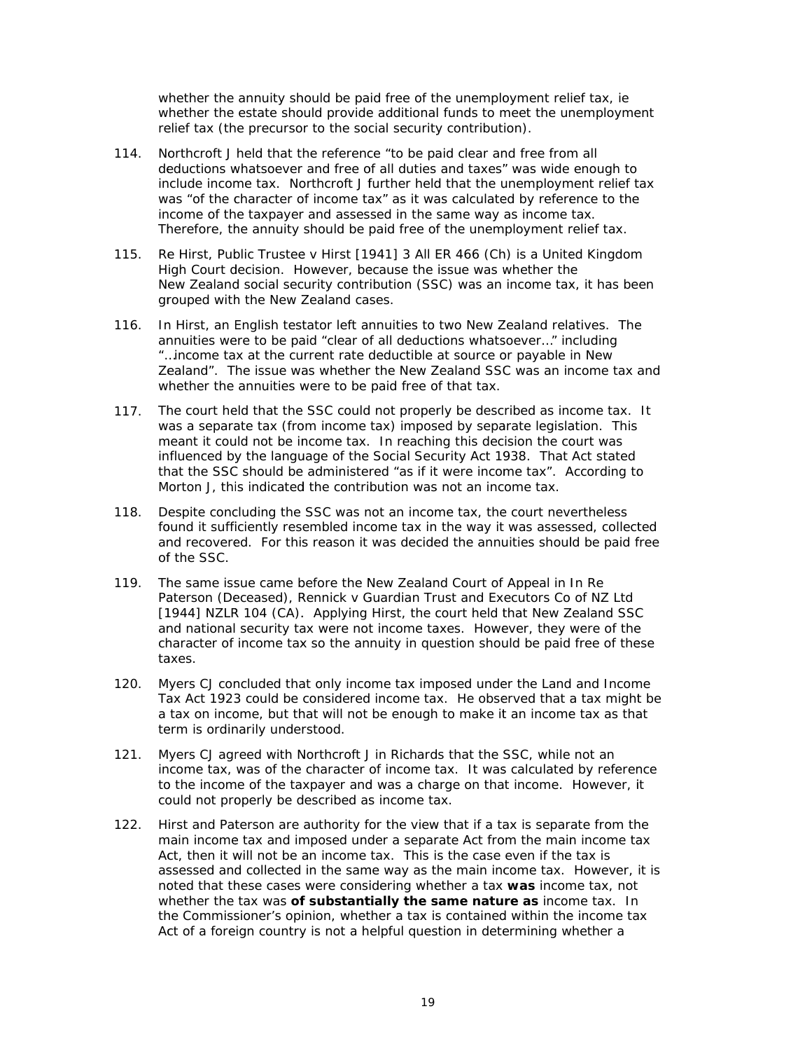whether the annuity should be paid free of the unemployment relief tax, ie whether the estate should provide additional funds to meet the unemployment relief tax (the precursor to the social security contribution).

114. Northcroft J held that the reference "to be paid clear and free from all deductions whatsoever and free of all duties and taxes" was wide enough to include income tax. Northcroft J further held that the unemployment relief tax was "of the character of income tax" as it was calculated by reference to the income of the taxpayer and assessed in the same way as income tax. Therefore, the annuity should be paid free of the unemployment relief tax.

115. Re Hirst, Public Trustee v Hirst [1941] 3 All ER 466 (Ch) is a United Kingdom High Court decision. However, because the issue was whether the New Zealand social security contribution (SSC) was an income tax, it has been grouped with the New Zealand cases.

116. In Hirst, an English testator left annuities to two New Zealand relatives. The annuities were to be paid "clear of all deductions whatsoever…" including "…income tax at the current rate deductible at source or payable in New Zealand". The issue was whether the New Zealand SSC was an income tax and whether the annuities were to be paid free of that tax.

117. The court held that the SSC could not properly be described as income tax. It was a separate tax (from income tax) imposed by separate legislation. This meant it could not be income tax. In reaching this decision the court was influenced by the language of the Social Security Act 1938. That Act stated that the SSC should be administered "as if it were income tax". According to Morton J, this indicated the contribution was not an income tax.

118. Despite concluding the SSC was not an income tax, the court nevertheless found it sufficiently resembled income tax in the way it was assessed, collected and recovered. For this reason it was decided the annuities should be paid free of the SSC.

119. The same issue came before the New Zealand Court of Appeal in In Re Paterson (Deceased), Rennick v Guardian Trust and Executors Co of NZ Ltd [1944] NZLR 104 (CA). Applying Hirst, the court held that New Zealand SSC and national security tax were not income taxes. However, they were of the character of income tax so the annuity in question should be paid free of these taxes.

120. Myers CJ concluded that only income tax imposed under the Land and Income Tax Act 1923 could be considered income tax. He observed that a tax might be a tax on income, but that will not be enough to make it an income tax as that term is ordinarily understood.

121. Myers CJ agreed with Northcroft J in Richards that the SSC, while not an income tax, was of the character of income tax. It was calculated by reference to the income of the taxpayer and was a charge on that income. However, it could not properly be described as income tax.

122. Hirst and Paterson are authority for the view that if a tax is separate from the main income tax and imposed under a separate Act from the main income tax Act, then it will not be an income tax. This is the case even if the tax is assessed and collected in the same way as the main income tax. However, it is noted that these cases were considering whether a tax **was** income tax, not whether the tax was **of substantially the same nature as** income tax. In the Commissioner's opinion, whether a tax is contained within the income tax Act of a foreign country is not a helpful question in determining whether a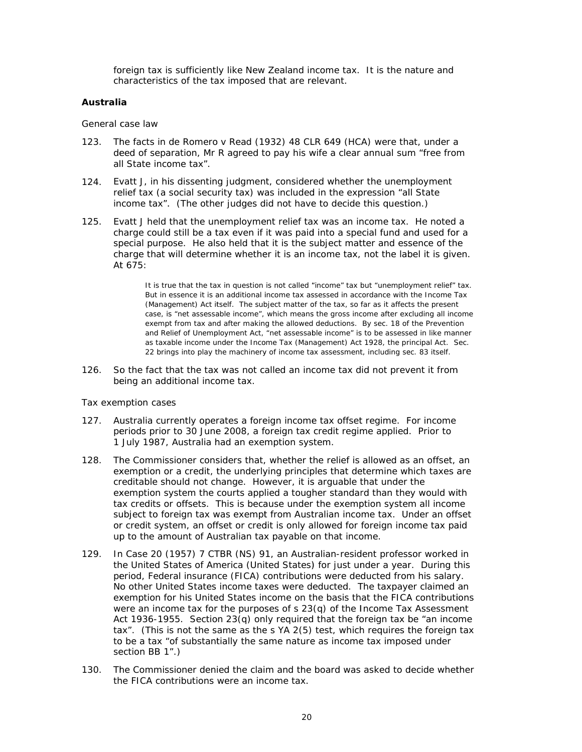foreign tax is sufficiently like New Zealand income tax. It is the nature and characteristics of the tax imposed that are relevant.

**Australia**

General case law

123. The facts in de Romero v Read (1932) 48 CLR 649 (HCA) were that, under a deed of separation, Mr R agreed to pay his wife a clear annual sum "free from all State income tax".

124. Evatt J, in his dissenting judgment, considered whether the unemployment relief tax (a social security tax) was included in the expression "all State income tax". (The other judges did not have to decide this question.)

125. Evatt J held that the unemployment relief tax was an income tax. He noted a charge could still be a tax even if it was paid into a special fund and used for a special purpose. He also held that it is the subject matter and essence of the charge that will determine whether it is an income tax, not the label it is given. At 675:

> It is true that the tax in question is not called "income" tax but "unemployment relief" tax. But in essence it is an additional income tax assessed in accordance with the Income Tax (Management) Act itself. The subject matter of the tax, so far as it affects the present case, is "net assessable income", which means the gross income after excluding all income exempt from tax and after making the allowed deductions. By sec. 18 of the Prevention and Relief of Unemployment Act, "net assessable income" is to be assessed in like manner as taxable income under the Income Tax (Management) Act 1928, the principal Act. Sec. 22 brings into play the machinery of income tax assessment, including sec. 83 itself.

126. So the fact that the tax was not called an income tax did not prevent it from being an additional income tax.

Tax exemption cases

127. Australia currently operates a foreign income tax offset regime. For income periods prior to 30 June 2008, a foreign tax credit regime applied. Prior to 1 July 1987, Australia had an exemption system.

128. The Commissioner considers that, whether the relief is allowed as an offset, an exemption or a credit, the underlying principles that determine which taxes are creditable should not change. However, it is arguable that under the exemption system the courts applied a tougher standard than they would with tax credits or offsets. This is because under the exemption system all income subject to foreign tax was exempt from Australian income tax. Under an offset or credit system, an offset or credit is only allowed for foreign income tax paid up to the amount of Australian tax payable on that income.

129. In Case 20 (1957) 7 CTBR (NS) 91, an Australian-resident professor worked in the United States of America (United States) for just under a year. During this period, Federal insurance (FICA) contributions were deducted from his salary. No other United States income taxes were deducted. The taxpayer claimed an exemption for his United States income on the basis that the FICA contributions were an income tax for the purposes of s 23(q) of the Income Tax Assessment Act 1936-1955. Section 23(q) only required that the foreign tax be "an income tax". (This is not the same as the s YA 2(5) test, which requires the foreign tax to be a tax "of substantially the same nature as income tax imposed under section BB 1".)

130. The Commissioner denied the claim and the board was asked to decide whether the FICA contributions were an income tax.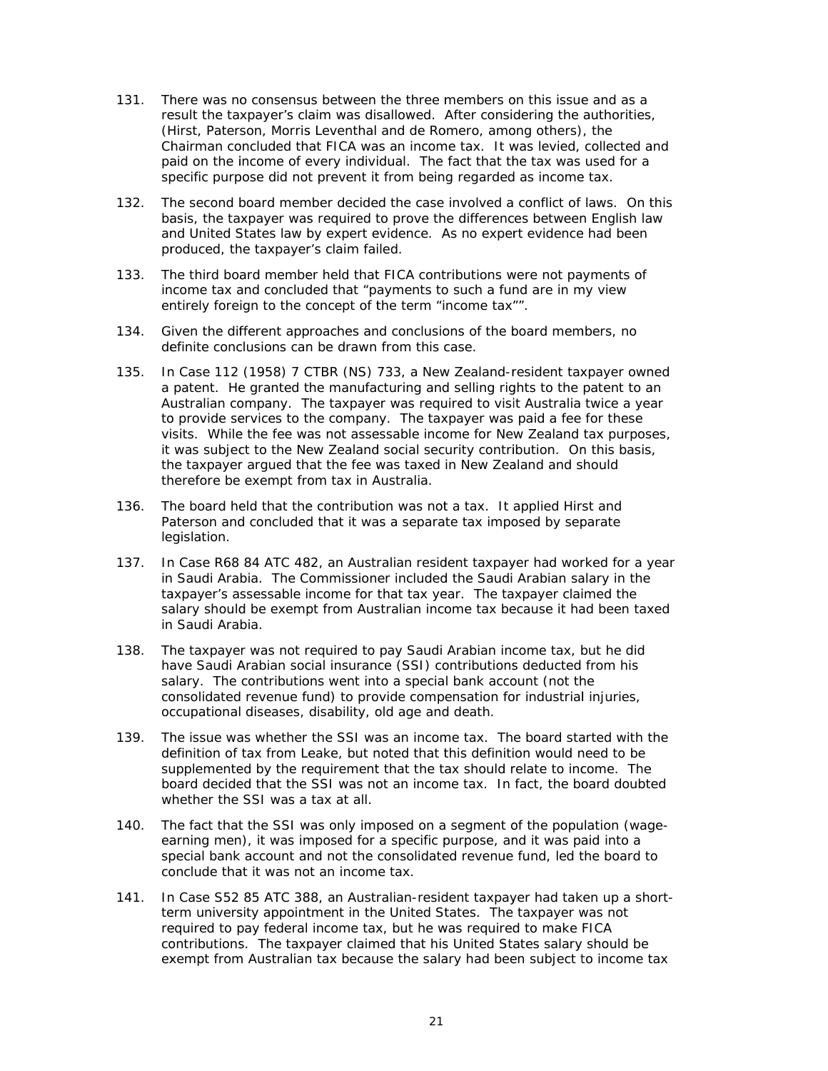131. There was no consensus between the three members on this issue and as a result the taxpayer's claim was disallowed. After considering the authorities, (Hirst, Paterson, Morris Leventhal and de Romero, among others), the Chairman concluded that FICA was an income tax. It was levied, collected and paid on the income of every individual. The fact that the tax was used for a specific purpose did not prevent it from being regarded as income tax.

132. The second board member decided the case involved a conflict of laws. On this basis, the taxpayer was required to prove the differences between English law and United States law by expert evidence. As no expert evidence had been produced, the taxpayer's claim failed.

133. The third board member held that FICA contributions were not payments of income tax and concluded that "payments to such a fund are in my view entirely foreign to the concept of the term "income tax"".

134. Given the different approaches and conclusions of the board members, no definite conclusions can be drawn from this case.

135. In Case 112 (1958) 7 CTBR (NS) 733, a New Zealand-resident taxpayer owned a patent. He granted the manufacturing and selling rights to the patent to an Australian company. The taxpayer was required to visit Australia twice a year to provide services to the company. The taxpayer was paid a fee for these visits. While the fee was not assessable income for New Zealand tax purposes, it was subject to the New Zealand social security contribution. On this basis, the taxpayer argued that the fee was taxed in New Zealand and should therefore be exempt from tax in Australia.

136. The board held that the contribution was not a tax. It applied Hirst and Paterson and concluded that it was a separate tax imposed by separate legislation.

137. In Case R68 84 ATC 482, an Australian resident taxpayer had worked for a year in Saudi Arabia. The Commissioner included the Saudi Arabian salary in the taxpayer's assessable income for that tax year. The taxpayer claimed the salary should be exempt from Australian income tax because it had been taxed in Saudi Arabia.

138. The taxpayer was not required to pay Saudi Arabian income tax, but he did have Saudi Arabian social insurance (SSI) contributions deducted from his salary. The contributions went into a special bank account (not the consolidated revenue fund) to provide compensation for industrial injuries, occupational diseases, disability, old age and death.

139. The issue was whether the SSI was an income tax. The board started with the definition of tax from Leake, but noted that this definition would need to be supplemented by the requirement that the tax should relate to income. The board decided that the SSI was not an income tax. In fact, the board doubted whether the SSI was a tax at all.

140. The fact that the SSI was only imposed on a segment of the population (wage-earning men), it was imposed for a specific purpose, and it was paid into a special bank account and not the consolidated revenue fund, led the board to conclude that it was not an income tax.

141. In Case S52 85 ATC 388, an Australian-resident taxpayer had taken up a short-term university appointment in the United States. The taxpayer was not required to pay federal income tax, but he was required to make FICA contributions. The taxpayer claimed that his United States salary should be exempt from Australian tax because the salary had been subject to income tax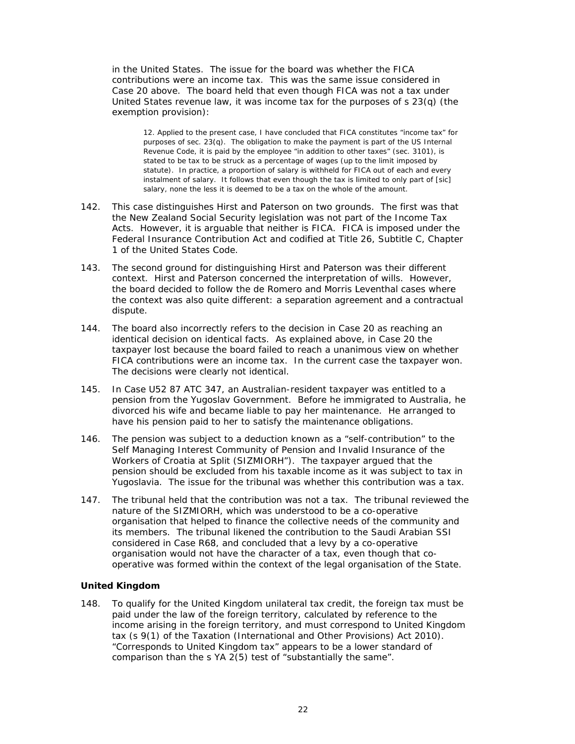in the United States. The issue for the board was whether the FICA contributions were an income tax. This was the same issue considered in Case 20 above. The board held that even though FICA was not a tax under United States revenue law, it was income tax for the purposes of s 23(q) (the exemption provision):

> 12. Applied to the present case, I have concluded that FICA constitutes "income tax" for purposes of sec. 23(q). The obligation to make the payment is part of the US Internal Revenue Code, it is paid by the employee "in addition to other taxes" (sec. 3101), is stated to be tax to be struck as a percentage of wages (up to the limit imposed by statute). In practice, a proportion of salary is withheld for FICA out of each and every instalment of salary. It follows that even though the tax is limited to only part of [sic] salary, none the less it is deemed to be a tax on the whole of the amount.

142. This case distinguishes Hirst and Paterson on two grounds. The first was that the New Zealand Social Security legislation was not part of the Income Tax Acts. However, it is arguable that neither is FICA. FICA is imposed under the Federal Insurance Contribution Act and codified at Title 26, Subtitle C, Chapter 1 of the United States Code.

143. The second ground for distinguishing Hirst and Paterson was their different context. Hirst and Paterson concerned the interpretation of wills. However, the board decided to follow the de Romero and Morris Leventhal cases where the context was also quite different: a separation agreement and a contractual dispute.

144. The board also incorrectly refers to the decision in Case 20 as reaching an identical decision on identical facts. As explained above, in Case 20 the taxpayer lost because the board failed to reach a unanimous view on whether FICA contributions were an income tax. In the current case the taxpayer won. The decisions were clearly not identical.

145. In Case U52 87 ATC 347, an Australian-resident taxpayer was entitled to a pension from the Yugoslav Government. Before he immigrated to Australia, he divorced his wife and became liable to pay her maintenance. He arranged to have his pension paid to her to satisfy the maintenance obligations.

146. The pension was subject to a deduction known as a "self-contribution" to the Self Managing Interest Community of Pension and Invalid Insurance of the Workers of Croatia at Split (SIZMIORH"). The taxpayer argued that the pension should be excluded from his taxable income as it was subject to tax in Yugoslavia. The issue for the tribunal was whether this contribution was a tax.

147. The tribunal held that the contribution was not a tax. The tribunal reviewed the nature of the SIZMIORH, which was understood to be a co-operative organisation that helped to finance the collective needs of the community and its members. The tribunal likened the contribution to the Saudi Arabian SSI considered in Case R68, and concluded that a levy by a co-operative organisation would not have the character of a tax, even though that co-operative was formed within the context of the legal organisation of the State.

### United Kingdom

148. To qualify for the United Kingdom unilateral tax credit, the foreign tax must be paid under the law of the foreign territory, calculated by reference to the income arising in the foreign territory, and must correspond to United Kingdom tax (s 9(1) of the Taxation (International and Other Provisions) Act 2010). "Corresponds to United Kingdom tax" appears to be a lower standard of comparison than the s YA 2(5) test of "substantially the same".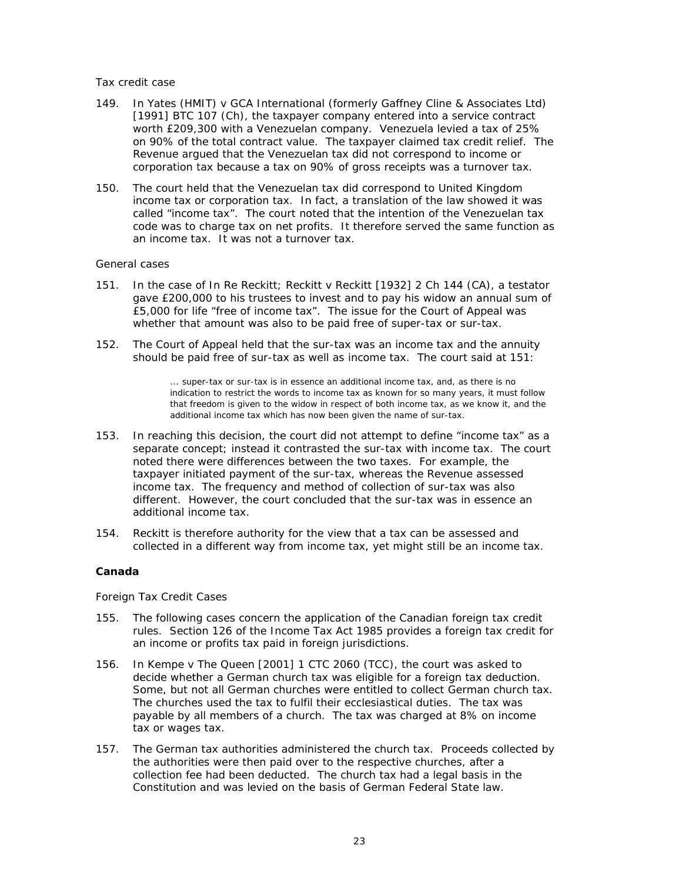*Tax credit case*

149. In Yates (HMIT) v GCA International (formerly Gaffney Cline & Associates Ltd) [1991] BTC 107 (Ch), the taxpayer company entered into a service contract worth £209,300 with a Venezuelan company. Venezuela levied a tax of 25% on 90% of the total contract value. The taxpayer claimed tax credit relief. The Revenue argued that the Venezuelan tax did not correspond to income or corporation tax because a tax on 90% of gross receipts was a turnover tax.

150. The court held that the Venezuelan tax did correspond to United Kingdom income tax or corporation tax. In fact, a translation of the law showed it was called "income tax". The court noted that the intention of the Venezuelan tax code was to charge tax on net profits. It therefore served the same function as an income tax. It was not a turnover tax.

*General cases*

151. In the case of In Re Reckitt; Reckitt v Reckitt [1932] 2 Ch 144 (CA), a testator gave £200,000 to his trustees to invest and to pay his widow an annual sum of £5,000 for life "free of income tax". The issue for the Court of Appeal was whether that amount was also to be paid free of super-tax or sur-tax.

152. The Court of Appeal held that the sur-tax was an income tax and the annuity should be paid free of sur-tax as well as income tax. The court said at 151:

> ... super-tax or sur-tax is in essence an additional income tax, and, as there is no indication to restrict the words to income tax as known for so many years, it must follow that freedom is given to the widow in respect of both income tax, as we know it, and the additional income tax which has now been given the name of sur-tax.

153. In reaching this decision, the court did not attempt to define "income tax" as a separate concept; instead it contrasted the sur-tax with income tax. The court noted there were differences between the two taxes. For example, the taxpayer initiated payment of the sur-tax, whereas the Revenue assessed income tax. The frequency and method of collection of sur-tax was also different. However, the court concluded that the sur-tax was in essence an additional income tax.

154. Reckitt is therefore authority for the view that a tax can be assessed and collected in a different way from income tax, yet might still be an income tax.

### Canada

*Foreign Tax Credit Cases*

155. The following cases concern the application of the Canadian foreign tax credit rules. Section 126 of the Income Tax Act 1985 provides a foreign tax credit for an income or profits tax paid in foreign jurisdictions.

156. In Kempe v The Queen [2001] 1 CTC 2060 (TCC), the court was asked to decide whether a German church tax was eligible for a foreign tax deduction. Some, but not all German churches were entitled to collect German church tax. The churches used the tax to fulfil their ecclesiastical duties. The tax was payable by all members of a church. The tax was charged at 8% on income tax or wages tax.

157. The German tax authorities administered the church tax. Proceeds collected by the authorities were then paid over to the respective churches, after a collection fee had been deducted. The church tax had a legal basis in the Constitution and was levied on the basis of German Federal State law.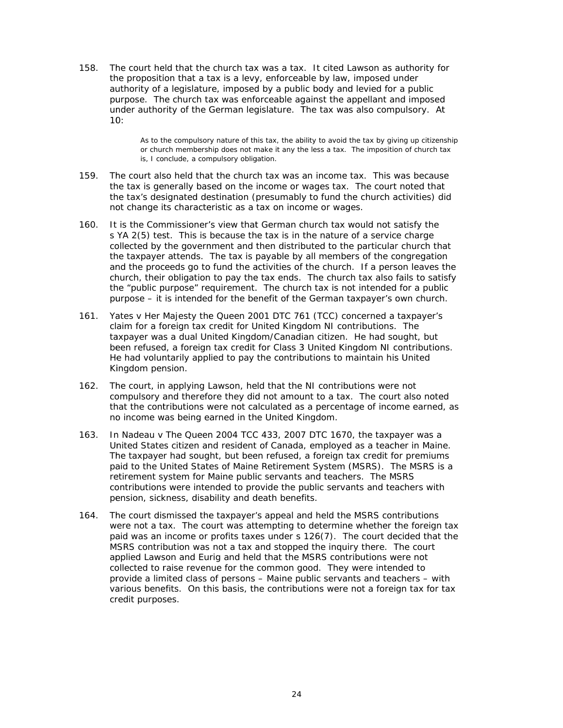158. The court held that the church tax was a tax. It cited Lawson as authority for the proposition that a tax is a levy, enforceable by law, imposed under authority of a legislature, imposed by a public body and levied for a public purpose. The church tax was enforceable against the appellant and imposed under authority of the German legislature. The tax was also compulsory. At 10:

> As to the compulsory nature of this tax, the ability to avoid the tax by giving up citizenship or church membership does not make it any the less a tax. The imposition of church tax is, I conclude, a compulsory obligation.

159. The court also held that the church tax was an income tax. This was because the tax is generally based on the income or wages tax. The court noted that the tax's designated destination (presumably to fund the church activities) did not change its characteristic as a tax on income or wages.

160. It is the Commissioner's view that German church tax would not satisfy the s YA 2(5) test. This is because the tax is in the nature of a service charge collected by the government and then distributed to the particular church that the taxpayer attends. The tax is payable by all members of the congregation and the proceeds go to fund the activities of the church. If a person leaves the church, their obligation to pay the tax ends. The church tax also fails to satisfy the "public purpose" requirement. The church tax is not intended for a public purpose – it is intended for the benefit of the German taxpayer's own church.

161. *Yates v Her Majesty the Queen* 2001 DTC 761 (TCC) concerned a taxpayer's claim for a foreign tax credit for United Kingdom NI contributions. The taxpayer was a dual United Kingdom/Canadian citizen. He had sought, but been refused, a foreign tax credit for Class 3 United Kingdom NI contributions. He had voluntarily applied to pay the contributions to maintain his United Kingdom pension.

162. The court, in applying Lawson, held that the NI contributions were not compulsory and therefore they did not amount to a tax. The court also noted that the contributions were not calculated as a percentage of income earned, as no income was being earned in the United Kingdom.

163. In *Nadeau v The Queen* 2004 TCC 433, 2007 DTC 1670, the taxpayer was a United States citizen and resident of Canada, employed as a teacher in Maine. The taxpayer had sought, but been refused, a foreign tax credit for premiums paid to the United States of Maine Retirement System (MSRS). The MSRS is a retirement system for Maine public servants and teachers. The MSRS contributions were intended to provide the public servants and teachers with pension, sickness, disability and death benefits.

164. The court dismissed the taxpayer's appeal and held the MSRS contributions were not a tax. The court was attempting to determine whether the foreign tax paid was an income or profits taxes under s 126(7). The court decided that the MSRS contribution was not a tax and stopped the inquiry there. The court applied Lawson and Eurig and held that the MSRS contributions were not collected to raise revenue for the common good. They were intended to provide a limited class of persons – Maine public servants and teachers – with various benefits. On this basis, the contributions were not a foreign tax for tax credit purposes.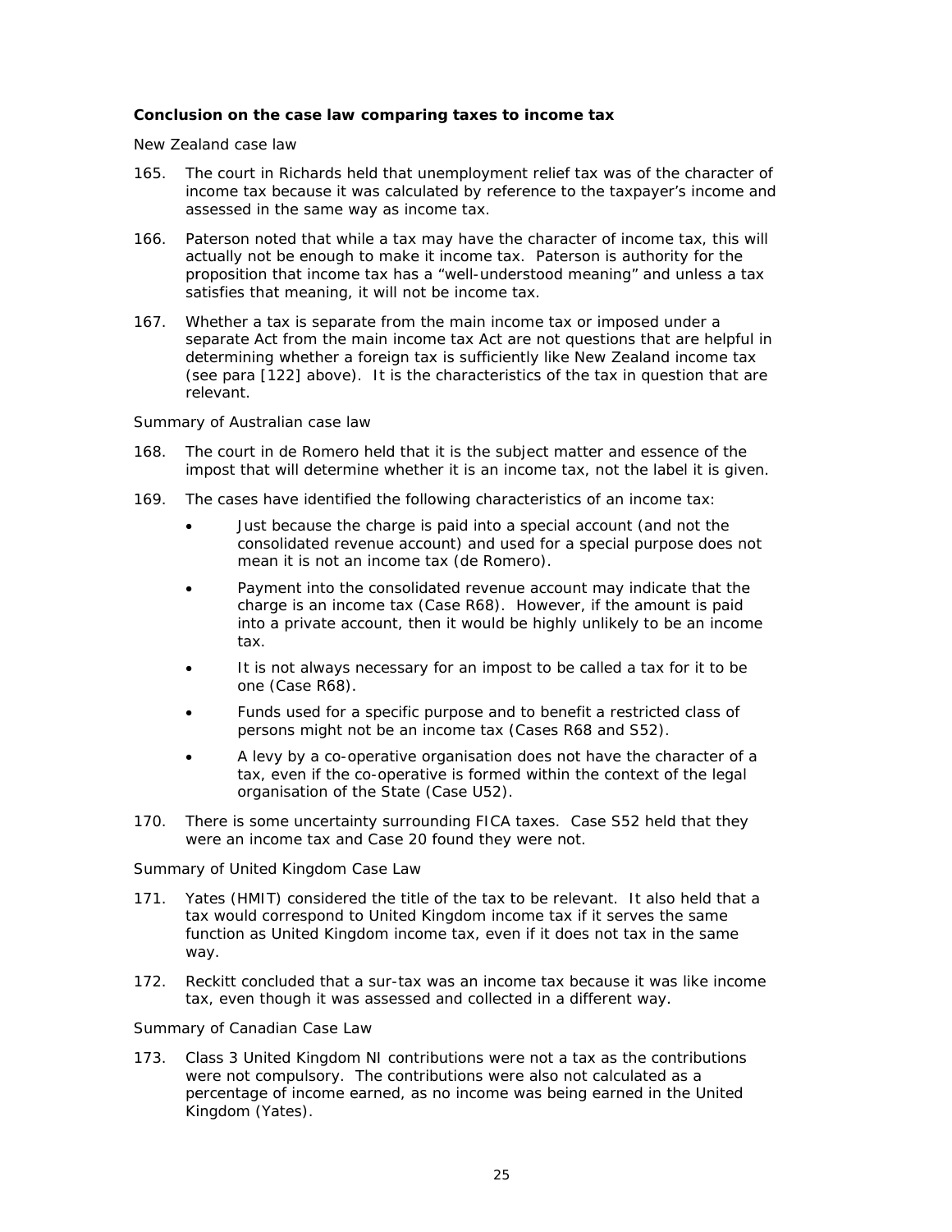### Conclusion on the case law comparing taxes to income tax

New Zealand case law

165. The court in Richards held that unemployment relief tax was of the character of income tax because it was calculated by reference to the taxpayer's income and assessed in the same way as income tax.

166. Paterson noted that while a tax may have the character of income tax, this will actually not be enough to make it income tax. Paterson is authority for the proposition that income tax has a "well-understood meaning" and unless a tax satisfies that meaning, it will not be income tax.

167. Whether a tax is separate from the main income tax or imposed under a separate Act from the main income tax Act are not questions that are helpful in determining whether a foreign tax is sufficiently like New Zealand income tax (see para [122] above). It is the characteristics of the tax in question that are relevant.

Summary of Australian case law

168. The court in de Romero held that it is the subject matter and essence of the impost that will determine whether it is an income tax, not the label it is given.

169. The cases have identified the following characteristics of an income tax:

- Just because the charge is paid into a special account (and not the consolidated revenue account) and used for a special purpose does not mean it is not an income tax (de Romero).
- Payment into the consolidated revenue account may indicate that the charge is an income tax (Case R68). However, if the amount is paid into a private account, then it would be highly unlikely to be an income tax.
- It is not always necessary for an impost to be called a tax for it to be one (Case R68).
- Funds used for a specific purpose and to benefit a restricted class of persons might not be an income tax (Cases R68 and S52).
- A levy by a co-operative organisation does not have the character of a tax, even if the co-operative is formed within the context of the legal organisation of the State (Case U52).

170. There is some uncertainty surrounding FICA taxes. Case S52 held that they were an income tax and Case 20 found they were not.

Summary of United Kingdom Case Law

171. Yates (HMIT) considered the title of the tax to be relevant. It also held that a tax would correspond to United Kingdom income tax if it serves the same function as United Kingdom income tax, even if it does not tax in the same way.

172. Reckitt concluded that a sur-tax was an income tax because it was like income tax, even though it was assessed and collected in a different way.

Summary of Canadian Case Law

173. Class 3 United Kingdom NI contributions were not a tax as the contributions were not compulsory. The contributions were also not calculated as a percentage of income earned, as no income was being earned in the United Kingdom (Yates).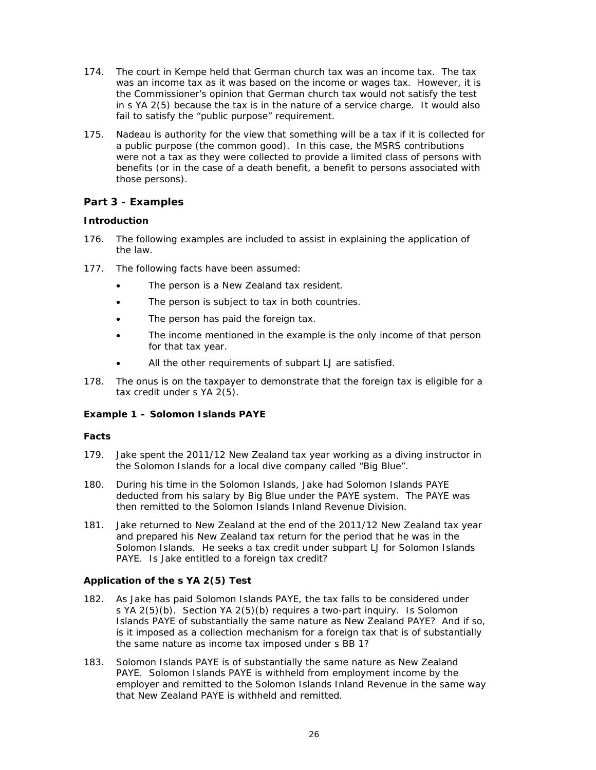174. The court in Kempe held that German church tax was an income tax. The tax was an income tax as it was based on the income or wages tax. However, it is the Commissioner's opinion that German church tax would not satisfy the test in s YA 2(5) because the tax is in the nature of a service charge. It would also fail to satisfy the "public purpose" requirement.

175. Nadeau is authority for the view that something will be a tax if it is collected for a public purpose (the common good). In this case, the MSRS contributions were not a tax as they were collected to provide a limited class of persons with benefits (or in the case of a death benefit, a benefit to persons associated with those persons).

## Part 3 - Examples

### Introduction

176. The following examples are included to assist in explaining the application of the law.

177. The following facts have been assumed:

- The person is a New Zealand tax resident.
- The person is subject to tax in both countries.
- The person has paid the foreign tax.
- The income mentioned in the example is the only income of that person for that tax year.
- All the other requirements of subpart LJ are satisfied.

178. The onus is on the taxpayer to demonstrate that the foreign tax is eligible for a tax credit under s YA 2(5).

### Example 1 – Solomon Islands PAYE

#### Facts

179. Jake spent the 2011/12 New Zealand tax year working as a diving instructor in the Solomon Islands for a local dive company called "Big Blue".

180. During his time in the Solomon Islands, Jake had Solomon Islands PAYE deducted from his salary by Big Blue under the PAYE system. The PAYE was then remitted to the Solomon Islands Inland Revenue Division.

181. Jake returned to New Zealand at the end of the 2011/12 New Zealand tax year and prepared his New Zealand tax return for the period that he was in the Solomon Islands. He seeks a tax credit under subpart LJ for Solomon Islands PAYE. Is Jake entitled to a foreign tax credit?

#### Application of the s YA 2(5) Test

182. As Jake has paid Solomon Islands PAYE, the tax falls to be considered under s YA 2(5)(b). Section YA 2(5)(b) requires a two-part inquiry. Is Solomon Islands PAYE of substantially the same nature as New Zealand PAYE? And if so, is it imposed as a collection mechanism for a foreign tax that is of substantially the same nature as income tax imposed under s BB 1?

183. Solomon Islands PAYE is of substantially the same nature as New Zealand PAYE. Solomon Islands PAYE is withheld from employment income by the employer and remitted to the Solomon Islands Inland Revenue in the same way that New Zealand PAYE is withheld and remitted.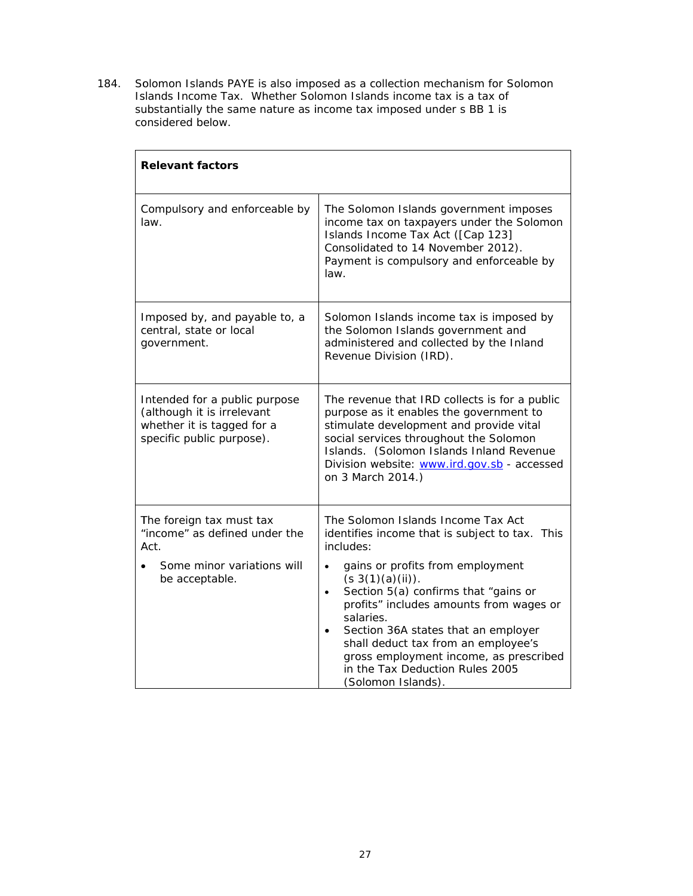184. Solomon Islands PAYE is also imposed as a collection mechanism for Solomon Islands Income Tax. Whether Solomon Islands income tax is a tax of substantially the same nature as income tax imposed under s BB 1 is considered below.

| **Relevant factors** | |
|---|---|
| Compulsory and enforceable by law. | The Solomon Islands government imposes income tax on taxpayers under the Solomon Islands Income Tax Act ([Cap 123] Consolidated to 14 November 2012). Payment is compulsory and enforceable by law. |
| Imposed by, and payable to, a central, state or local government. | Solomon Islands income tax is imposed by the Solomon Islands government and administered and collected by the Inland Revenue Division (IRD). |
| Intended for a public purpose (although it is irrelevant whether it is tagged for a specific public purpose). | The revenue that IRD collects is for a public purpose as it enables the government to stimulate development and provide vital social services throughout the Solomon Islands. (Solomon Islands Inland Revenue Division website: [www.ird.gov.sb](http://www.ird.gov.sb) - accessed on 3 March 2014.) |
| The foreign tax must tax "income" as defined under the Act.<br>• Some minor variations will be acceptable. | The Solomon Islands Income Tax Act identifies income that is subject to tax. This includes:<br>• gains or profits from employment (s 3(1)(a)(ii)).<br>• Section 5(a) confirms that "gains or profits" includes amounts from wages or salaries.<br>• Section 36A states that an employer shall deduct tax from an employee's gross employment income, as prescribed in the Tax Deduction Rules 2005 (Solomon Islands). |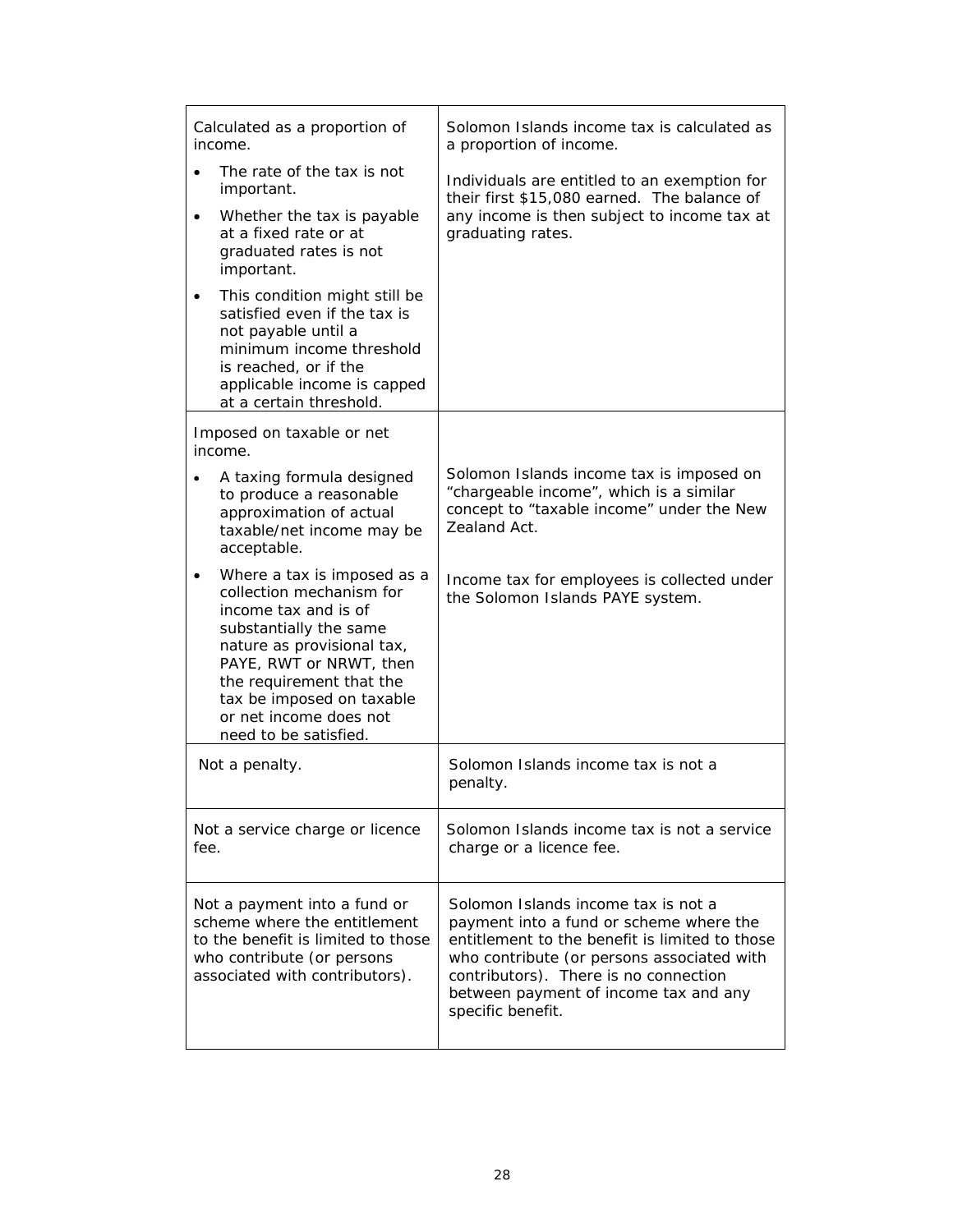| | |
|---|---|
| Calculated as a proportion of income.<br>• The rate of the tax is not important.<br>• Whether the tax is payable at a fixed rate or at graduated rates is not important.<br>• This condition might still be satisfied even if the tax is not payable until a minimum income threshold is reached, or if the applicable income is capped at a certain threshold. | Solomon Islands income tax is calculated as a proportion of income.<br><br>Individuals are entitled to an exemption for their first $15,080 earned. The balance of any income is then subject to income tax at graduating rates. |
| Imposed on taxable or net income.<br>• A taxing formula designed to produce a reasonable approximation of actual taxable/net income may be acceptable.<br>• Where a tax is imposed as a collection mechanism for income tax and is of substantially the same nature as provisional tax, PAYE, RWT or NRWT, then the requirement that the tax be imposed on taxable or net income does not need to be satisfied. | Solomon Islands income tax is imposed on "chargeable income", which is a similar concept to "taxable income" under the New Zealand Act.<br><br>Income tax for employees is collected under the Solomon Islands PAYE system. |
| Not a penalty. | Solomon Islands income tax is not a penalty. |
| Not a service charge or licence fee. | Solomon Islands income tax is not a service charge or a licence fee. |
| Not a payment into a fund or scheme where the entitlement to the benefit is limited to those who contribute (or persons associated with contributors). | Solomon Islands income tax is not a payment into a fund or scheme where the entitlement to the benefit is limited to those who contribute (or persons associated with contributors). There is no connection between payment of income tax and any specific benefit. |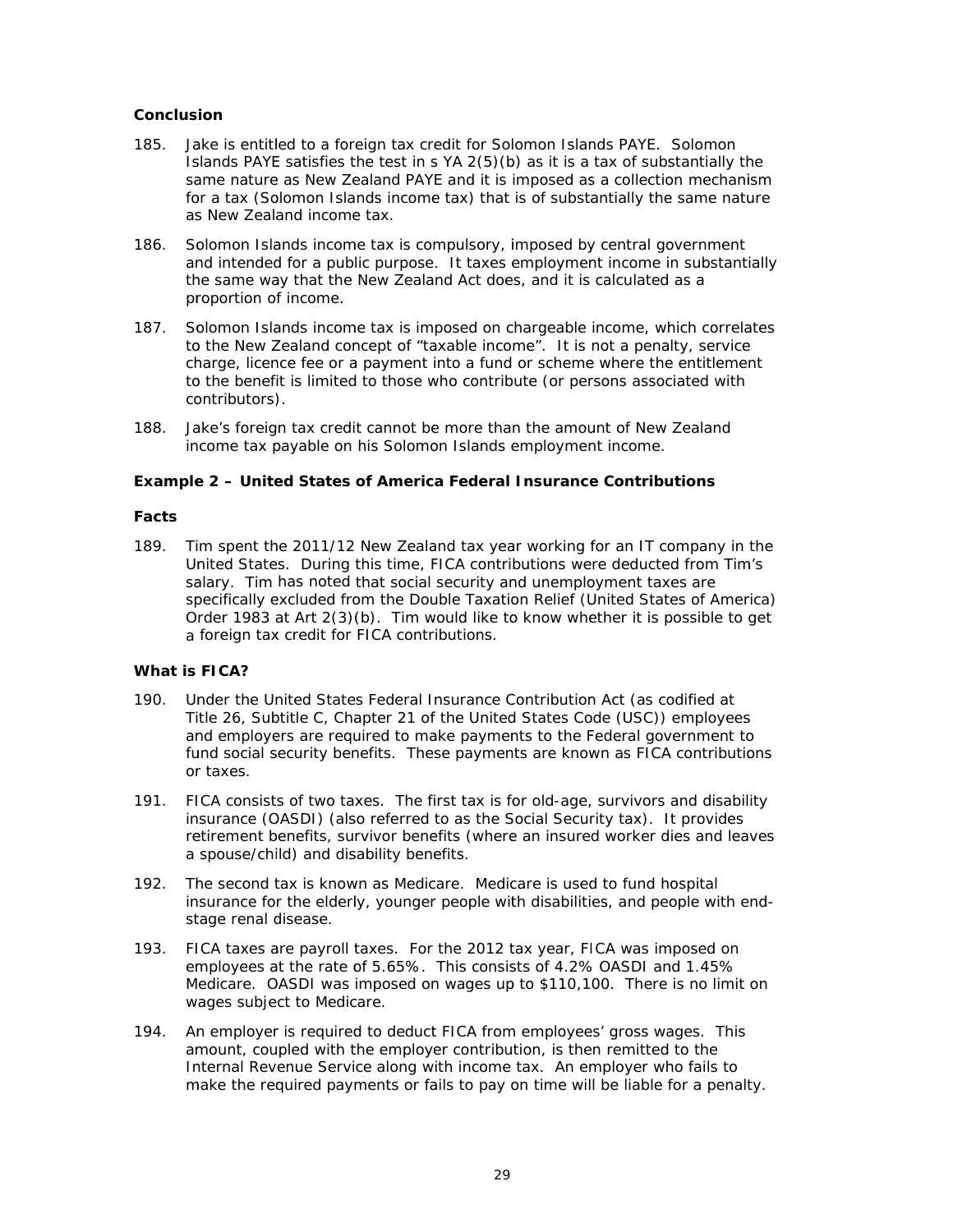### Conclusion

185. Jake is entitled to a foreign tax credit for Solomon Islands PAYE. Solomon Islands PAYE satisfies the test in s YA 2(5)(b) as it is a tax of substantially the same nature as New Zealand PAYE and it is imposed as a collection mechanism for a tax (Solomon Islands income tax) that is of substantially the same nature as New Zealand income tax.

186. Solomon Islands income tax is compulsory, imposed by central government and intended for a public purpose. It taxes employment income in substantially the same way that the New Zealand Act does, and it is calculated as a proportion of income.

187. Solomon Islands income tax is imposed on chargeable income, which correlates to the New Zealand concept of "taxable income". It is not a penalty, service charge, licence fee or a payment into a fund or scheme where the entitlement to the benefit is limited to those who contribute (or persons associated with contributors).

188. Jake's foreign tax credit cannot be more than the amount of New Zealand income tax payable on his Solomon Islands employment income.

### Example 2 – United States of America Federal Insurance Contributions

### Facts

189. Tim spent the 2011/12 New Zealand tax year working for an IT company in the United States. During this time, FICA contributions were deducted from Tim's salary. Tim has noted that social security and unemployment taxes are specifically excluded from the Double Taxation Relief (United States of America) Order 1983 at Art 2(3)(b). Tim would like to know whether it is possible to get a foreign tax credit for FICA contributions.

### What is FICA?

190. Under the United States Federal Insurance Contribution Act (as codified at Title 26, Subtitle C, Chapter 21 of the United States Code (USC)) employees and employers are required to make payments to the Federal government to fund social security benefits. These payments are known as FICA contributions or taxes.

191. FICA consists of two taxes. The first tax is for old-age, survivors and disability insurance (OASDI) (also referred to as the Social Security tax). It provides retirement benefits, survivor benefits (where an insured worker dies and leaves a spouse/child) and disability benefits.

192. The second tax is known as Medicare. Medicare is used to fund hospital insurance for the elderly, younger people with disabilities, and people with end-stage renal disease.

193. FICA taxes are payroll taxes. For the 2012 tax year, FICA was imposed on employees at the rate of 5.65%. This consists of 4.2% OASDI and 1.45% Medicare. OASDI was imposed on wages up to $110,100. There is no limit on wages subject to Medicare.

194. An employer is required to deduct FICA from employees' gross wages. This amount, coupled with the employer contribution, is then remitted to the Internal Revenue Service along with income tax. An employer who fails to make the required payments or fails to pay on time will be liable for a penalty.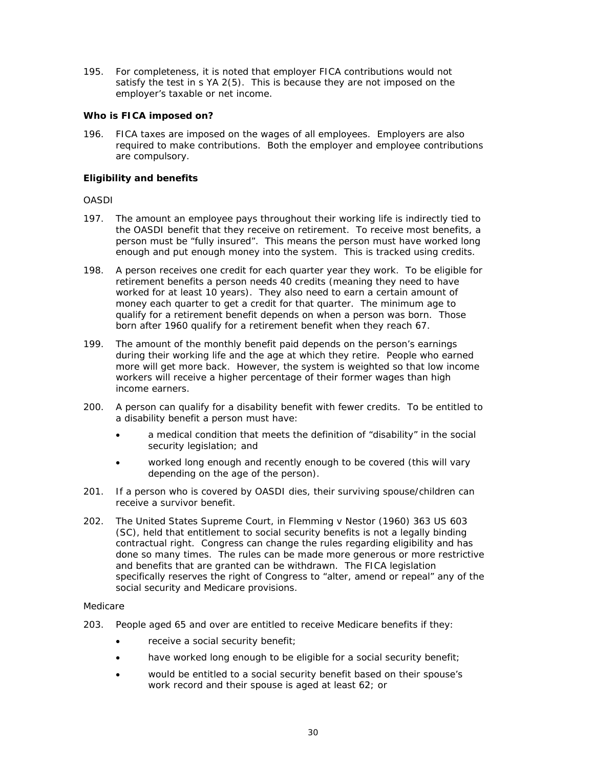195. For completeness, it is noted that employer FICA contributions would not satisfy the test in s YA 2(5). This is because they are not imposed on the employer's taxable or net income.

**Who is FICA imposed on?**

196. FICA taxes are imposed on the wages of all employees. Employers are also required to make contributions. Both the employer and employee contributions are compulsory.

**Eligibility and benefits**

OASDI

197. The amount an employee pays throughout their working life is indirectly tied to the OASDI benefit that they receive on retirement. To receive most benefits, a person must be "fully insured". This means the person must have worked long enough and put enough money into the system. This is tracked using credits.

198. A person receives one credit for each quarter year they work. To be eligible for retirement benefits a person needs 40 credits (meaning they need to have worked for at least 10 years). They also need to earn a certain amount of money each quarter to get a credit for that quarter. The minimum age to qualify for a retirement benefit depends on when a person was born. Those born after 1960 qualify for a retirement benefit when they reach 67.

199. The amount of the monthly benefit paid depends on the person's earnings during their working life and the age at which they retire. People who earned more will get more back. However, the system is weighted so that low income workers will receive a higher percentage of their former wages than high income earners.

200. A person can qualify for a disability benefit with fewer credits. To be entitled to a disability benefit a person must have:

- a medical condition that meets the definition of "disability" in the social security legislation; and
- worked long enough and recently enough to be covered (this will vary depending on the age of the person).

201. If a person who is covered by OASDI dies, their surviving spouse/children can receive a survivor benefit.

202. The United States Supreme Court, in Flemming v Nestor (1960) 363 US 603 (SC), held that entitlement to social security benefits is not a legally binding contractual right. Congress can change the rules regarding eligibility and has done so many times. The rules can be made more generous or more restrictive and benefits that are granted can be withdrawn. The FICA legislation specifically reserves the right of Congress to "alter, amend or repeal" any of the social security and Medicare provisions.

Medicare

203. People aged 65 and over are entitled to receive Medicare benefits if they:

- receive a social security benefit;
- have worked long enough to be eligible for a social security benefit;
- would be entitled to a social security benefit based on their spouse's work record and their spouse is aged at least 62; or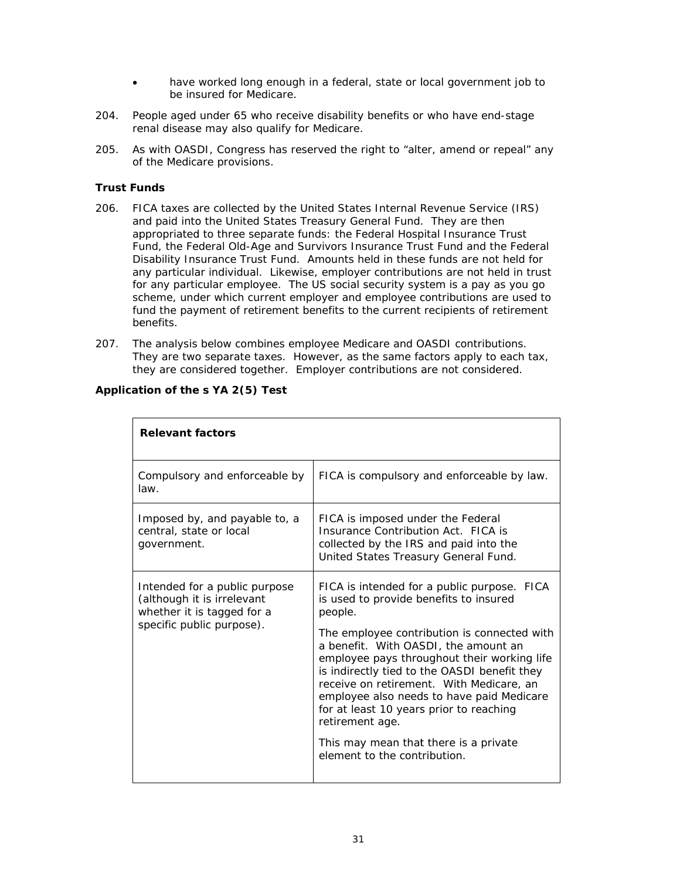- have worked long enough in a federal, state or local government job to be insured for Medicare.

204. People aged under 65 who receive disability benefits or who have end-stage renal disease may also qualify for Medicare.

205. As with OASDI, Congress has reserved the right to "alter, amend or repeal" any of the Medicare provisions.

**Trust Funds**

206. FICA taxes are collected by the United States Internal Revenue Service (IRS) and paid into the United States Treasury General Fund. They are then appropriated to three separate funds: the Federal Hospital Insurance Trust Fund, the Federal Old-Age and Survivors Insurance Trust Fund and the Federal Disability Insurance Trust Fund. Amounts held in these funds are not held for any particular individual. Likewise, employer contributions are not held in trust for any particular employee. The US social security system is a pay as you go scheme, under which current employer and employee contributions are used to fund the payment of retirement benefits to the current recipients of retirement benefits.

207. The analysis below combines employee Medicare and OASDI contributions. They are two separate taxes. However, as the same factors apply to each tax, they are considered together. Employer contributions are not considered.

**Application of the s YA 2(5) Test**

| **Relevant factors** | |
|---|---|
| Compulsory and enforceable by law. | FICA is compulsory and enforceable by law. |
| Imposed by, and payable to, a central, state or local government. | FICA is imposed under the Federal Insurance Contribution Act. FICA is collected by the IRS and paid into the United States Treasury General Fund. |
| Intended for a public purpose (although it is irrelevant whether it is tagged for a specific public purpose). | FICA is intended for a public purpose. FICA is used to provide benefits to insured people.<br><br>The employee contribution is connected with a benefit. With OASDI, the amount an employee pays throughout their working life is indirectly tied to the OASDI benefit they receive on retirement. With Medicare, an employee also needs to have paid Medicare for at least 10 years prior to reaching retirement age.<br><br>This may mean that there is a private element to the contribution. |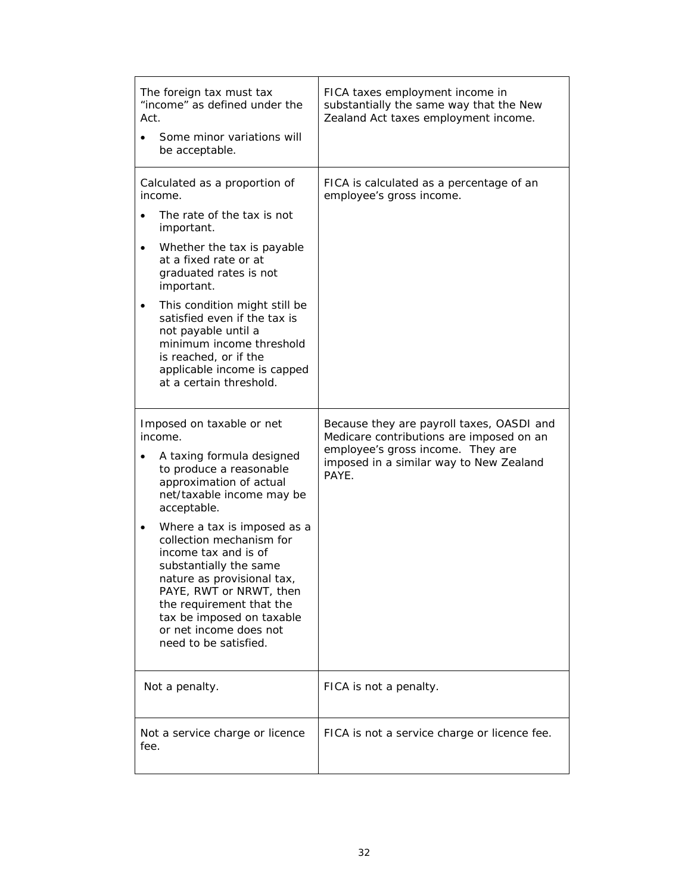| | |
|---|---|
| The foreign tax must tax "income" as defined under the Act.<br>• Some minor variations will be acceptable. | FICA taxes employment income in substantially the same way that the New Zealand Act taxes employment income. |
| Calculated as a proportion of income.<br>• The rate of the tax is not important.<br>• Whether the tax is payable at a fixed rate or at graduated rates is not important.<br>• This condition might still be satisfied even if the tax is not payable until a minimum income threshold is reached, or if the applicable income is capped at a certain threshold. | FICA is calculated as a percentage of an employee's gross income. |
| Imposed on taxable or net income.<br>• A taxing formula designed to produce a reasonable approximation of actual net/taxable income may be acceptable.<br>• Where a tax is imposed as a collection mechanism for income tax and is of substantially the same nature as provisional tax, PAYE, RWT or NRWT, then the requirement that the tax be imposed on taxable or net income does not need to be satisfied. | Because they are payroll taxes, OASDI and Medicare contributions are imposed on an employee's gross income. They are imposed in a similar way to New Zealand PAYE. |
| Not a penalty. | FICA is not a penalty. |
| Not a service charge or licence fee. | FICA is not a service charge or licence fee. |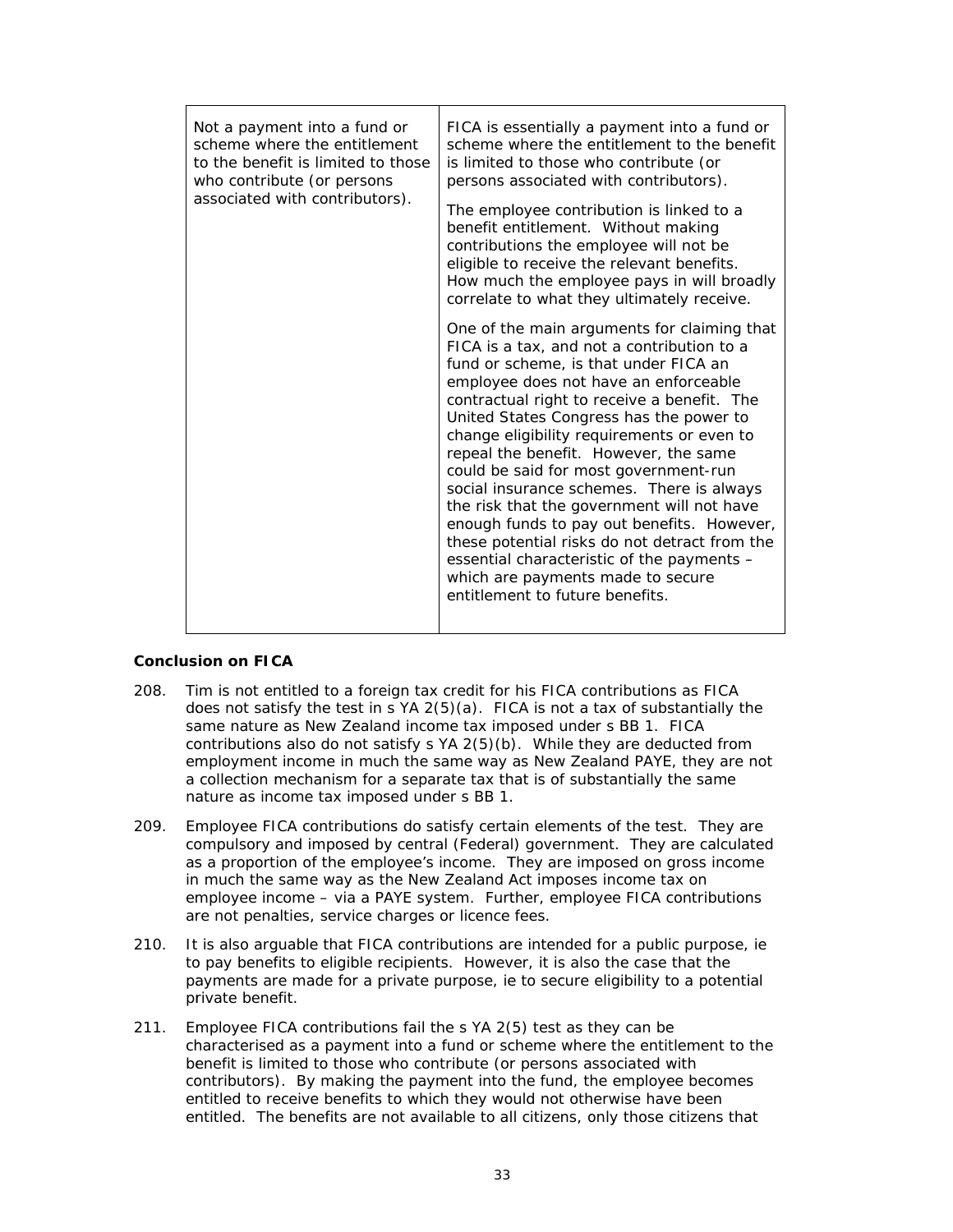| Not a payment into a fund or scheme where the entitlement to the benefit is limited to those who contribute (or persons associated with contributors). | FICA is essentially a payment into a fund or scheme where the entitlement to the benefit is limited to those who contribute (or persons associated with contributors).<br><br>The employee contribution is linked to a benefit entitlement. Without making contributions the employee will not be eligible to receive the relevant benefits. How much the employee pays in will broadly correlate to what they ultimately receive.<br><br>One of the main arguments for claiming that FICA is a tax, and not a contribution to a fund or scheme, is that under FICA an employee does not have an enforceable contractual right to receive a benefit. The United States Congress has the power to change eligibility requirements or even to repeal the benefit. However, the same could be said for most government-run social insurance schemes. There is always the risk that the government will not have enough funds to pay out benefits. However, these potential risks do not detract from the essential characteristic of the payments – which are payments made to secure entitlement to future benefits. |
|---|---|

**Conclusion on FICA**

208. Tim is not entitled to a foreign tax credit for his FICA contributions as FICA does not satisfy the test in s YA 2(5)(a). FICA is not a tax of substantially the same nature as New Zealand income tax imposed under s BB 1. FICA contributions also do not satisfy s YA 2(5)(b). While they are deducted from employment income in much the same way as New Zealand PAYE, they are not a collection mechanism for a separate tax that is of substantially the same nature as income tax imposed under s BB 1.

209. Employee FICA contributions do satisfy certain elements of the test. They are compulsory and imposed by central (Federal) government. They are calculated as a proportion of the employee's income. They are imposed on gross income in much the same way as the New Zealand Act imposes income tax on employee income – via a PAYE system. Further, employee FICA contributions are not penalties, service charges or licence fees.

210. It is also arguable that FICA contributions are intended for a public purpose, ie to pay benefits to eligible recipients. However, it is also the case that the payments are made for a private purpose, ie to secure eligibility to a potential private benefit.

211. Employee FICA contributions fail the s YA 2(5) test as they can be characterised as a payment into a fund or scheme where the entitlement to the benefit is limited to those who contribute (or persons associated with contributors). By making the payment into the fund, the employee becomes entitled to receive benefits to which they would not otherwise have been entitled. The benefits are not available to all citizens, only those citizens that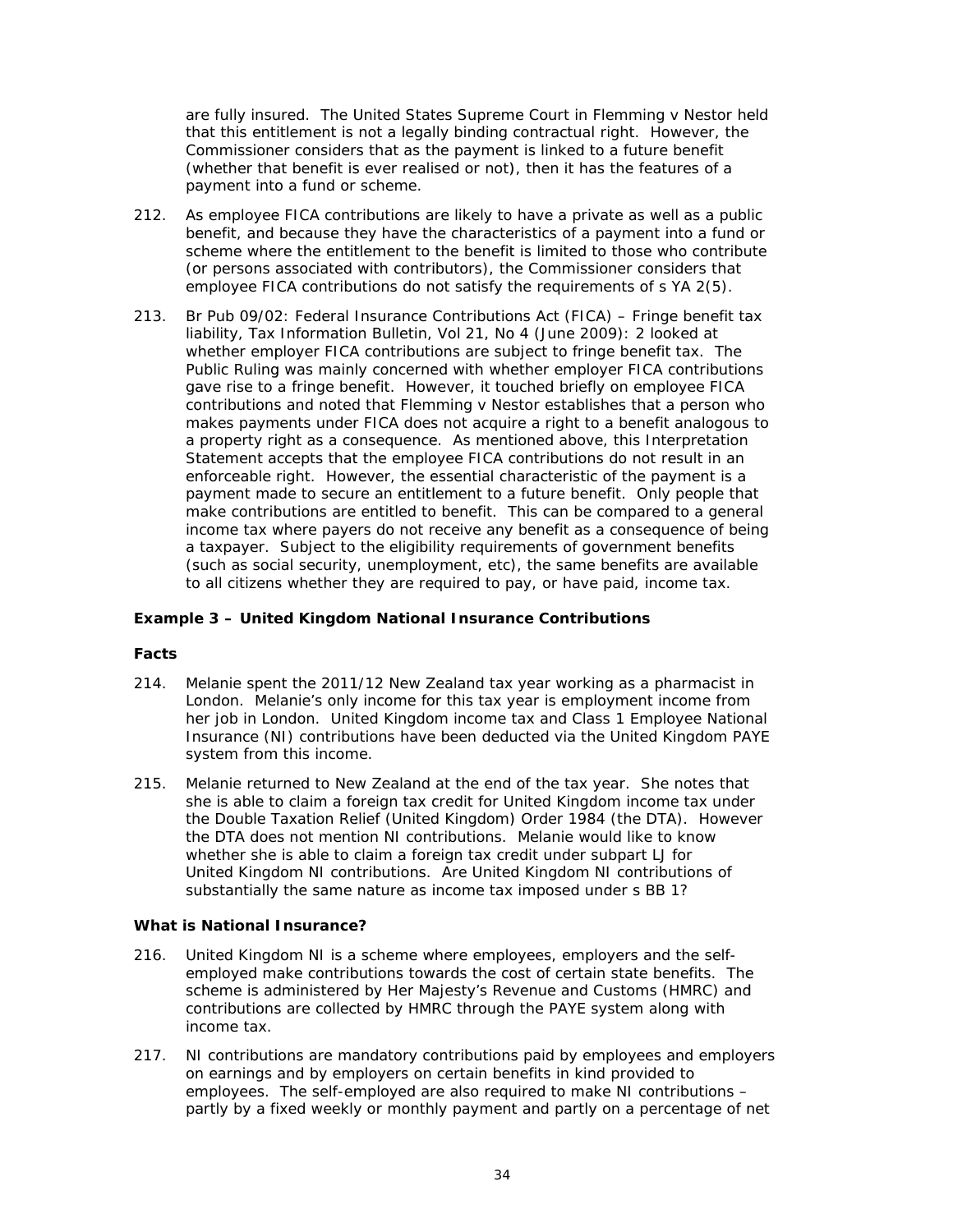are fully insured. The United States Supreme Court in Flemming v Nestor held that this entitlement is not a legally binding contractual right. However, the Commissioner considers that as the payment is linked to a future benefit (whether that benefit is ever realised or not), then it has the features of a payment into a fund or scheme.

212. As employee FICA contributions are likely to have a private as well as a public benefit, and because they have the characteristics of a payment into a fund or scheme where the entitlement to the benefit is limited to those who contribute (or persons associated with contributors), the Commissioner considers that employee FICA contributions do not satisfy the requirements of s YA 2(5).

213. Br Pub 09/02: Federal Insurance Contributions Act (FICA) – Fringe benefit tax liability, Tax Information Bulletin, Vol 21, No 4 (June 2009): 2 looked at whether employer FICA contributions are subject to fringe benefit tax. The Public Ruling was mainly concerned with whether employer FICA contributions gave rise to a fringe benefit. However, it touched briefly on employee FICA contributions and noted that Flemming v Nestor establishes that a person who makes payments under FICA does not acquire a right to a benefit analogous to a property right as a consequence. As mentioned above, this Interpretation Statement accepts that the employee FICA contributions do not result in an enforceable right. However, the essential characteristic of the payment is a payment made to secure an entitlement to a future benefit. Only people that make contributions are entitled to benefit. This can be compared to a general income tax where payers do not receive any benefit as a consequence of being a taxpayer. Subject to the eligibility requirements of government benefits (such as social security, unemployment, etc), the same benefits are available to all citizens whether they are required to pay, or have paid, income tax.

### Example 3 – United Kingdom National Insurance Contributions

#### Facts

214. Melanie spent the 2011/12 New Zealand tax year working as a pharmacist in London. Melanie's only income for this tax year is employment income from her job in London. United Kingdom income tax and Class 1 Employee National Insurance (NI) contributions have been deducted via the United Kingdom PAYE system from this income.

215. Melanie returned to New Zealand at the end of the tax year. She notes that she is able to claim a foreign tax credit for United Kingdom income tax under the Double Taxation Relief (United Kingdom) Order 1984 (the DTA). However the DTA does not mention NI contributions. Melanie would like to know whether she is able to claim a foreign tax credit under subpart LJ for United Kingdom NI contributions. Are United Kingdom NI contributions of substantially the same nature as income tax imposed under s BB 1?

#### What is National Insurance?

216. United Kingdom NI is a scheme where employees, employers and the self-employed make contributions towards the cost of certain state benefits. The scheme is administered by Her Majesty's Revenue and Customs (HMRC) and contributions are collected by HMRC through the PAYE system along with income tax.

217. NI contributions are mandatory contributions paid by employees and employers on earnings and by employers on certain benefits in kind provided to employees. The self-employed are also required to make NI contributions – partly by a fixed weekly or monthly payment and partly on a percentage of net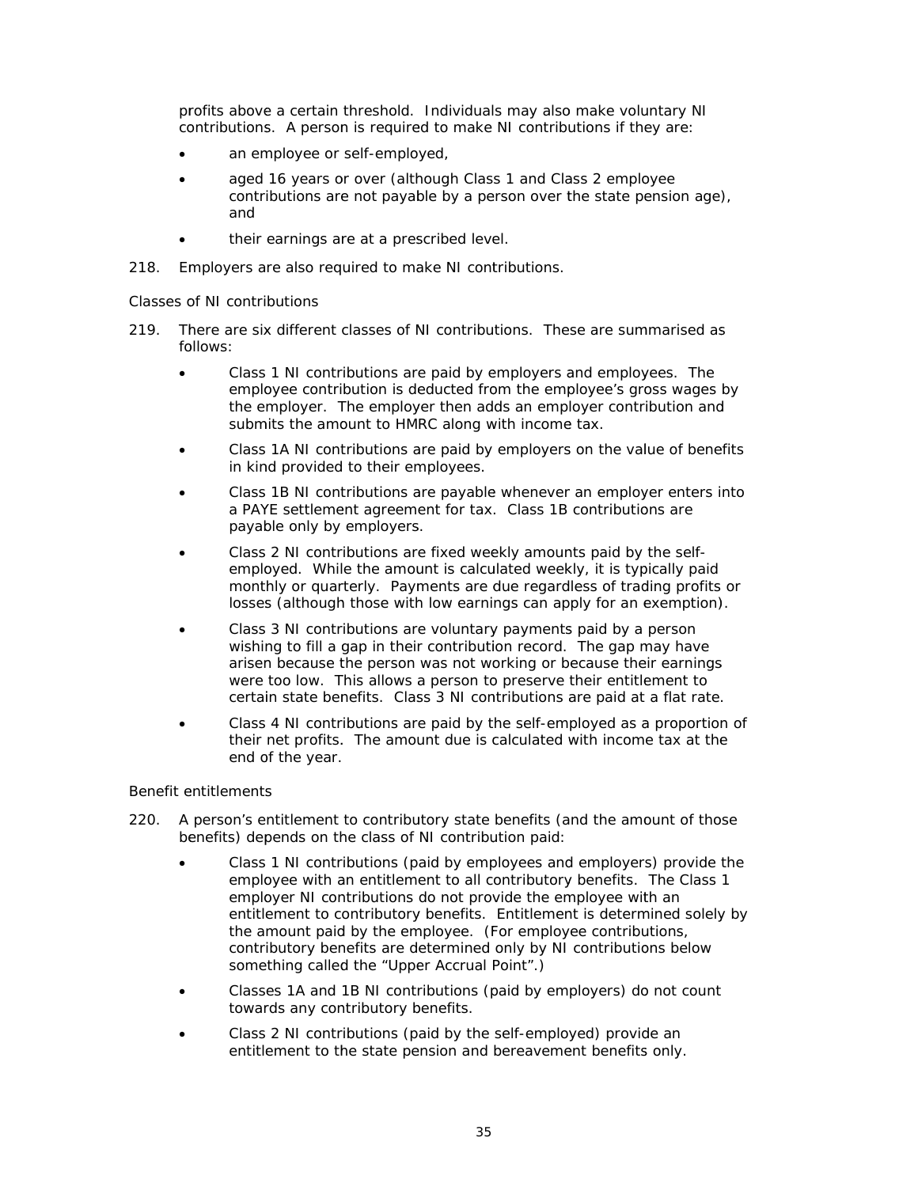profits above a certain threshold. Individuals may also make voluntary NI contributions. A person is required to make NI contributions if they are:

- an employee or self-employed,
- aged 16 years or over (although Class 1 and Class 2 employee contributions are not payable by a person over the state pension age), and
- their earnings are at a prescribed level.

218. Employers are also required to make NI contributions.

*Classes of NI contributions*

219. There are six different classes of NI contributions. These are summarised as follows:

- Class 1 NI contributions are paid by employers and employees. The employee contribution is deducted from the employee's gross wages by the employer. The employer then adds an employer contribution and submits the amount to HMRC along with income tax.
- Class 1A NI contributions are paid by employers on the value of benefits in kind provided to their employees.
- Class 1B NI contributions are payable whenever an employer enters into a PAYE settlement agreement for tax. Class 1B contributions are payable only by employers.
- Class 2 NI contributions are fixed weekly amounts paid by the self-employed. While the amount is calculated weekly, it is typically paid monthly or quarterly. Payments are due regardless of trading profits or losses (although those with low earnings can apply for an exemption).
- Class 3 NI contributions are voluntary payments paid by a person wishing to fill a gap in their contribution record. The gap may have arisen because the person was not working or because their earnings were too low. This allows a person to preserve their entitlement to certain state benefits. Class 3 NI contributions are paid at a flat rate.
- Class 4 NI contributions are paid by the self-employed as a proportion of their net profits. The amount due is calculated with income tax at the end of the year.

*Benefit entitlements*

220. A person's entitlement to contributory state benefits (and the amount of those benefits) depends on the class of NI contribution paid:

- Class 1 NI contributions (paid by employees and employers) provide the employee with an entitlement to all contributory benefits. The Class 1 employer NI contributions do not provide the employee with an entitlement to contributory benefits. Entitlement is determined solely by the amount paid by the employee. (For employee contributions, contributory benefits are determined only by NI contributions below something called the "Upper Accrual Point".)
- Classes 1A and 1B NI contributions (paid by employers) do not count towards any contributory benefits.
- Class 2 NI contributions (paid by the self-employed) provide an entitlement to the state pension and bereavement benefits only.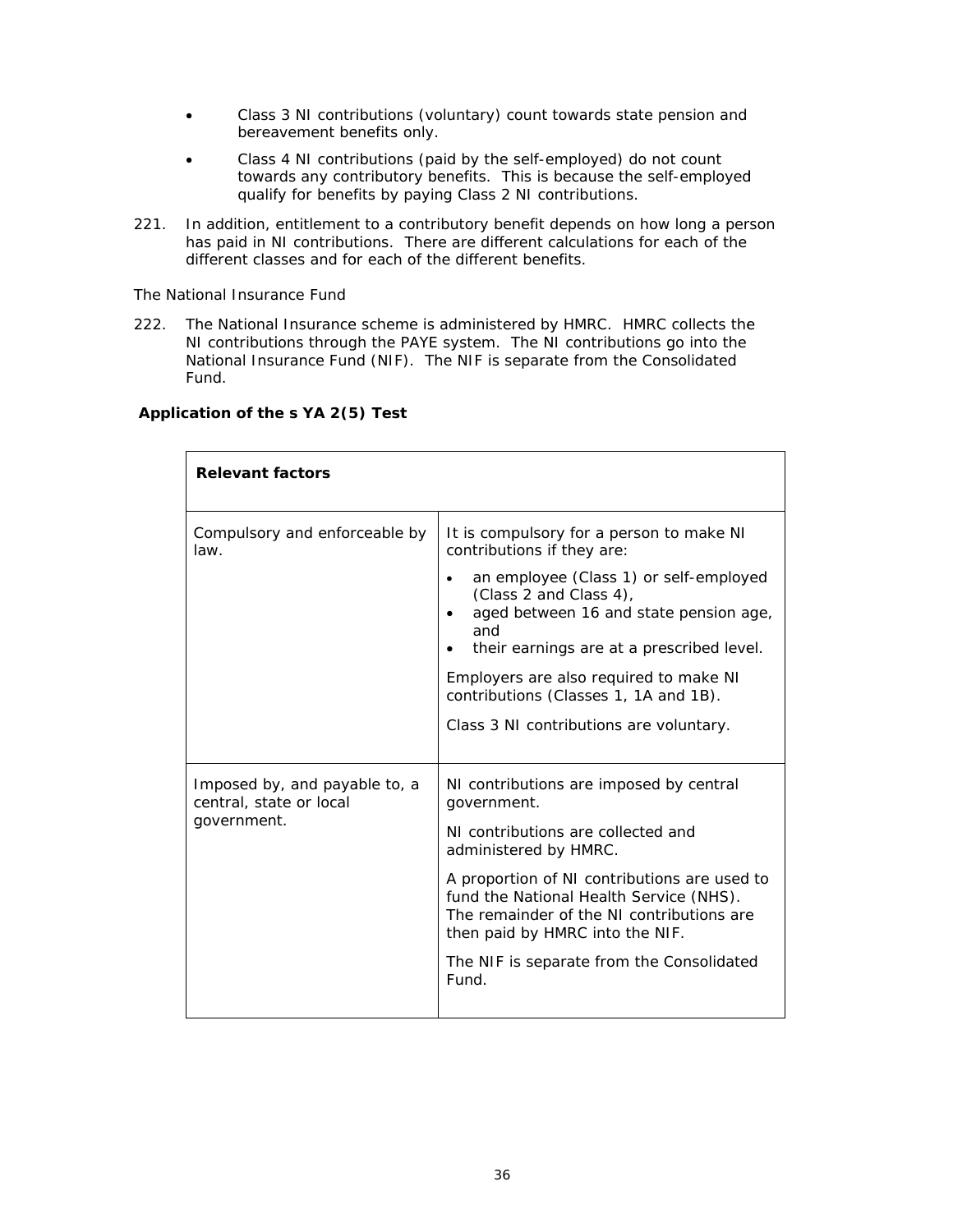- Class 3 NI contributions (voluntary) count towards state pension and bereavement benefits only.
- Class 4 NI contributions (paid by the self-employed) do not count towards any contributory benefits. This is because the self-employed qualify for benefits by paying Class 2 NI contributions.

221. In addition, entitlement to a contributory benefit depends on how long a person has paid in NI contributions. There are different calculations for each of the different classes and for each of the different benefits.

The National Insurance Fund

222. The National Insurance scheme is administered by HMRC. HMRC collects the NI contributions through the PAYE system. The NI contributions go into the National Insurance Fund (NIF). The NIF is separate from the Consolidated Fund.

**Application of the s YA 2(5) Test**

| **Relevant factors** | |
|---|---|
| Compulsory and enforceable by law. | It is compulsory for a person to make NI contributions if they are: <br>• an employee (Class 1) or self-employed (Class 2 and Class 4), <br>• aged between 16 and state pension age, and <br>• their earnings are at a prescribed level. <br><br>Employers are also required to make NI contributions (Classes 1, 1A and 1B). <br><br>Class 3 NI contributions are voluntary. |
| Imposed by, and payable to, a central, state or local government. | NI contributions are imposed by central government. <br><br>NI contributions are collected and administered by HMRC. <br><br>A proportion of NI contributions are used to fund the National Health Service (NHS). The remainder of the NI contributions are then paid by HMRC into the NIF. <br><br>The NIF is separate from the Consolidated Fund. |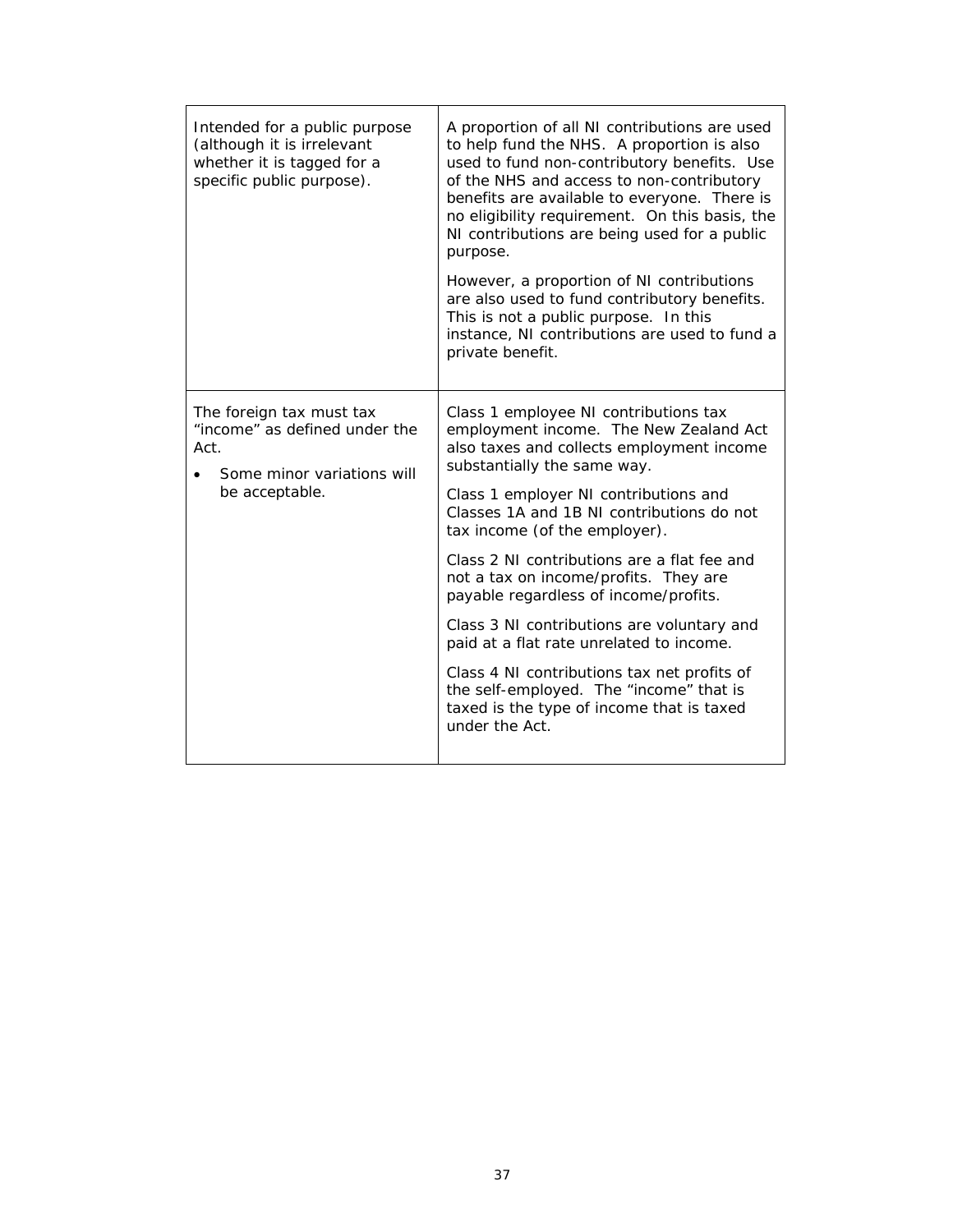| | |
|---|---|
| Intended for a public purpose (although it is irrelevant whether it is tagged for a specific public purpose). | A proportion of all NI contributions are used to help fund the NHS. A proportion is also used to fund non-contributory benefits. Use of the NHS and access to non-contributory benefits are available to everyone. There is no eligibility requirement. On this basis, the NI contributions are being used for a public purpose.<br><br>However, a proportion of NI contributions are also used to fund contributory benefits. This is not a public purpose. In this instance, NI contributions are used to fund a private benefit. |
| The foreign tax must tax "income" as defined under the Act.<br><br>• Some minor variations will be acceptable. | Class 1 employee NI contributions tax employment income. The New Zealand Act also taxes and collects employment income substantially the same way.<br><br>Class 1 employer NI contributions and Classes 1A and 1B NI contributions do not tax income (of the employer).<br><br>Class 2 NI contributions are a flat fee and not a tax on income/profits. They are payable regardless of income/profits.<br><br>Class 3 NI contributions are voluntary and paid at a flat rate unrelated to income.<br><br>Class 4 NI contributions tax net profits of the self-employed. The "income" that is taxed is the type of income that is taxed under the Act. |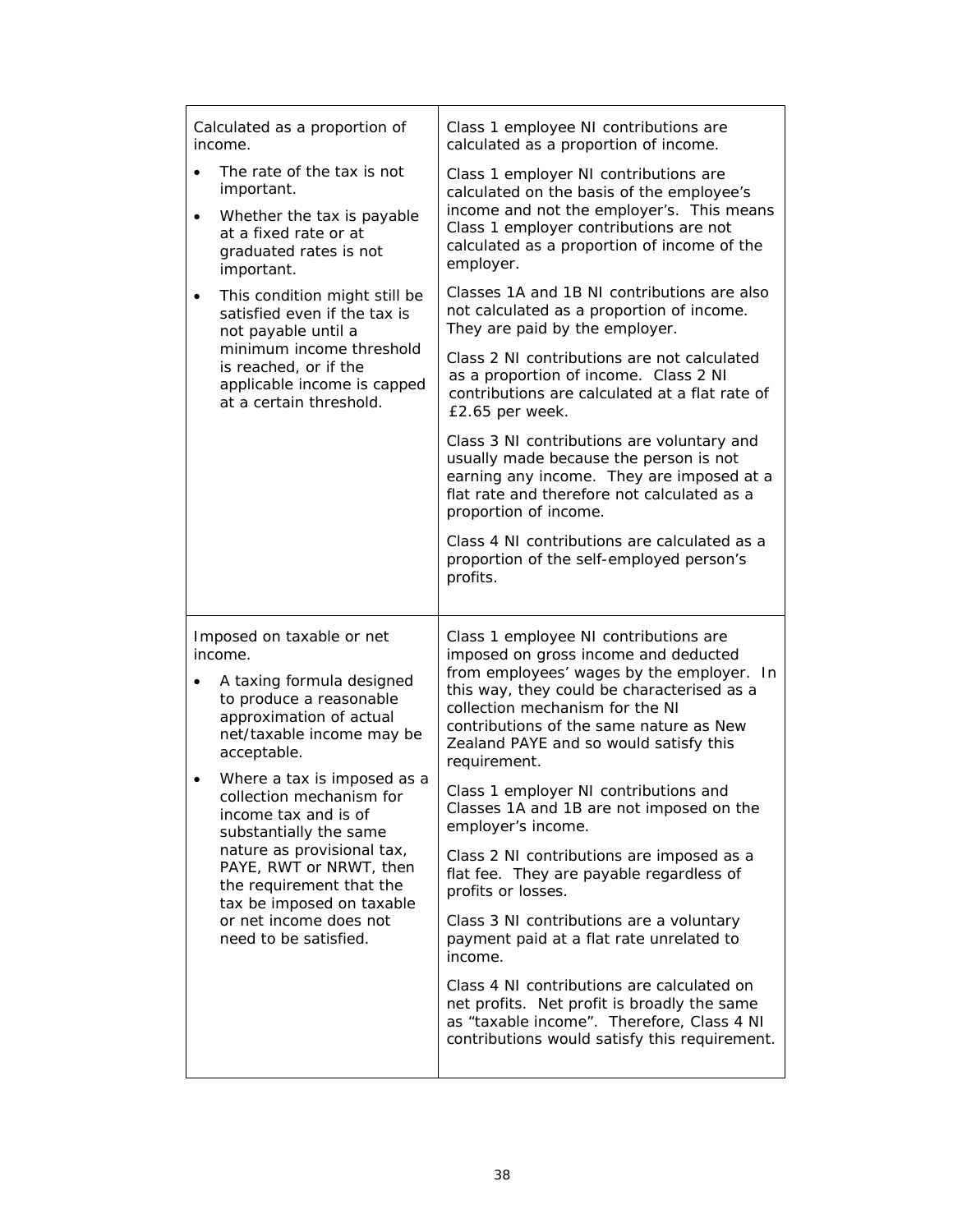| | |
|---|---|
| Calculated as a proportion of income.<br>• The rate of the tax is not important.<br>• Whether the tax is payable at a fixed rate or at graduated rates is not important.<br>• This condition might still be satisfied even if the tax is not payable until a minimum income threshold is reached, or if the applicable income is capped at a certain threshold. | Class 1 employee NI contributions are calculated as a proportion of income.<br><br>Class 1 employer NI contributions are calculated on the basis of the employee's income and not the employer's. This means Class 1 employer contributions are not calculated as a proportion of income of the employer.<br><br>Classes 1A and 1B NI contributions are also not calculated as a proportion of income. They are paid by the employer.<br><br>Class 2 NI contributions are not calculated as a proportion of income. Class 2 NI contributions are calculated at a flat rate of £2.65 per week.<br><br>Class 3 NI contributions are voluntary and usually made because the person is not earning any income. They are imposed at a flat rate and therefore not calculated as a proportion of income.<br><br>Class 4 NI contributions are calculated as a proportion of the self-employed person's profits. |
| Imposed on taxable or net income.<br>• A taxing formula designed to produce a reasonable approximation of actual net/taxable income may be acceptable.<br>• Where a tax is imposed as a collection mechanism for income tax and is of substantially the same nature as provisional tax, PAYE, RWT or NRWT, then the requirement that the tax be imposed on taxable or net income does not need to be satisfied. | Class 1 employee NI contributions are imposed on gross income and deducted from employees' wages by the employer. In this way, they could be characterised as a collection mechanism for the NI contributions of the same nature as New Zealand PAYE and so would satisfy this requirement.<br><br>Class 1 employer NI contributions and Classes 1A and 1B are not imposed on the employer's income.<br><br>Class 2 NI contributions are imposed as a flat fee. They are payable regardless of profits or losses.<br><br>Class 3 NI contributions are a voluntary payment paid at a flat rate unrelated to income.<br><br>Class 4 NI contributions are calculated on net profits. Net profit is broadly the same as "taxable income". Therefore, Class 4 NI contributions would satisfy this requirement. |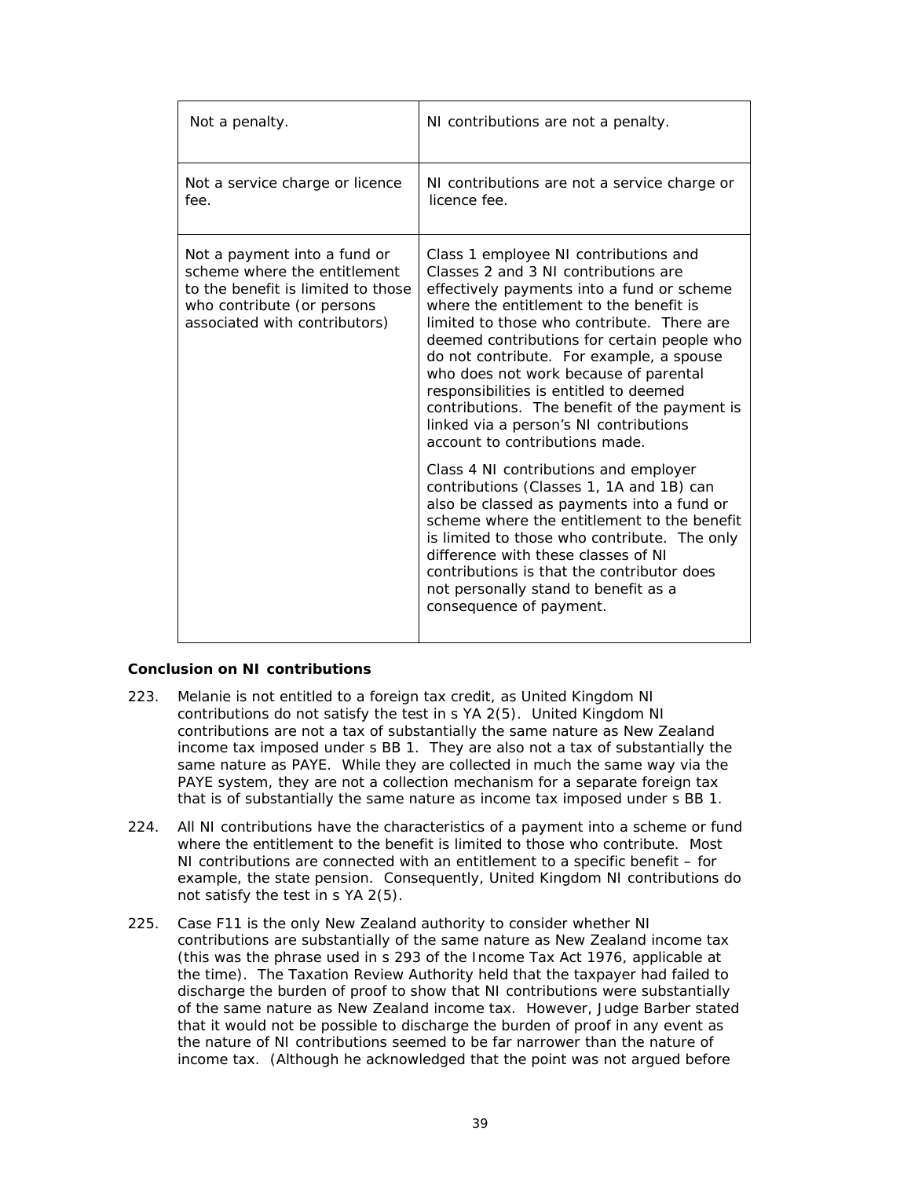| | |
|---|---|
| Not a penalty. | NI contributions are not a penalty. |
| Not a service charge or licence fee. | NI contributions are not a service charge or licence fee. |
| Not a payment into a fund or scheme where the entitlement to the benefit is limited to those who contribute (or persons associated with contributors) | Class 1 employee NI contributions and Classes 2 and 3 NI contributions are effectively payments into a fund or scheme where the entitlement to the benefit is limited to those who contribute. There are deemed contributions for certain people who do not contribute. For example, a spouse who does not work because of parental responsibilities is entitled to deemed contributions. The benefit of the payment is linked via a person's NI contributions account to contributions made.<br><br>Class 4 NI contributions and employer contributions (Classes 1, 1A and 1B) can also be classed as payments into a fund or scheme where the entitlement to the benefit is limited to those who contribute. The only difference with these classes of NI contributions is that the contributor does not personally stand to benefit as a consequence of payment. |

**Conclusion on NI contributions**

223. Melanie is not entitled to a foreign tax credit, as United Kingdom NI contributions do not satisfy the test in s YA 2(5). United Kingdom NI contributions are not a tax of substantially the same nature as New Zealand income tax imposed under s BB 1. They are also not a tax of substantially the same nature as PAYE. While they are collected in much the same way via the PAYE system, they are not a collection mechanism for a separate foreign tax that is of substantially the same nature as income tax imposed under s BB 1.

224. All NI contributions have the characteristics of a payment into a scheme or fund where the entitlement to the benefit is limited to those who contribute. Most NI contributions are connected with an entitlement to a specific benefit – for example, the state pension. Consequently, United Kingdom NI contributions do not satisfy the test in s YA 2(5).

225. Case F11 is the only New Zealand authority to consider whether NI contributions are substantially of the same nature as New Zealand income tax (this was the phrase used in s 293 of the Income Tax Act 1976, applicable at the time). The Taxation Review Authority held that the taxpayer had failed to discharge the burden of proof to show that NI contributions were substantially of the same nature as New Zealand income tax. However, Judge Barber stated that it would not be possible to discharge the burden of proof in any event as the nature of NI contributions seemed to be far narrower than the nature of income tax. (Although he acknowledged that the point was not argued before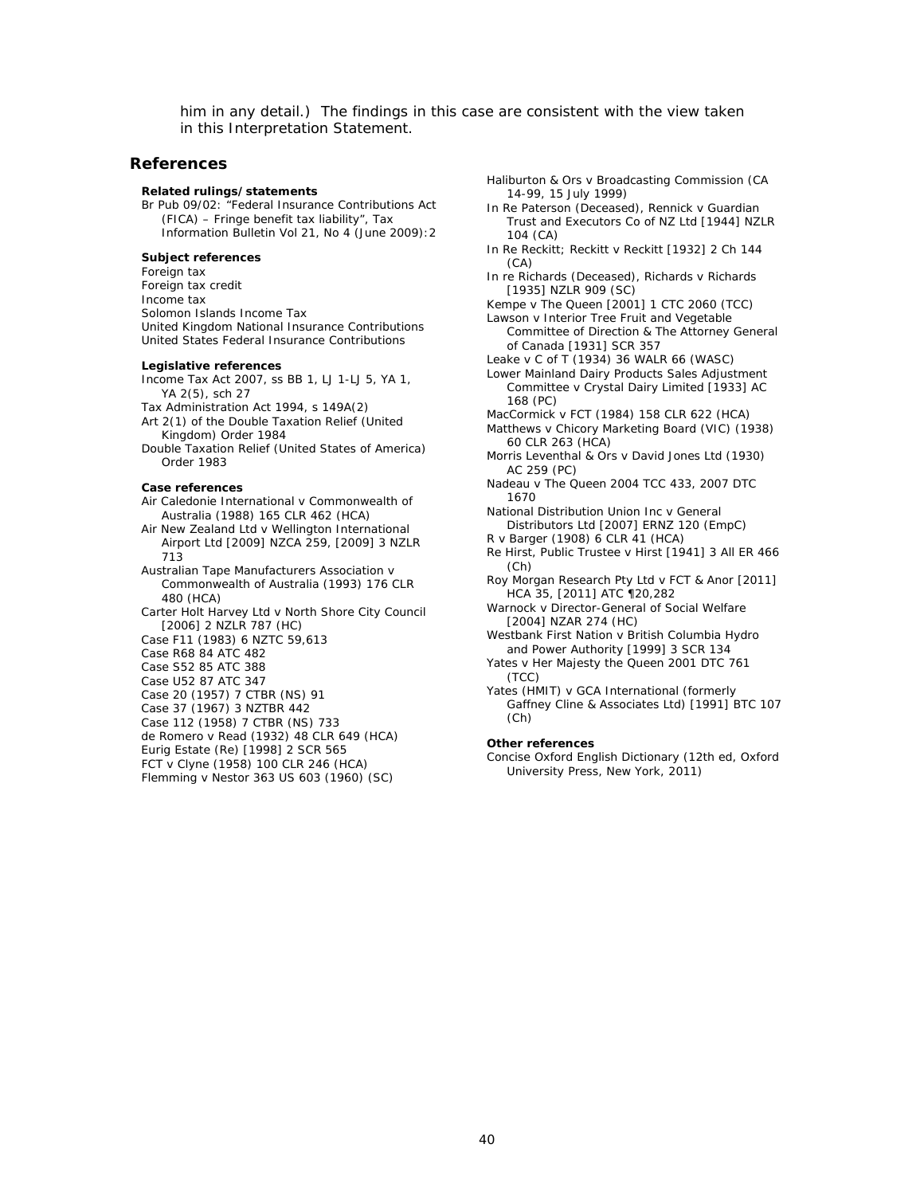him in any detail.) The findings in this case are consistent with the view taken in this Interpretation Statement.

## References

**Related rulings/statements**

Br Pub 09/02: "Federal Insurance Contributions Act (FICA) – Fringe benefit tax liability", Tax Information Bulletin Vol 21, No 4 (June 2009):2

**Subject references**

Foreign tax
Foreign tax credit
Income tax
Solomon Islands Income Tax
United Kingdom National Insurance Contributions
United States Federal Insurance Contributions

**Legislative references**

Income Tax Act 2007, ss BB 1, LJ 1-LJ 5, YA 1, YA 2(5), sch 27
Tax Administration Act 1994, s 149A(2)
Art 2(1) of the Double Taxation Relief (United Kingdom) Order 1984
Double Taxation Relief (United States of America) Order 1983

**Case references**

Air Caledonie International v Commonwealth of Australia (1988) 165 CLR 462 (HCA)
Air New Zealand Ltd v Wellington International Airport Ltd [2009] NZCA 259, [2009] 3 NZLR 713
Australian Tape Manufacturers Association v Commonwealth of Australia (1993) 176 CLR 480 (HCA)
Carter Holt Harvey Ltd v North Shore City Council [2006] 2 NZLR 787 (HC)
Case F11 (1983) 6 NZTC 59,613
Case R68 84 ATC 482
Case S52 85 ATC 388
Case U52 87 ATC 347
Case 20 (1957) 7 CTBR (NS) 91
Case 37 (1967) 3 NZTBR 442
Case 112 (1958) 7 CTBR (NS) 733
de Romero v Read (1932) 48 CLR 649 (HCA)
Eurig Estate (Re) [1998] 2 SCR 565
FCT v Clyne (1958) 100 CLR 246 (HCA)
Flemming v Nestor 363 US 603 (1960) (SC)
Haliburton & Ors v Broadcasting Commission (CA 14-99, 15 July 1999)
In Re Paterson (Deceased), Rennick v Guardian Trust and Executors Co of NZ Ltd [1944] NZLR 104 (CA)
In Re Reckitt; Reckitt v Reckitt [1932] 2 Ch 144 (CA)
In re Richards (Deceased), Richards v Richards [1935] NZLR 909 (SC)
Kempe v The Queen [2001] 1 CTC 2060 (TCC)
Lawson v Interior Tree Fruit and Vegetable Committee of Direction & The Attorney General of Canada [1931] SCR 357
Leake v C of T (1934) 36 WALR 66 (WASC)
Lower Mainland Dairy Products Sales Adjustment Committee v Crystal Dairy Limited [1933] AC 168 (PC)
MacCormick v FCT (1984) 158 CLR 622 (HCA)
Matthews v Chicory Marketing Board (VIC) (1938) 60 CLR 263 (HCA)
Morris Leventhal & Ors v David Jones Ltd (1930) AC 259 (PC)
Nadeau v The Queen 2004 TCC 433, 2007 DTC 1670
National Distribution Union Inc v General Distributors Ltd [2007] ERNZ 120 (EmpC)
R v Barger (1908) 6 CLR 41 (HCA)
Re Hirst, Public Trustee v Hirst [1941] 3 All ER 466 (Ch)
Roy Morgan Research Pty Ltd v FCT & Anor [2011] HCA 35, [2011] ATC ¶20,282
Warnock v Director-General of Social Welfare [2004] NZAR 274 (HC)
Westbank First Nation v British Columbia Hydro and Power Authority [1999] 3 SCR 134
Yates v Her Majesty the Queen 2001 DTC 761 (TCC)
Yates (HMIT) v GCA International (formerly Gaffney Cline & Associates Ltd) [1991] BTC 107 (Ch)

**Other references**

Concise Oxford English Dictionary (12th ed, Oxford University Press, New York, 2011)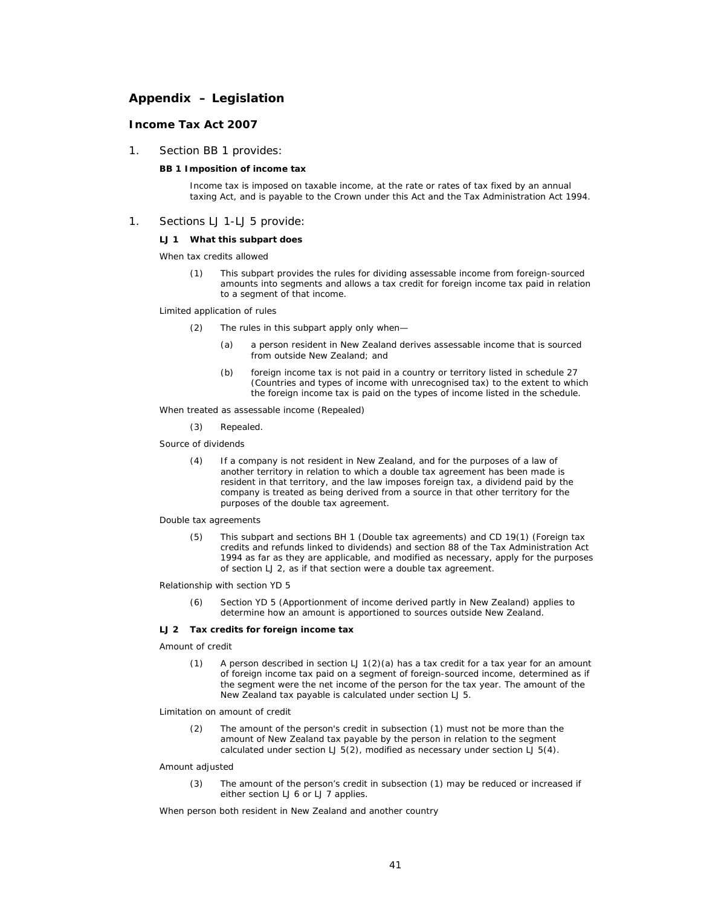## Appendix – Legislation

### Income Tax Act 2007

1. Section BB 1 provides:

   **BB 1 Imposition of income tax**

   Income tax is imposed on taxable income, at the rate or rates of tax fixed by an annual taxing Act, and is payable to the Crown under this Act and the Tax Administration Act 1994.

1. Sections LJ 1-LJ 5 provide:

   **LJ 1 What this subpart does**

   When tax credits allowed

   (1) This subpart provides the rules for dividing assessable income from foreign-sourced amounts into segments and allows a tax credit for foreign income tax paid in relation to a segment of that income.

   Limited application of rules

   (2) The rules in this subpart apply only when—

   (a) a person resident in New Zealand derives assessable income that is sourced from outside New Zealand; and

   (b) foreign income tax is not paid in a country or territory listed in schedule 27 (Countries and types of income with unrecognised tax) to the extent to which the foreign income tax is paid on the types of income listed in the schedule.

   When treated as assessable income (Repealed)

   (3) Repealed.

   Source of dividends

   (4) If a company is not resident in New Zealand, and for the purposes of a law of another territory in relation to which a double tax agreement has been made is resident in that territory, and the law imposes foreign tax, a dividend paid by the company is treated as being derived from a source in that other territory for the purposes of the double tax agreement.

   Double tax agreements

   (5) This subpart and sections BH 1 (Double tax agreements) and CD 19(1) (Foreign tax credits and refunds linked to dividends) and section 88 of the Tax Administration Act 1994 as far as they are applicable, and modified as necessary, apply for the purposes of section LJ 2, as if that section were a double tax agreement.

   Relationship with section YD 5

   (6) Section YD 5 (Apportionment of income derived partly in New Zealand) applies to determine how an amount is apportioned to sources outside New Zealand.

   **LJ 2 Tax credits for foreign income tax**

   Amount of credit

   (1) A person described in section LJ 1(2)(a) has a tax credit for a tax year for an amount of foreign income tax paid on a segment of foreign-sourced income, determined as if the segment were the net income of the person for the tax year. The amount of the New Zealand tax payable is calculated under section LJ 5.

   Limitation on amount of credit

   (2) The amount of the person's credit in subsection (1) must not be more than the amount of New Zealand tax payable by the person in relation to the segment calculated under section LJ 5(2), modified as necessary under section LJ 5(4).

   Amount adjusted

   (3) The amount of the person's credit in subsection (1) may be reduced or increased if either section LJ 6 or LJ 7 applies.

   When person both resident in New Zealand and another country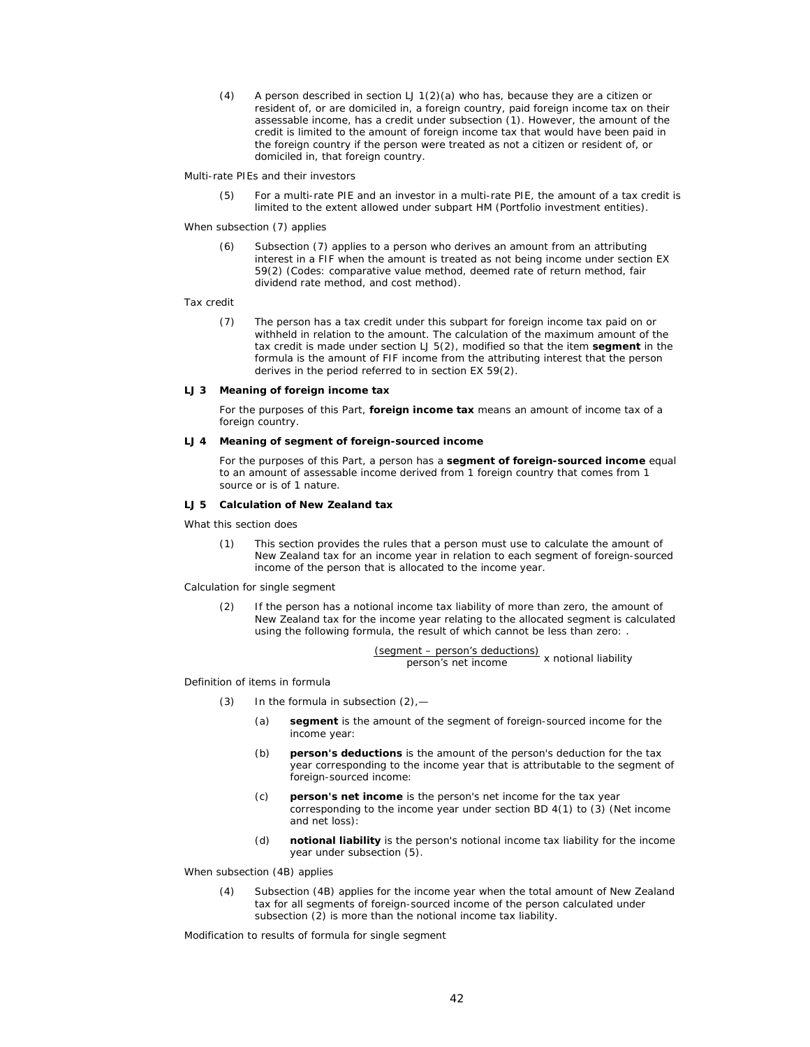(4) A person described in section LJ 1(2)(a) who has, because they are a citizen or resident of, or are domiciled in, a foreign country, paid foreign income tax on their assessable income, has a credit under subsection (1). However, the amount of the credit is limited to the amount of foreign income tax that would have been paid in the foreign country if the person were treated as not a citizen or resident of, or domiciled in, that foreign country.

Multi-rate PIEs and their investors

(5) For a multi-rate PIE and an investor in a multi-rate PIE, the amount of a tax credit is limited to the extent allowed under subpart HM (Portfolio investment entities).

When subsection (7) applies

(6) Subsection (7) applies to a person who derives an amount from an attributing interest in a FIF when the amount is treated as not being income under section EX 59(2) (Codes: comparative value method, deemed rate of return method, fair dividend rate method, and cost method).

Tax credit

(7) The person has a tax credit under this subpart for foreign income tax paid on or withheld in relation to the amount. The calculation of the maximum amount of the tax credit is made under section LJ 5(2), modified so that the item **segment** in the formula is the amount of FIF income from the attributing interest that the person derives in the period referred to in section EX 59(2).

### LJ 3 Meaning of foreign income tax

For the purposes of this Part, **foreign income tax** means an amount of income tax of a foreign country.

### LJ 4 Meaning of segment of foreign-sourced income

For the purposes of this Part, a person has a **segment of foreign-sourced income** equal to an amount of assessable income derived from 1 foreign country that comes from 1 source or is of 1 nature.

### LJ 5 Calculation of New Zealand tax

What this section does

(1) This section provides the rules that a person must use to calculate the amount of New Zealand tax for an income year in relation to each segment of foreign-sourced income of the person that is allocated to the income year.

Calculation for single segment

(2) If the person has a notional income tax liability of more than zero, the amount of New Zealand tax for the income year relating to the allocated segment is calculated using the following formula, the result of which cannot be less than zero: .

$$\frac{(\text{segment} - \text{person's deductions})}{\text{person's net income}} \times \text{notional liability}$$

Definition of items in formula

(3) In the formula in subsection (2),—

(a) **segment** is the amount of the segment of foreign-sourced income for the income year:

(b) **person's deductions** is the amount of the person's deduction for the tax year corresponding to the income year that is attributable to the segment of foreign-sourced income:

(c) **person's net income** is the person's net income for the tax year corresponding to the income year under section BD 4(1) to (3) (Net income and net loss):

(d) **notional liability** is the person's notional income tax liability for the income year under subsection (5).

When subsection (4B) applies

(4) Subsection (4B) applies for the income year when the total amount of New Zealand tax for all segments of foreign-sourced income of the person calculated under subsection (2) is more than the notional income tax liability.

Modification to results of formula for single segment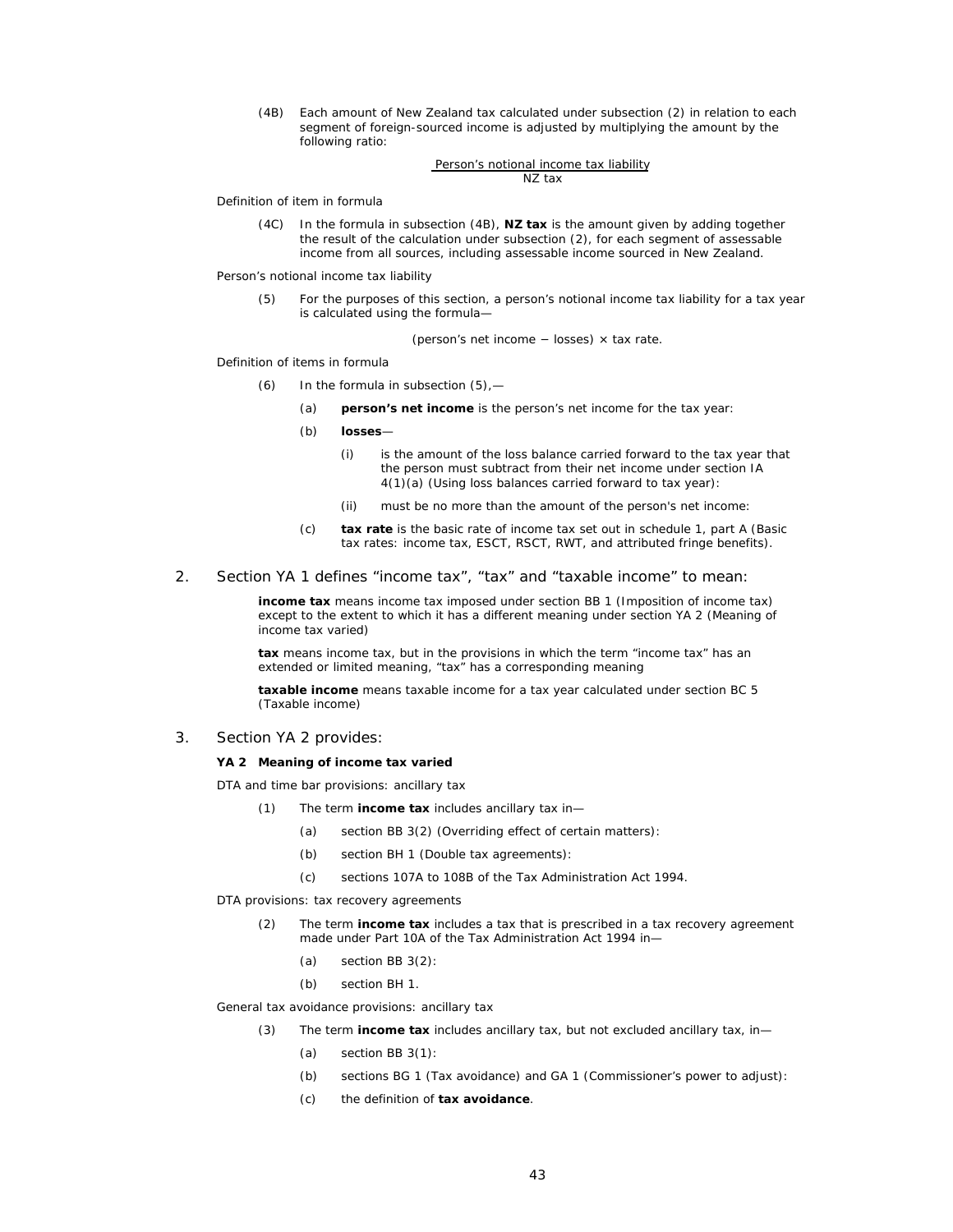(4B) Each amount of New Zealand tax calculated under subsection (2) in relation to each segment of foreign-sourced income is adjusted by multiplying the amount by the following ratio:

$$\frac{\text{Person's notional income tax liability}}{\text{NZ tax}}$$

Definition of item in formula

(4C) In the formula in subsection (4B), **NZ tax** is the amount given by adding together the result of the calculation under subsection (2), for each segment of assessable income from all sources, including assessable income sourced in New Zealand.

Person's notional income tax liability

(5) For the purposes of this section, a person's notional income tax liability for a tax year is calculated using the formula—

$$(\text{person's net income} - \text{losses}) \times \text{tax rate}.$$

Definition of items in formula

(6) In the formula in subsection (5),—

(a) **person's net income** is the person's net income for the tax year:

(b) **losses**—

(i) is the amount of the loss balance carried forward to the tax year that the person must subtract from their net income under section IA 4(1)(a) (Using loss balances carried forward to tax year):

(ii) must be no more than the amount of the person's net income:

(c) **tax rate** is the basic rate of income tax set out in schedule 1, part A (Basic tax rates: income tax, ESCT, RSCT, RWT, and attributed fringe benefits).

2. Section YA 1 defines "income tax", "tax" and "taxable income" to mean:

**income tax** means income tax imposed under section BB 1 (Imposition of income tax) except to the extent to which it has a different meaning under section YA 2 (Meaning of income tax varied)

**tax** means income tax, but in the provisions in which the term "income tax" has an extended or limited meaning, "tax" has a corresponding meaning

**taxable income** means taxable income for a tax year calculated under section BC 5 (Taxable income)

3. Section YA 2 provides:

**YA 2 Meaning of income tax varied**

DTA and time bar provisions: ancillary tax

(1) The term **income tax** includes ancillary tax in—

(a) section BB 3(2) (Overriding effect of certain matters):

(b) section BH 1 (Double tax agreements):

(c) sections 107A to 108B of the Tax Administration Act 1994.

DTA provisions: tax recovery agreements

(2) The term **income tax** includes a tax that is prescribed in a tax recovery agreement made under Part 10A of the Tax Administration Act 1994 in—

(a) section BB 3(2):

(b) section BH 1.

General tax avoidance provisions: ancillary tax

(3) The term **income tax** includes ancillary tax, but not excluded ancillary tax, in—

(a) section BB 3(1):

(b) sections BG 1 (Tax avoidance) and GA 1 (Commissioner's power to adjust):

(c) the definition of **tax avoidance**.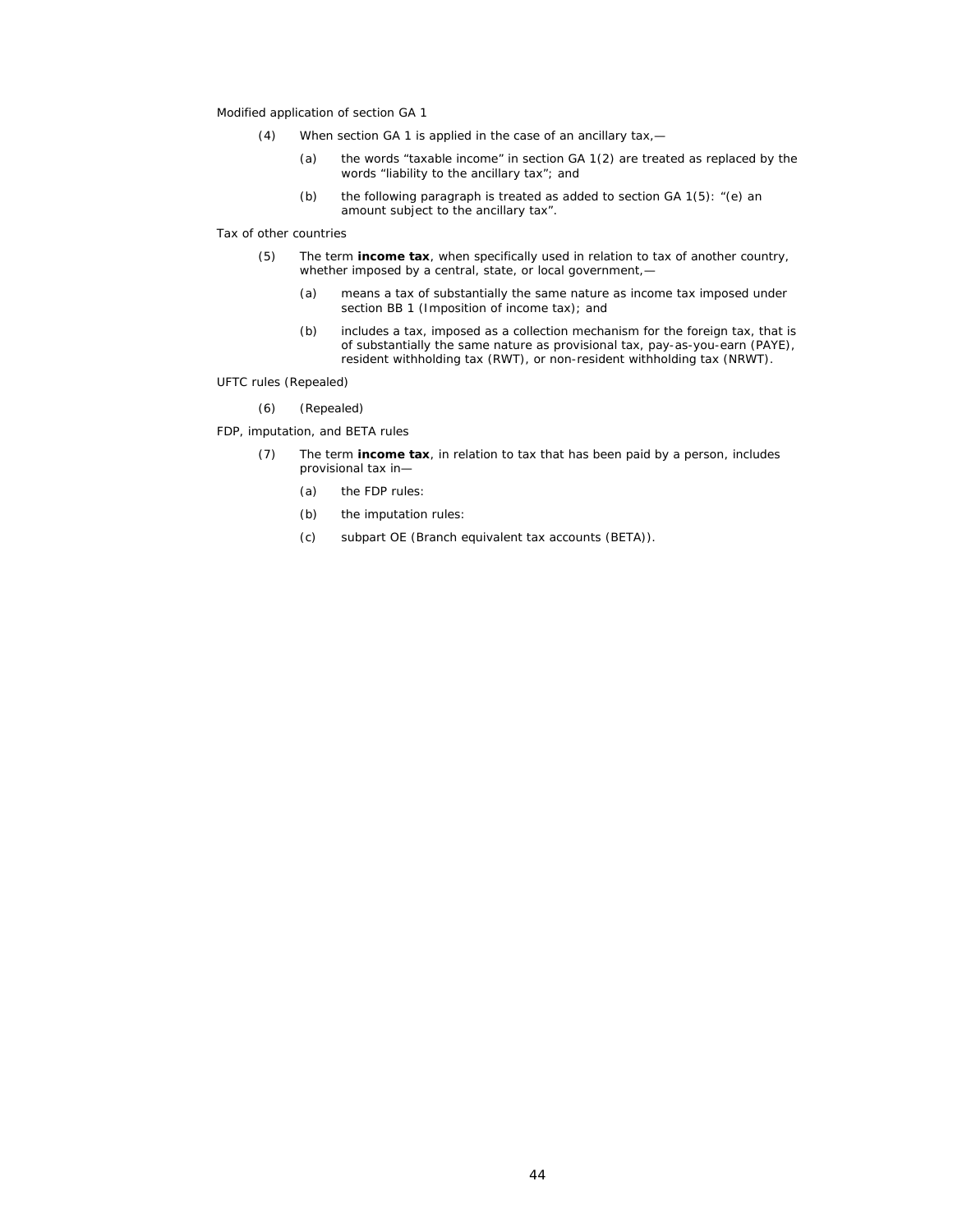Modified application of section GA 1

(4) When section GA 1 is applied in the case of an ancillary tax,—

(a) the words “taxable income” in section GA 1(2) are treated as replaced by the words “liability to the ancillary tax”; and

(b) the following paragraph is treated as added to section GA 1(5): “(e) an amount subject to the ancillary tax”.

Tax of other countries

(5) The term **income tax**, when specifically used in relation to tax of another country, whether imposed by a central, state, or local government,—

(a) means a tax of substantially the same nature as income tax imposed under section BB 1 (Imposition of income tax); and

(b) includes a tax, imposed as a collection mechanism for the foreign tax, that is of substantially the same nature as provisional tax, pay-as-you-earn (PAYE), resident withholding tax (RWT), or non-resident withholding tax (NRWT).

UFTC rules (Repealed)

(6) (Repealed)

FDP, imputation, and BETA rules

(7) The term **income tax**, in relation to tax that has been paid by a person, includes provisional tax in—

(a) the FDP rules:

(b) the imputation rules:

(c) subpart OE (Branch equivalent tax accounts (BETA)).